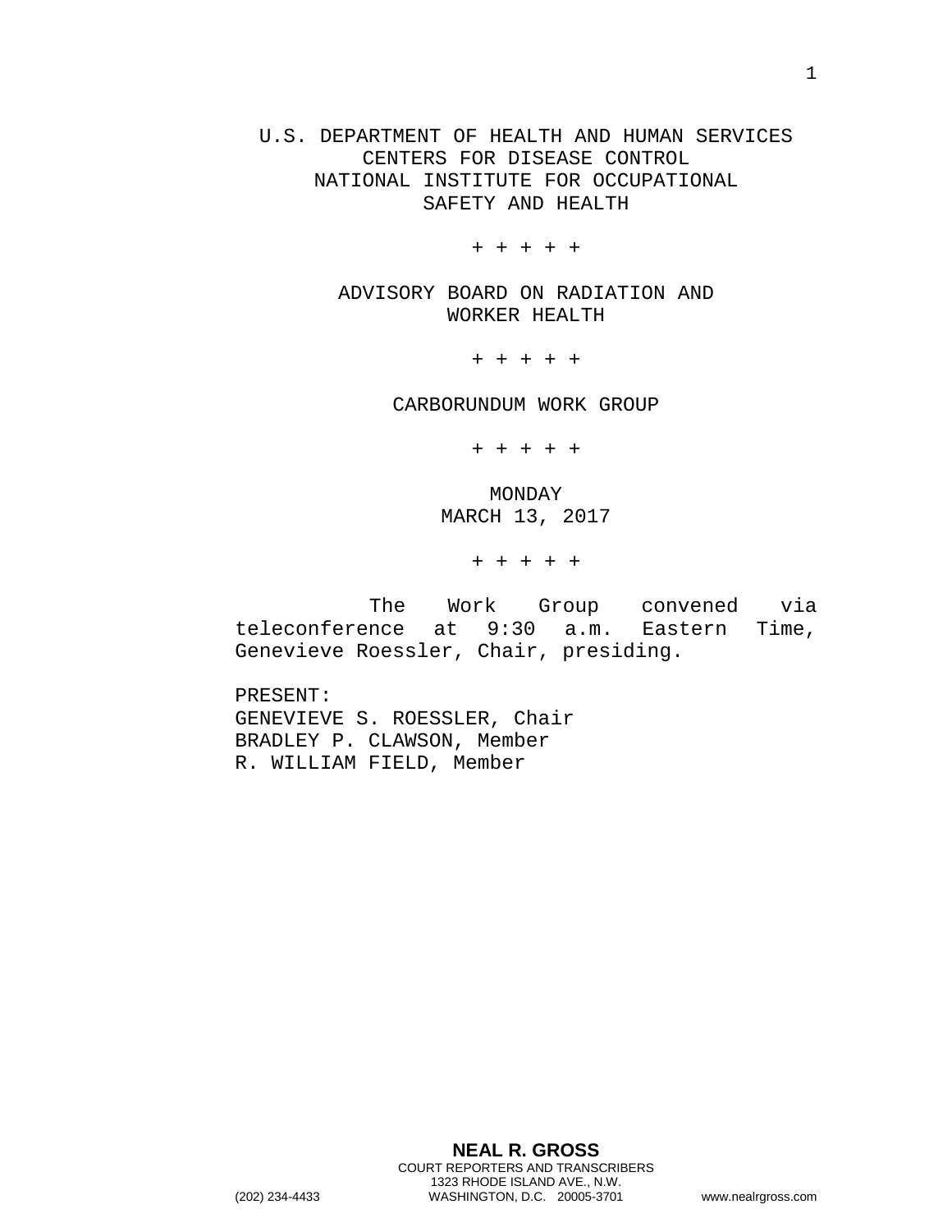U.S. DEPARTMENT OF HEALTH AND HUMAN SERVICES
CENTERS FOR DISEASE CONTROL
NATIONAL INSTITUTE FOR OCCUPATIONAL
SAFETY AND HEALTH

\+ + + + +

ADVISORY BOARD ON RADIATION AND
WORKER HEALTH

\+ + + + +

CARBORUNDUM WORK GROUP

\+ + + + +

MONDAY
MARCH 13, 2017

\+ + + + +

The Work Group convened via teleconference at 9:30 a.m. Eastern Time, Genevieve Roessler, Chair, presiding.

PRESENT:
GENEVIEVE S. ROESSLER, Chair
BRADLEY P. CLAWSON, Member
R. WILLIAM FIELD, Member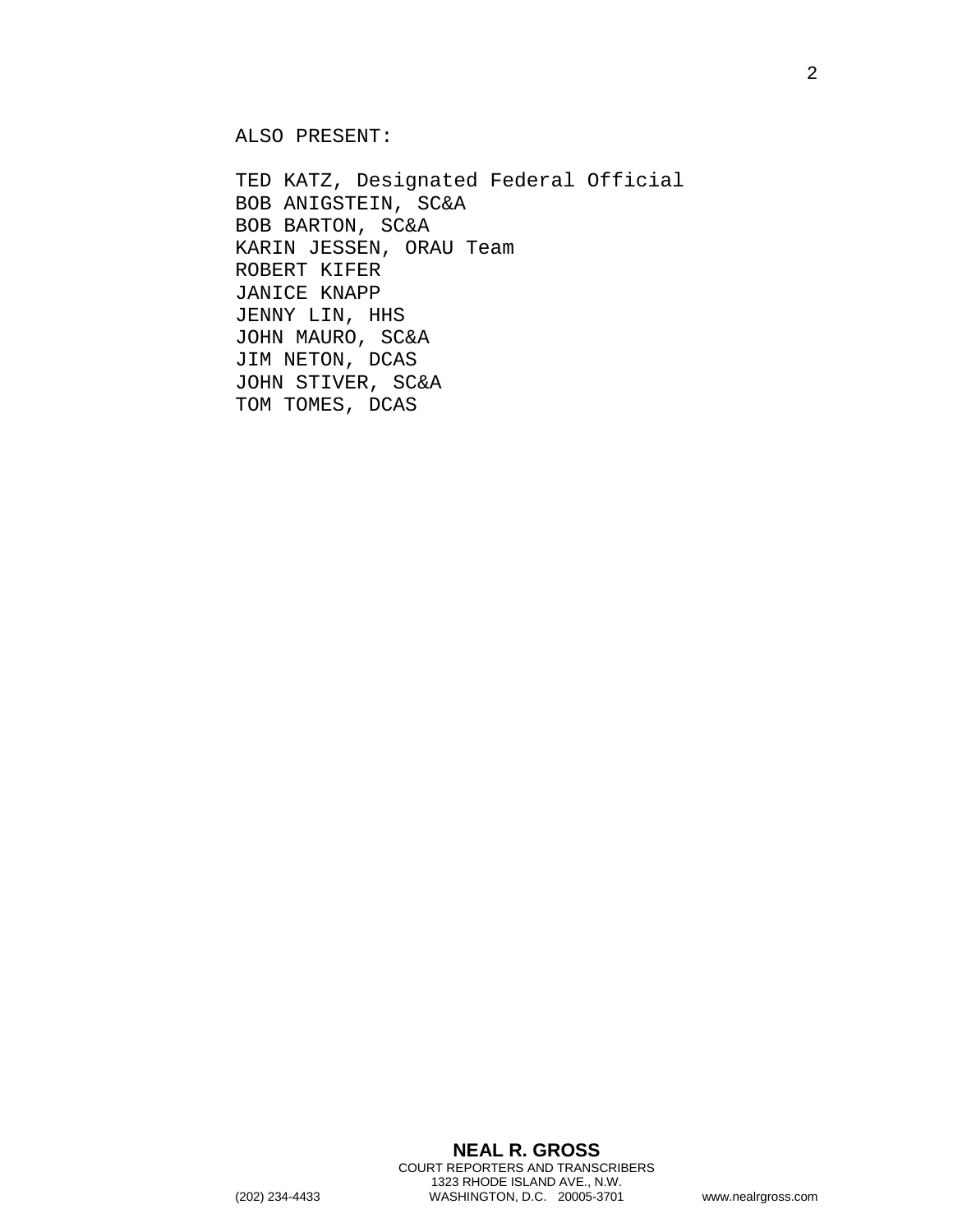ALSO PRESENT:

TED KATZ, Designated Federal Official
BOB ANIGSTEIN, SC&A
BOB BARTON, SC&A
KARIN JESSEN, ORAU Team
ROBERT KIFER
JANICE KNAPP
JENNY LIN, HHS
JOHN MAURO, SC&A
JIM NETON, DCAS
JOHN STIVER, SC&A
TOM TOMES, DCAS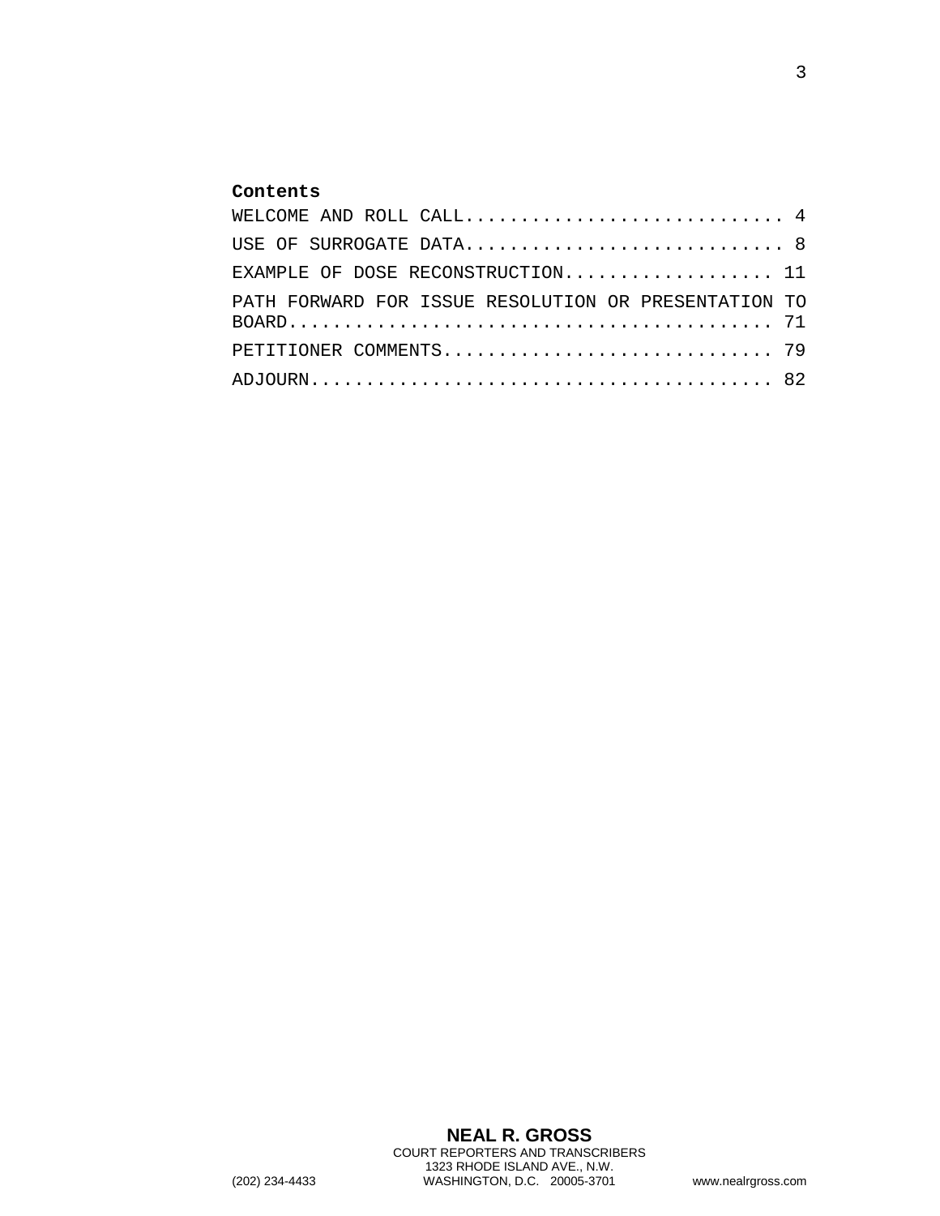**Contents**

WELCOME AND ROLL CALL............................ 4

USE OF SURROGATE DATA............................ 8

EXAMPLE OF DOSE RECONSTRUCTION.................. 11

PATH FORWARD FOR ISSUE RESOLUTION OR PRESENTATION TO BOARD........................................... 71

PETITIONER COMMENTS............................. 79

ADJOURN......................................... 82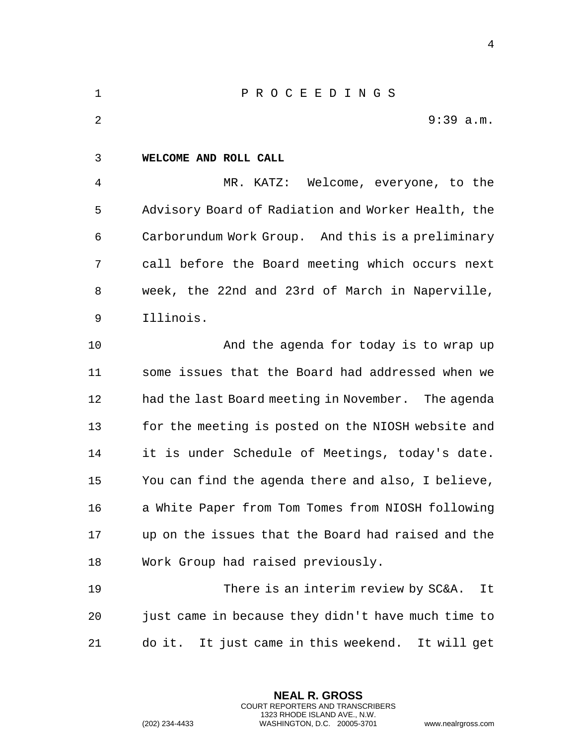P R O C E E D I N G S

9:39 a.m.

**WELCOME AND ROLL CALL**

MR. KATZ: Welcome, everyone, to the Advisory Board of Radiation and Worker Health, the Carborundum Work Group. And this is a preliminary call before the Board meeting which occurs next week, the 22nd and 23rd of March in Naperville, Illinois.

And the agenda for today is to wrap up some issues that the Board had addressed when we had the last Board meeting in November. The agenda for the meeting is posted on the NIOSH website and it is under Schedule of Meetings, today's date. You can find the agenda there and also, I believe, a White Paper from Tom Tomes from NIOSH following up on the issues that the Board had raised and the Work Group had raised previously.

There is an interim review by SC&A. It just came in because they didn't have much time to do it. It just came in this weekend. It will get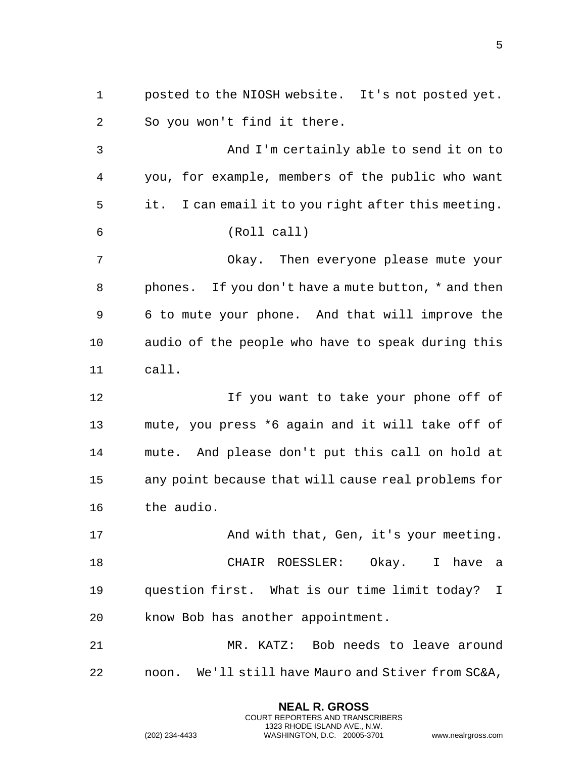posted to the NIOSH website. It's not posted yet. So you won't find it there.

And I'm certainly able to send it on to you, for example, members of the public who want it. I can email it to you right after this meeting.

(Roll call)

Okay. Then everyone please mute your phones. If you don't have a mute button, * and then 6 to mute your phone. And that will improve the audio of the people who have to speak during this call.

If you want to take your phone off of mute, you press *6 again and it will take off of mute. And please don't put this call on hold at any point because that will cause real problems for the audio.

And with that, Gen, it's your meeting.

CHAIR ROESSLER: Okay. I have a question first. What is our time limit today? I know Bob has another appointment.

MR. KATZ: Bob needs to leave around noon. We'll still have Mauro and Stiver from SC&A,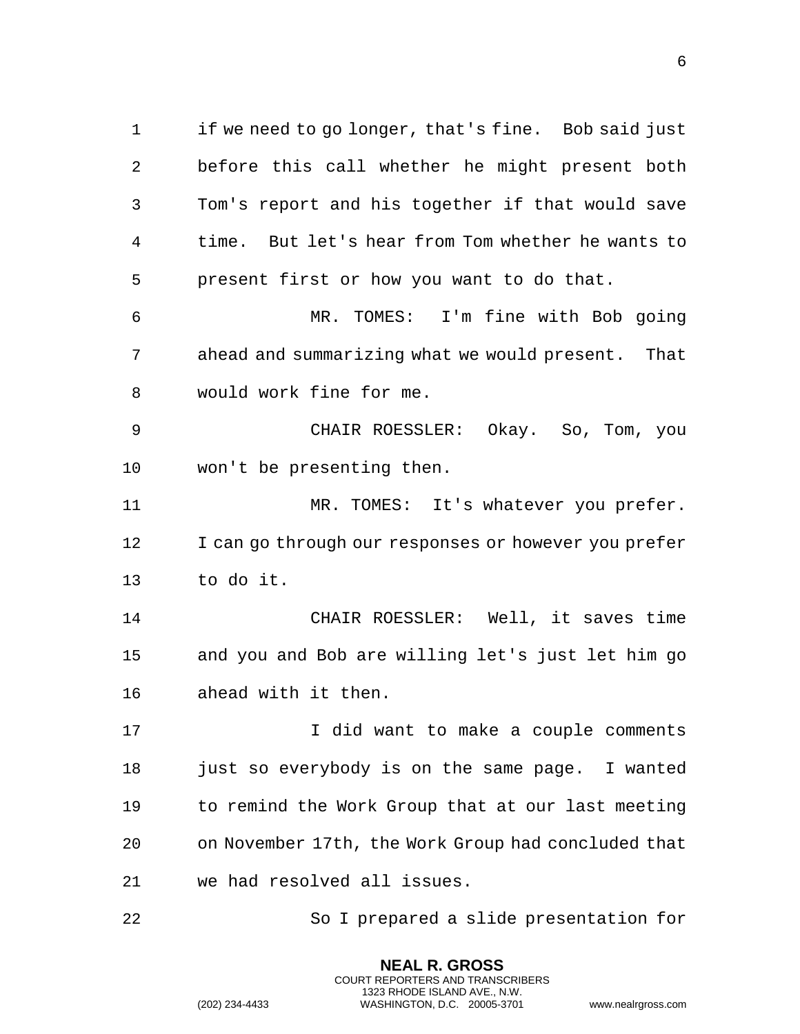if we need to go longer, that's fine. Bob said just before this call whether he might present both Tom's report and his together if that would save time. But let's hear from Tom whether he wants to present first or how you want to do that.

MR. TOMES: I'm fine with Bob going ahead and summarizing what we would present. That would work fine for me.

CHAIR ROESSLER: Okay. So, Tom, you won't be presenting then.

MR. TOMES: It's whatever you prefer. I can go through our responses or however you prefer to do it.

CHAIR ROESSLER: Well, it saves time and you and Bob are willing let's just let him go ahead with it then.

I did want to make a couple comments just so everybody is on the same page. I wanted to remind the Work Group that at our last meeting on November 17th, the Work Group had concluded that we had resolved all issues.

So I prepared a slide presentation for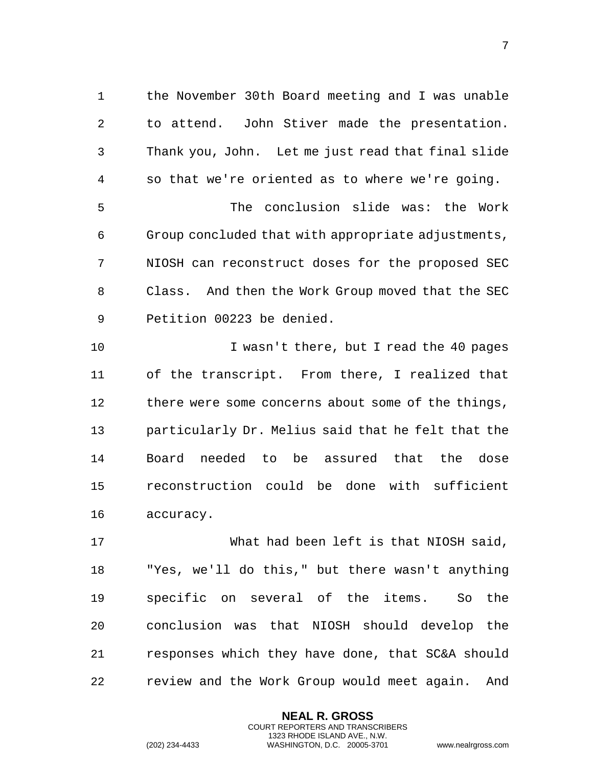the November 30th Board meeting and I was unable to attend. John Stiver made the presentation. Thank you, John. Let me just read that final slide so that we're oriented as to where we're going.

The conclusion slide was: the Work Group concluded that with appropriate adjustments, NIOSH can reconstruct doses for the proposed SEC Class. And then the Work Group moved that the SEC Petition 00223 be denied.

I wasn't there, but I read the 40 pages of the transcript. From there, I realized that there were some concerns about some of the things, particularly Dr. Melius said that he felt that the Board needed to be assured that the dose reconstruction could be done with sufficient accuracy.

What had been left is that NIOSH said, "Yes, we'll do this," but there wasn't anything specific on several of the items. So the conclusion was that NIOSH should develop the responses which they have done, that SC&A should review and the Work Group would meet again. And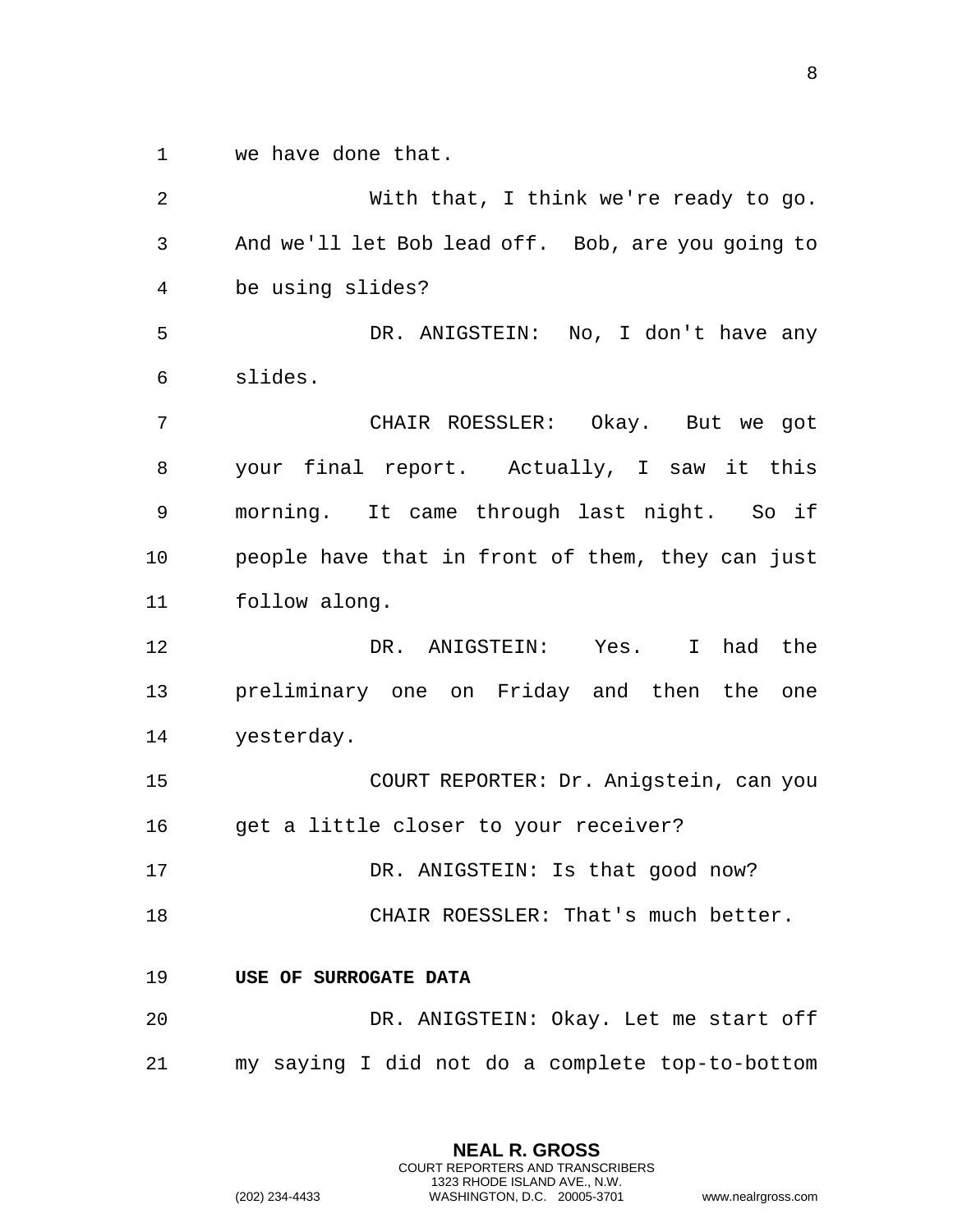we have done that.

With that, I think we're ready to go. And we'll let Bob lead off. Bob, are you going to be using slides?

DR. ANIGSTEIN: No, I don't have any slides.

CHAIR ROESSLER: Okay. But we got your final report. Actually, I saw it this morning. It came through last night. So if people have that in front of them, they can just follow along.

DR. ANIGSTEIN: Yes. I had the preliminary one on Friday and then the one yesterday.

COURT REPORTER: Dr. Anigstein, can you get a little closer to your receiver?

DR. ANIGSTEIN: Is that good now?

CHAIR ROESSLER: That's much better.

**USE OF SURROGATE DATA**

DR. ANIGSTEIN: Okay. Let me start off my saying I did not do a complete top-to-bottom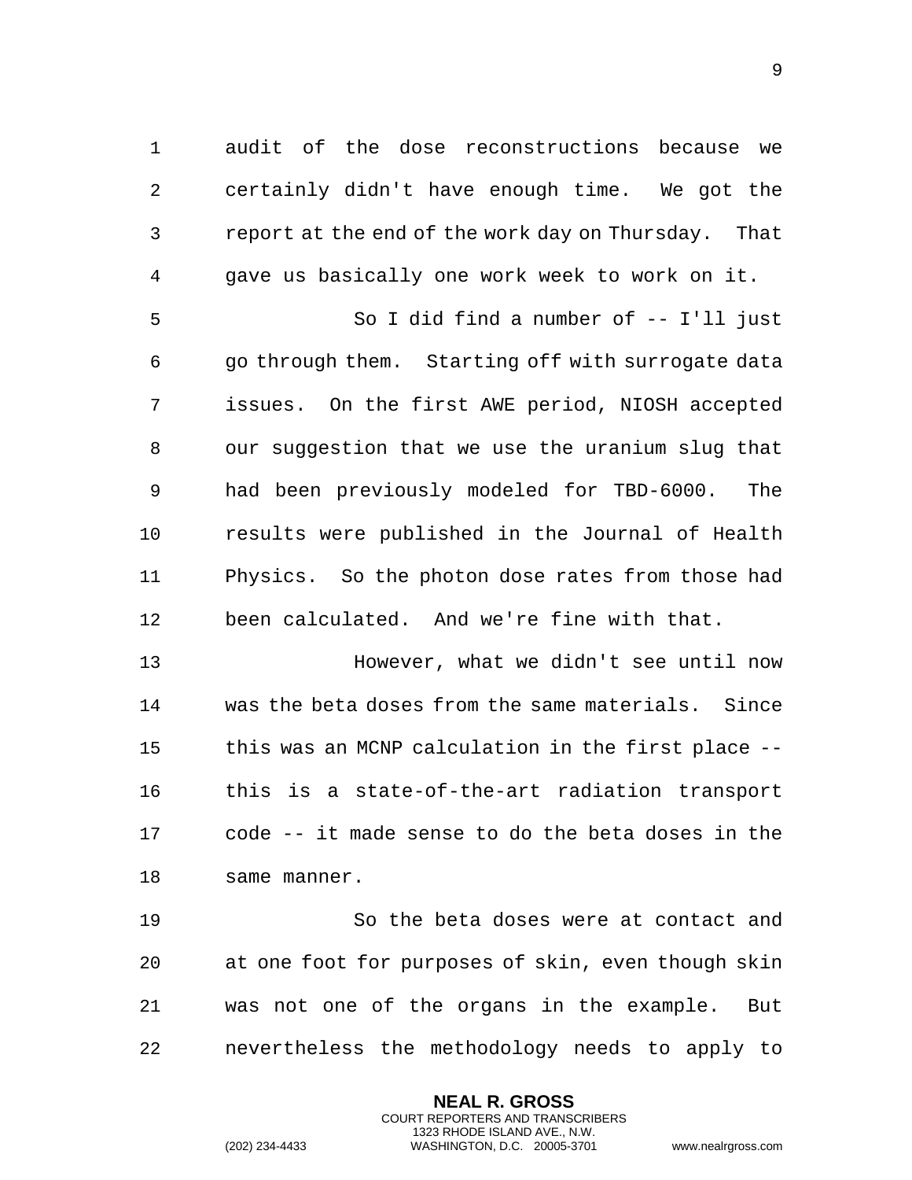audit of the dose reconstructions because we certainly didn't have enough time. We got the report at the end of the work day on Thursday. That gave us basically one work week to work on it.

So I did find a number of -- I'll just go through them. Starting off with surrogate data issues. On the first AWE period, NIOSH accepted our suggestion that we use the uranium slug that had been previously modeled for TBD-6000. The results were published in the Journal of Health Physics. So the photon dose rates from those had been calculated. And we're fine with that.

However, what we didn't see until now was the beta doses from the same materials. Since this was an MCNP calculation in the first place -- this is a state-of-the-art radiation transport code -- it made sense to do the beta doses in the same manner.

So the beta doses were at contact and at one foot for purposes of skin, even though skin was not one of the organs in the example. But nevertheless the methodology needs to apply to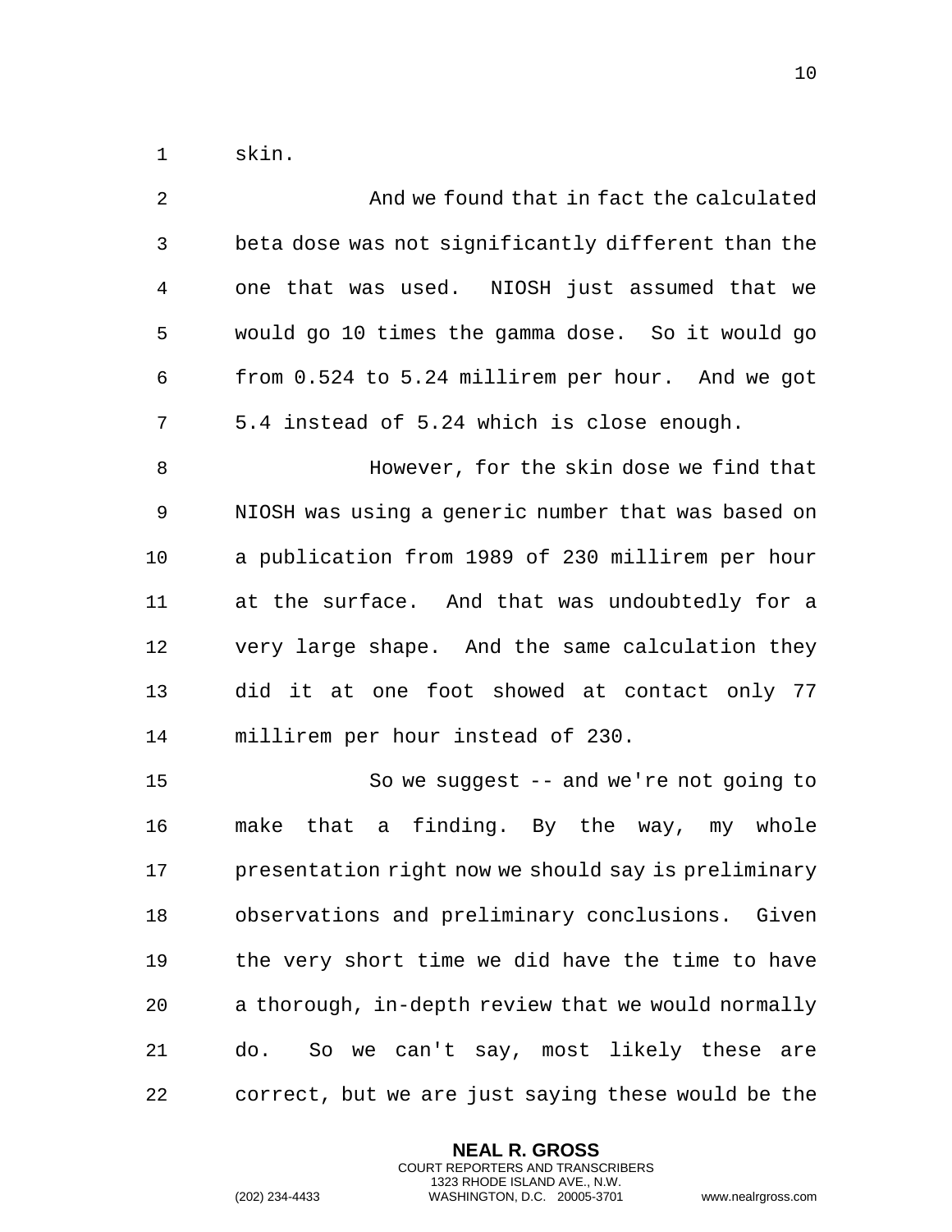skin.

And we found that in fact the calculated beta dose was not significantly different than the one that was used. NIOSH just assumed that we would go 10 times the gamma dose. So it would go from 0.524 to 5.24 millirem per hour. And we got 5.4 instead of 5.24 which is close enough.

However, for the skin dose we find that NIOSH was using a generic number that was based on a publication from 1989 of 230 millirem per hour at the surface. And that was undoubtedly for a very large shape. And the same calculation they did it at one foot showed at contact only 77 millirem per hour instead of 230.

So we suggest -- and we're not going to make that a finding. By the way, my whole presentation right now we should say is preliminary observations and preliminary conclusions. Given the very short time we did have the time to have a thorough, in-depth review that we would normally do. So we can't say, most likely these are correct, but we are just saying these would be the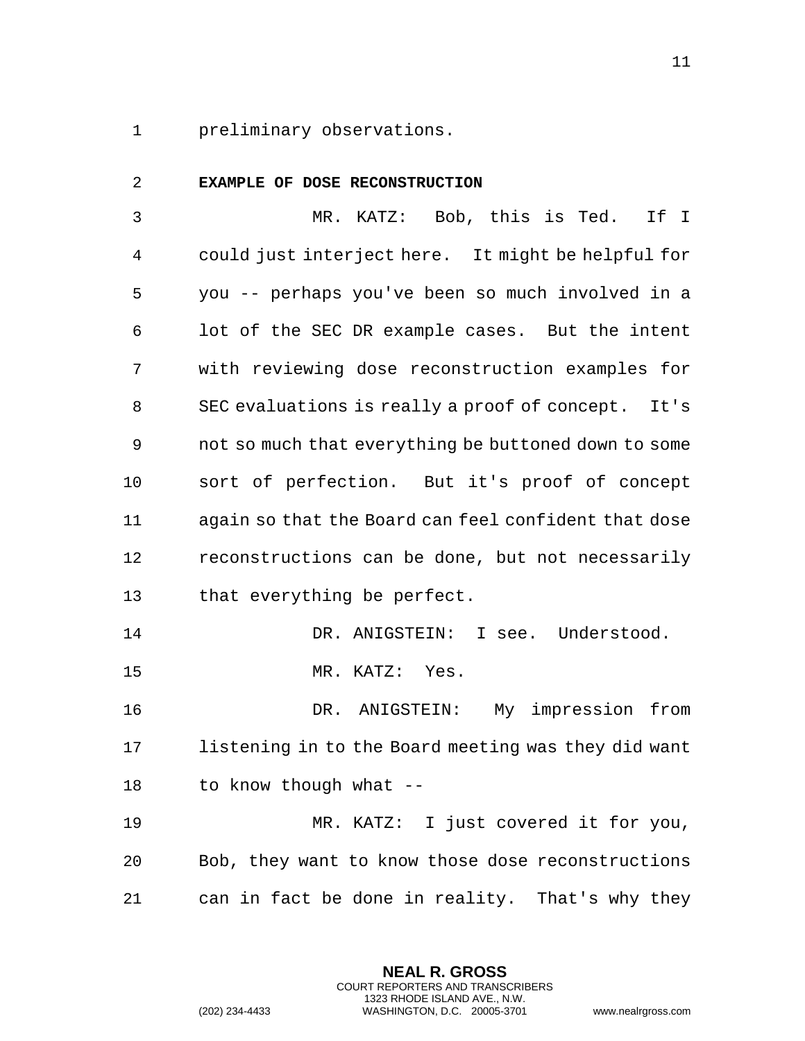preliminary observations.

**EXAMPLE OF DOSE RECONSTRUCTION**

MR. KATZ: Bob, this is Ted. If I could just interject here. It might be helpful for you -- perhaps you've been so much involved in a lot of the SEC DR example cases. But the intent with reviewing dose reconstruction examples for SEC evaluations is really a proof of concept. It's not so much that everything be buttoned down to some sort of perfection. But it's proof of concept again so that the Board can feel confident that dose reconstructions can be done, but not necessarily that everything be perfect.

DR. ANIGSTEIN: I see. Understood.

MR. KATZ: Yes.

DR. ANIGSTEIN: My impression from listening in to the Board meeting was they did want to know though what --

MR. KATZ: I just covered it for you, Bob, they want to know those dose reconstructions can in fact be done in reality. That's why they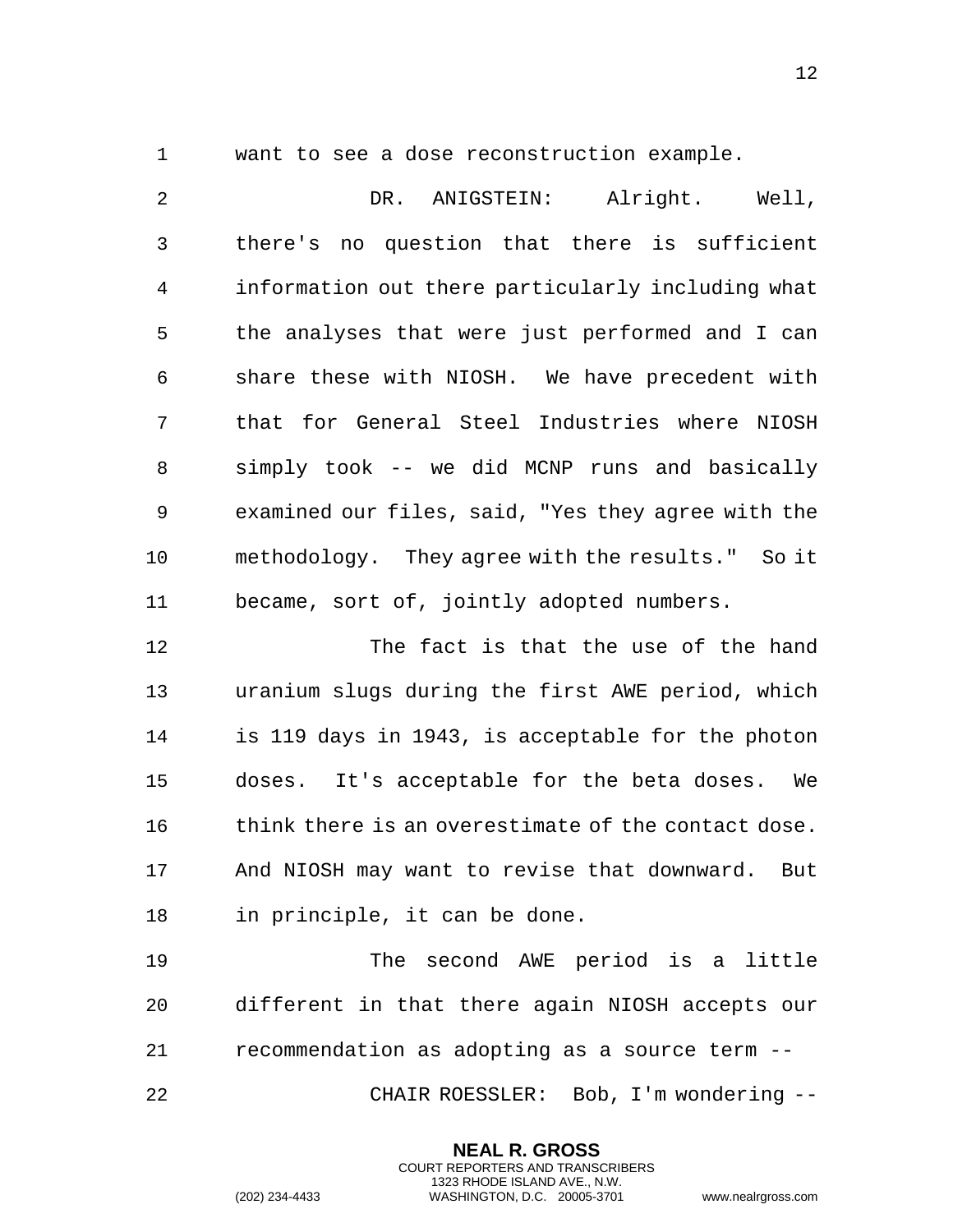want to see a dose reconstruction example.

DR. ANIGSTEIN: Alright. Well, there's no question that there is sufficient information out there particularly including what the analyses that were just performed and I can share these with NIOSH. We have precedent with that for General Steel Industries where NIOSH simply took -- we did MCNP runs and basically examined our files, said, "Yes they agree with the methodology. They agree with the results." So it became, sort of, jointly adopted numbers.

The fact is that the use of the hand uranium slugs during the first AWE period, which is 119 days in 1943, is acceptable for the photon doses. It's acceptable for the beta doses. We think there is an overestimate of the contact dose. And NIOSH may want to revise that downward. But in principle, it can be done.

The second AWE period is a little different in that there again NIOSH accepts our recommendation as adopting as a source term --

CHAIR ROESSLER: Bob, I'm wondering --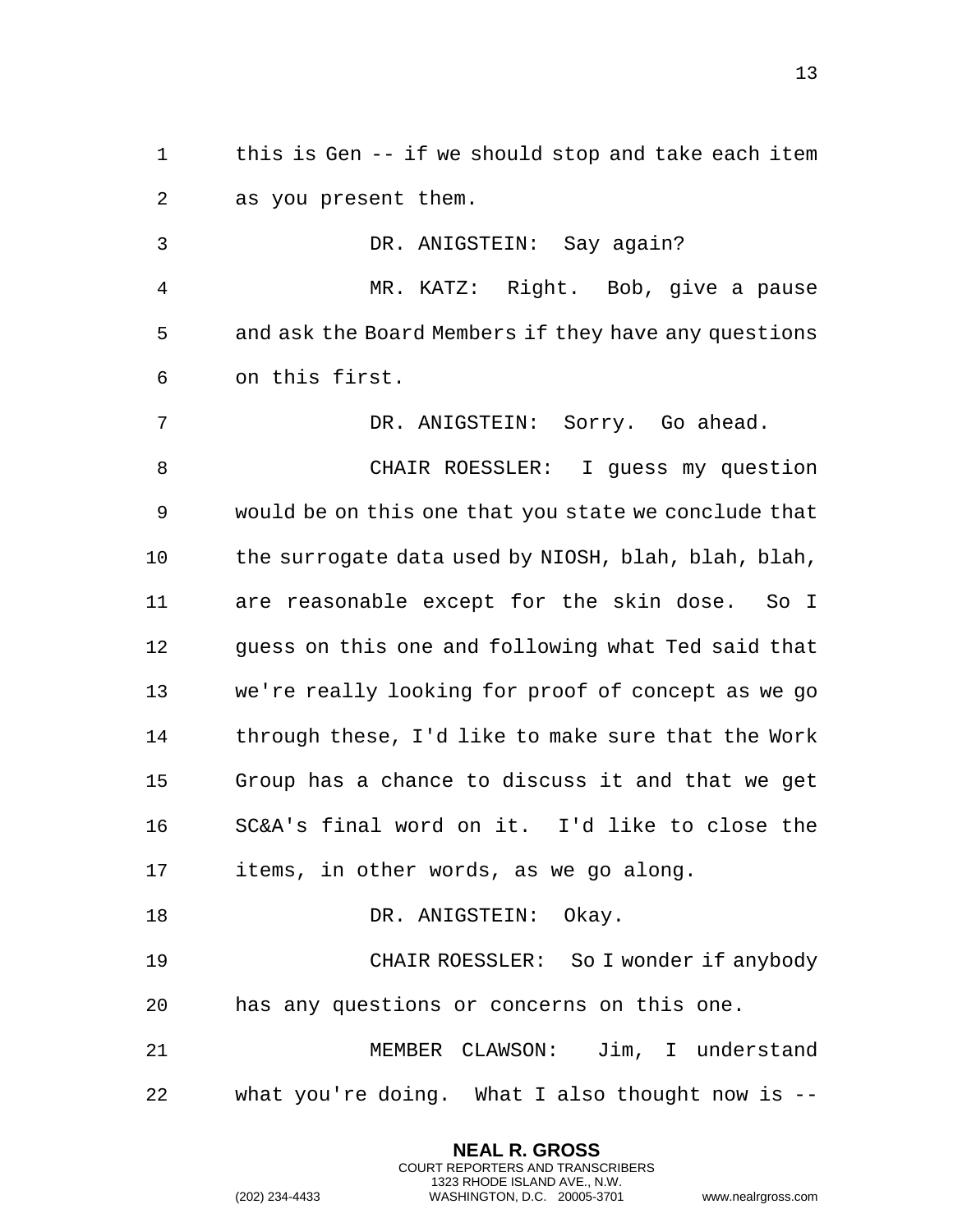this is Gen -- if we should stop and take each item as you present them.

DR. ANIGSTEIN: Say again?

MR. KATZ: Right. Bob, give a pause and ask the Board Members if they have any questions on this first.

DR. ANIGSTEIN: Sorry. Go ahead.

CHAIR ROESSLER: I guess my question would be on this one that you state we conclude that the surrogate data used by NIOSH, blah, blah, blah, are reasonable except for the skin dose. So I guess on this one and following what Ted said that we're really looking for proof of concept as we go through these, I'd like to make sure that the Work Group has a chance to discuss it and that we get SC&A's final word on it. I'd like to close the items, in other words, as we go along.

DR. ANIGSTEIN: Okay.

CHAIR ROESSLER: So I wonder if anybody has any questions or concerns on this one.

MEMBER CLAWSON: Jim, I understand what you're doing. What I also thought now is --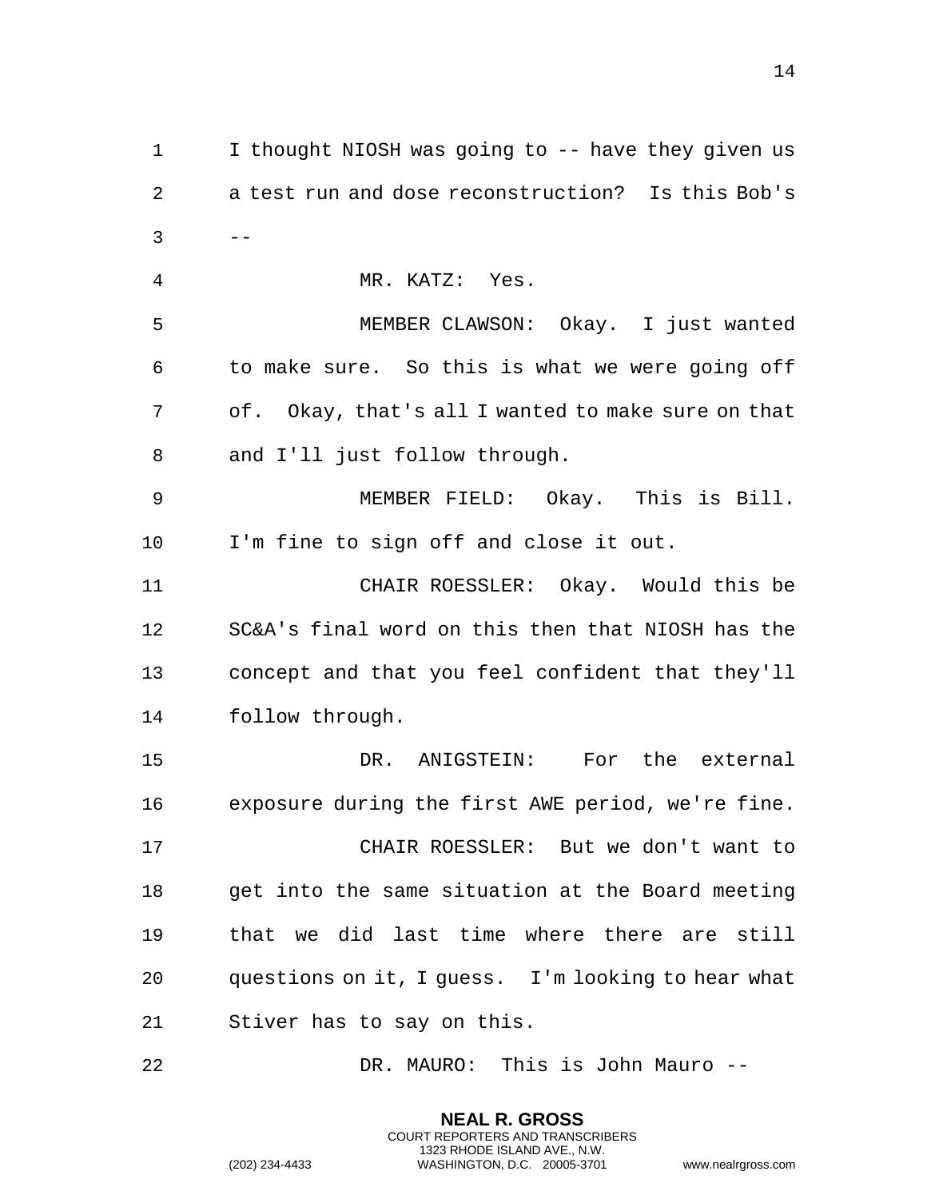I thought NIOSH was going to -- have they given us a test run and dose reconstruction? Is this Bob's --

MR. KATZ: Yes.

MEMBER CLAWSON: Okay. I just wanted to make sure. So this is what we were going off of. Okay, that's all I wanted to make sure on that and I'll just follow through.

MEMBER FIELD: Okay. This is Bill. I'm fine to sign off and close it out.

CHAIR ROESSLER: Okay. Would this be SC&A's final word on this then that NIOSH has the concept and that you feel confident that they'll follow through.

DR. ANIGSTEIN: For the external exposure during the first AWE period, we're fine.

CHAIR ROESSLER: But we don't want to get into the same situation at the Board meeting that we did last time where there are still questions on it, I guess. I'm looking to hear what Stiver has to say on this.

DR. MAURO: This is John Mauro --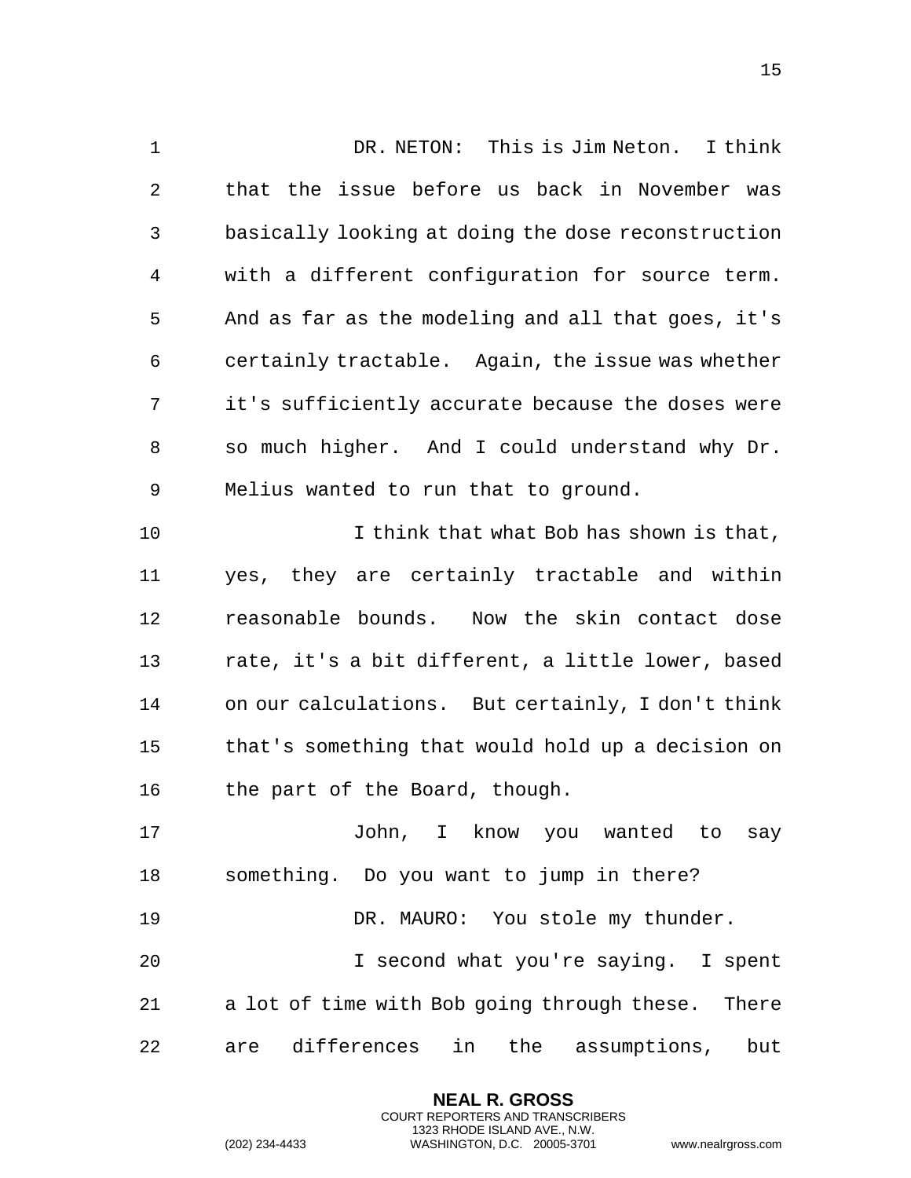DR. NETON: This is Jim Neton. I think that the issue before us back in November was basically looking at doing the dose reconstruction with a different configuration for source term. And as far as the modeling and all that goes, it's certainly tractable. Again, the issue was whether it's sufficiently accurate because the doses were so much higher. And I could understand why Dr. Melius wanted to run that to ground.

I think that what Bob has shown is that, yes, they are certainly tractable and within reasonable bounds. Now the skin contact dose rate, it's a bit different, a little lower, based on our calculations. But certainly, I don't think that's something that would hold up a decision on the part of the Board, though.

John, I know you wanted to say something. Do you want to jump in there?

DR. MAURO: You stole my thunder.

I second what you're saying. I spent a lot of time with Bob going through these. There are differences in the assumptions, but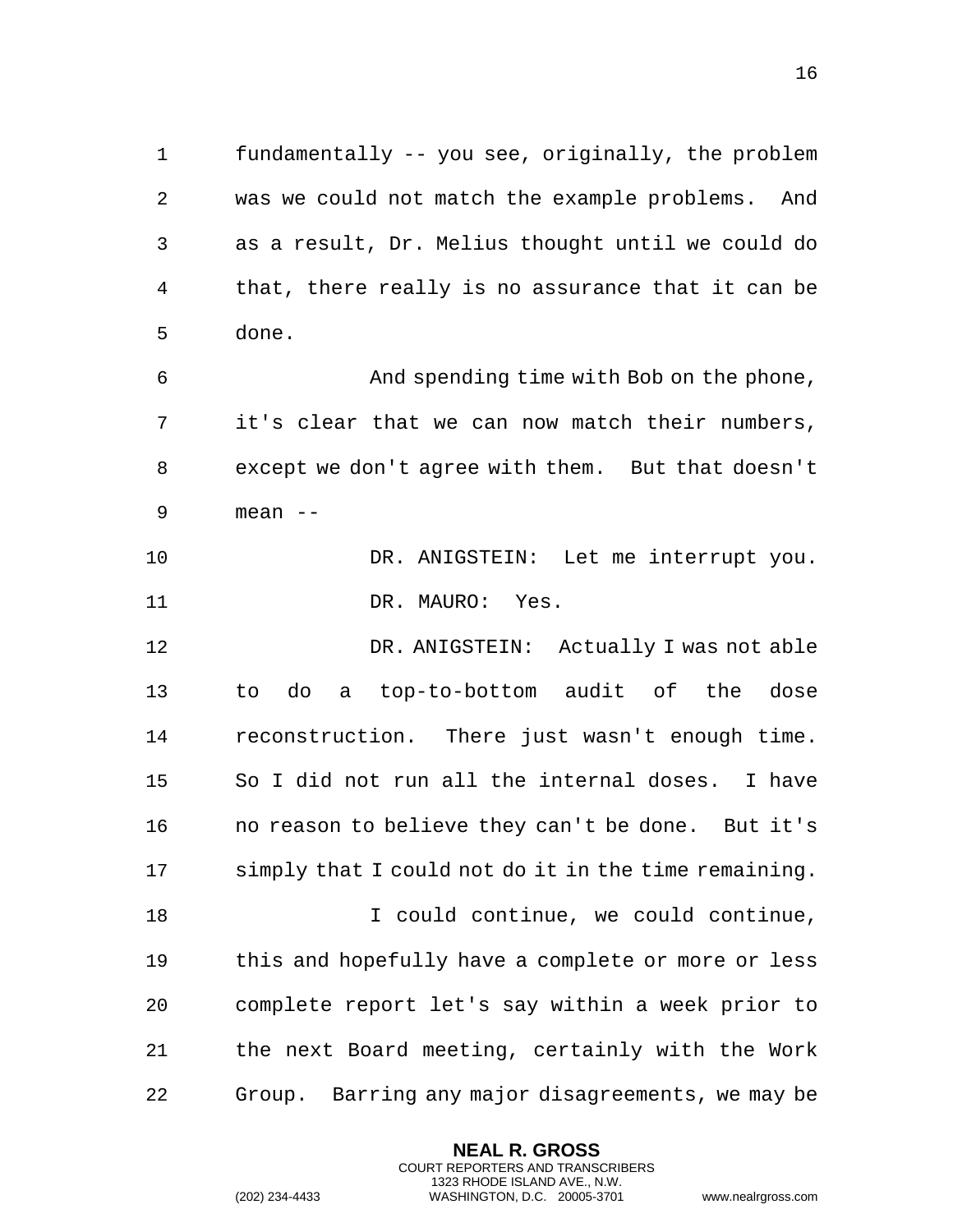fundamentally -- you see, originally, the problem was we could not match the example problems. And as a result, Dr. Melius thought until we could do that, there really is no assurance that it can be done.

And spending time with Bob on the phone, it's clear that we can now match their numbers, except we don't agree with them. But that doesn't mean --

DR. ANIGSTEIN: Let me interrupt you.

DR. MAURO: Yes.

DR. ANIGSTEIN: Actually I was not able to do a top-to-bottom audit of the dose reconstruction. There just wasn't enough time. So I did not run all the internal doses. I have no reason to believe they can't be done. But it's simply that I could not do it in the time remaining.

I could continue, we could continue, this and hopefully have a complete or more or less complete report let's say within a week prior to the next Board meeting, certainly with the Work Group. Barring any major disagreements, we may be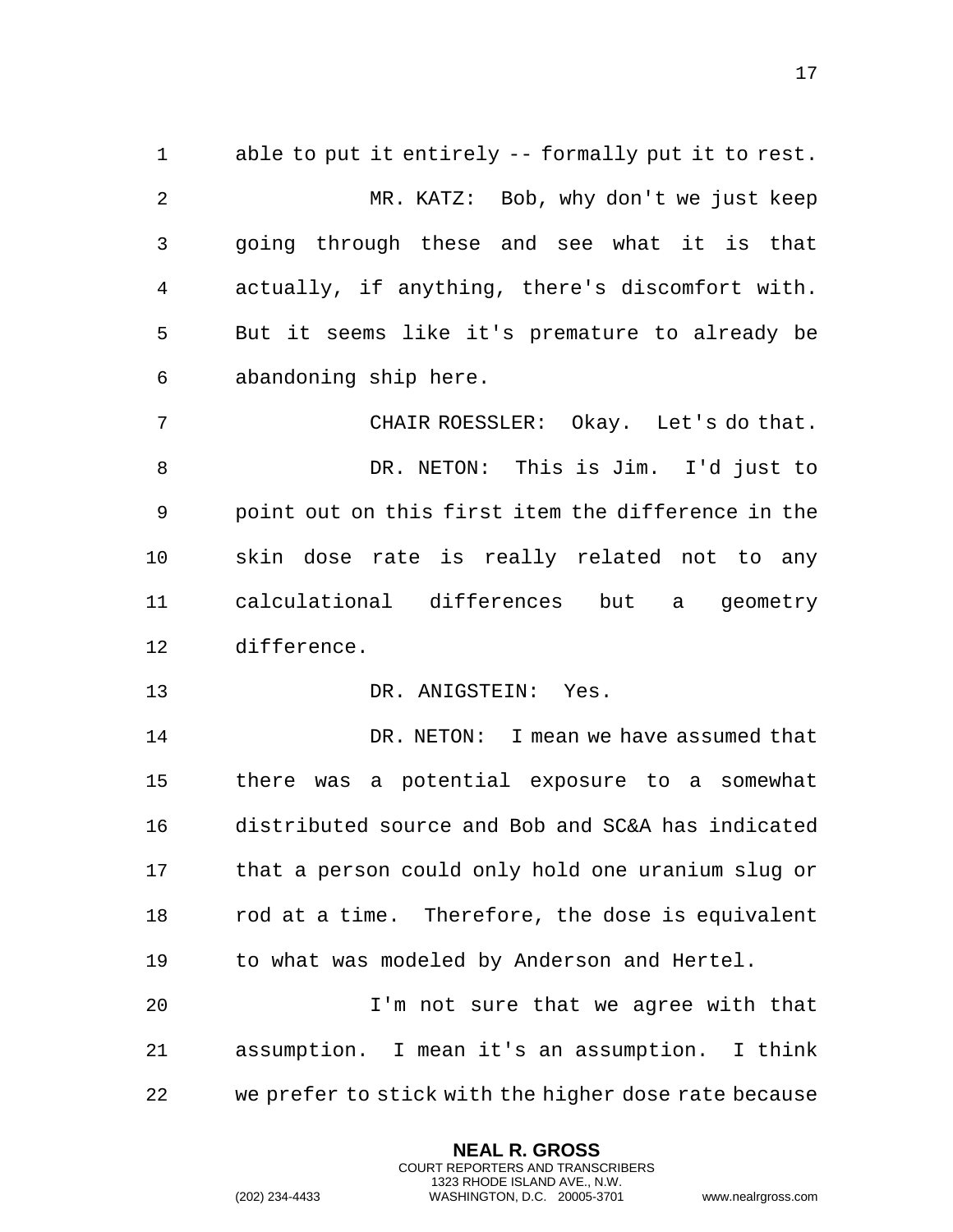able to put it entirely -- formally put it to rest.

MR. KATZ: Bob, why don't we just keep going through these and see what it is that actually, if anything, there's discomfort with. But it seems like it's premature to already be abandoning ship here.

CHAIR ROESSLER: Okay. Let's do that.

DR. NETON: This is Jim. I'd just to point out on this first item the difference in the skin dose rate is really related not to any calculational differences but a geometry difference.

DR. ANIGSTEIN: Yes.

DR. NETON: I mean we have assumed that there was a potential exposure to a somewhat distributed source and Bob and SC&A has indicated that a person could only hold one uranium slug or rod at a time. Therefore, the dose is equivalent to what was modeled by Anderson and Hertel.

I'm not sure that we agree with that assumption. I mean it's an assumption. I think we prefer to stick with the higher dose rate because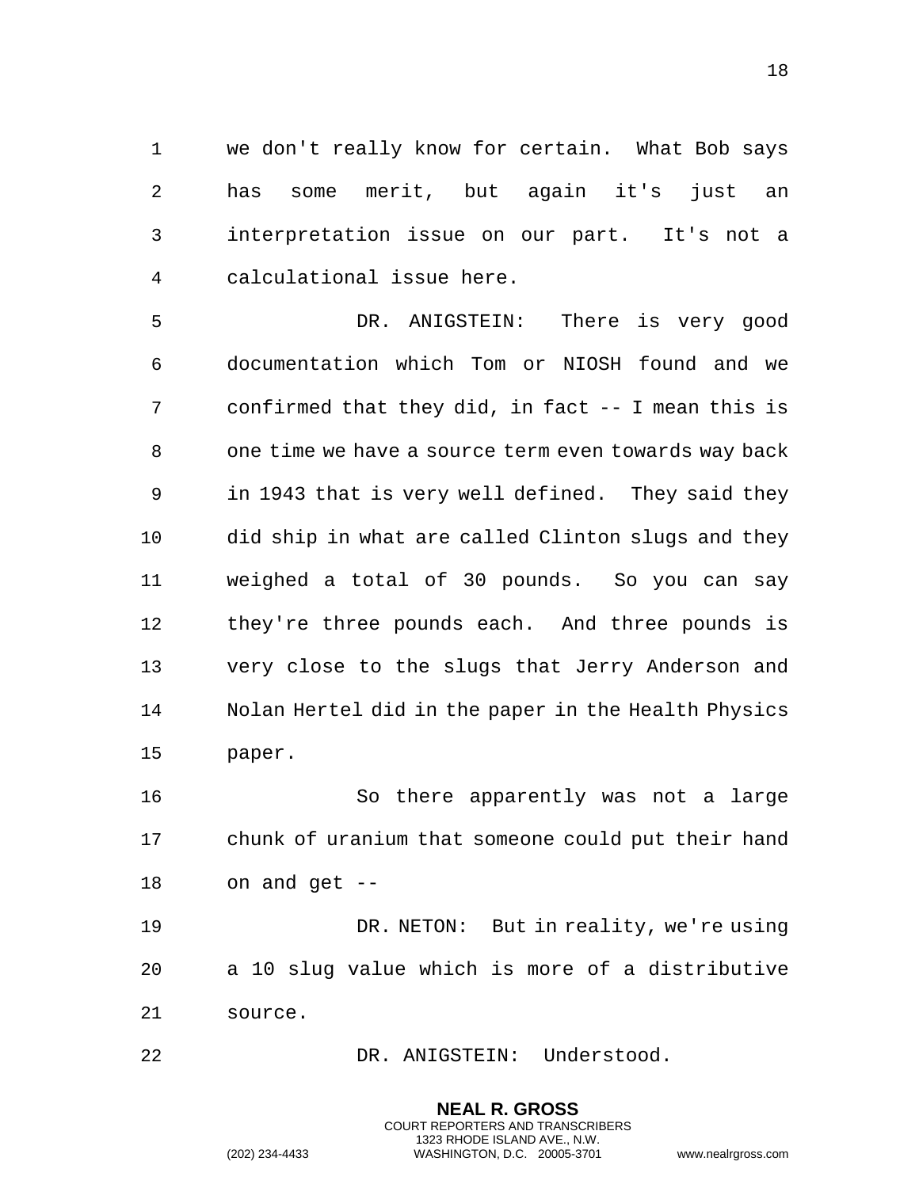we don't really know for certain. What Bob says has some merit, but again it's just an interpretation issue on our part. It's not a calculational issue here.

DR. ANIGSTEIN: There is very good documentation which Tom or NIOSH found and we confirmed that they did, in fact -- I mean this is one time we have a source term even towards way back in 1943 that is very well defined. They said they did ship in what are called Clinton slugs and they weighed a total of 30 pounds. So you can say they're three pounds each. And three pounds is very close to the slugs that Jerry Anderson and Nolan Hertel did in the paper in the Health Physics paper.

So there apparently was not a large chunk of uranium that someone could put their hand on and get --

DR. NETON: But in reality, we're using a 10 slug value which is more of a distributive source.

DR. ANIGSTEIN: Understood.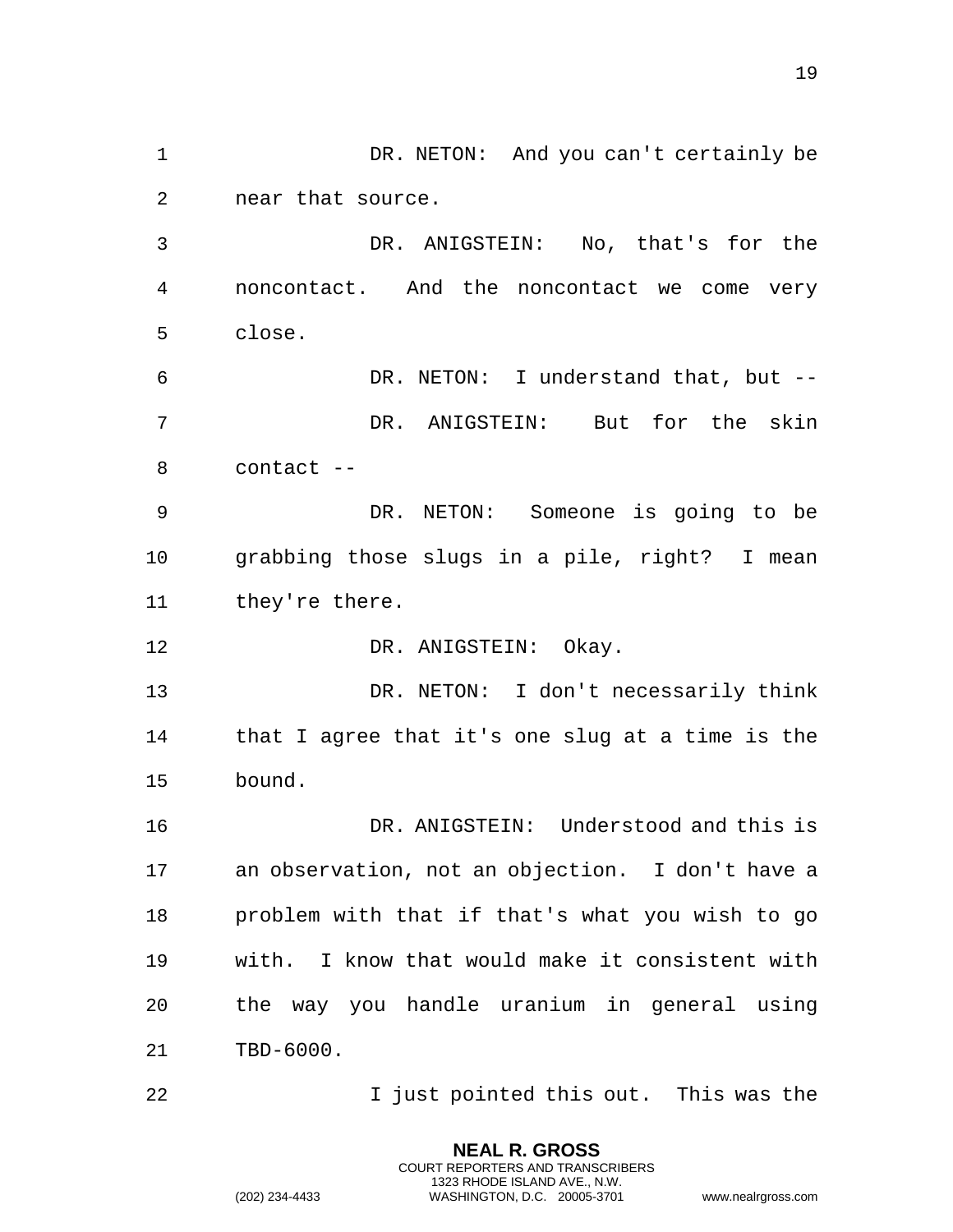DR. NETON: And you can't certainly be near that source.

DR. ANIGSTEIN: No, that's for the noncontact. And the noncontact we come very close.

DR. NETON: I understand that, but --

DR. ANIGSTEIN: But for the skin contact --

DR. NETON: Someone is going to be grabbing those slugs in a pile, right? I mean they're there.

DR. ANIGSTEIN: Okay.

DR. NETON: I don't necessarily think that I agree that it's one slug at a time is the bound.

DR. ANIGSTEIN: Understood and this is an observation, not an objection. I don't have a problem with that if that's what you wish to go with. I know that would make it consistent with the way you handle uranium in general using TBD-6000.

I just pointed this out. This was the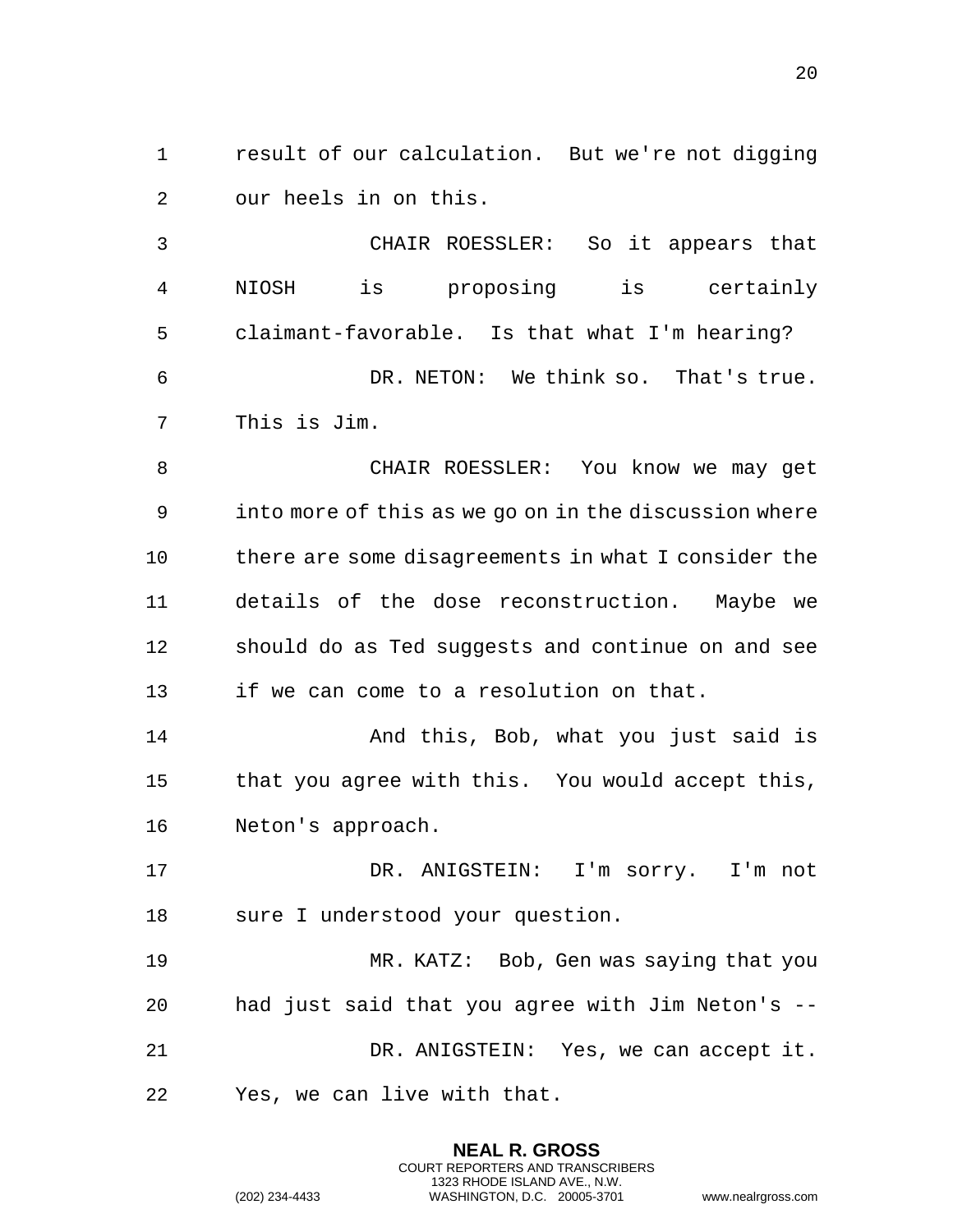result of our calculation. But we're not digging our heels in on this.

CHAIR ROESSLER: So it appears that NIOSH is proposing is certainly claimant-favorable. Is that what I'm hearing?

DR. NETON: We think so. That's true. This is Jim.

CHAIR ROESSLER: You know we may get into more of this as we go on in the discussion where there are some disagreements in what I consider the details of the dose reconstruction. Maybe we should do as Ted suggests and continue on and see if we can come to a resolution on that.

And this, Bob, what you just said is that you agree with this. You would accept this, Neton's approach.

DR. ANIGSTEIN: I'm sorry. I'm not sure I understood your question.

MR. KATZ: Bob, Gen was saying that you had just said that you agree with Jim Neton's --

DR. ANIGSTEIN: Yes, we can accept it. Yes, we can live with that.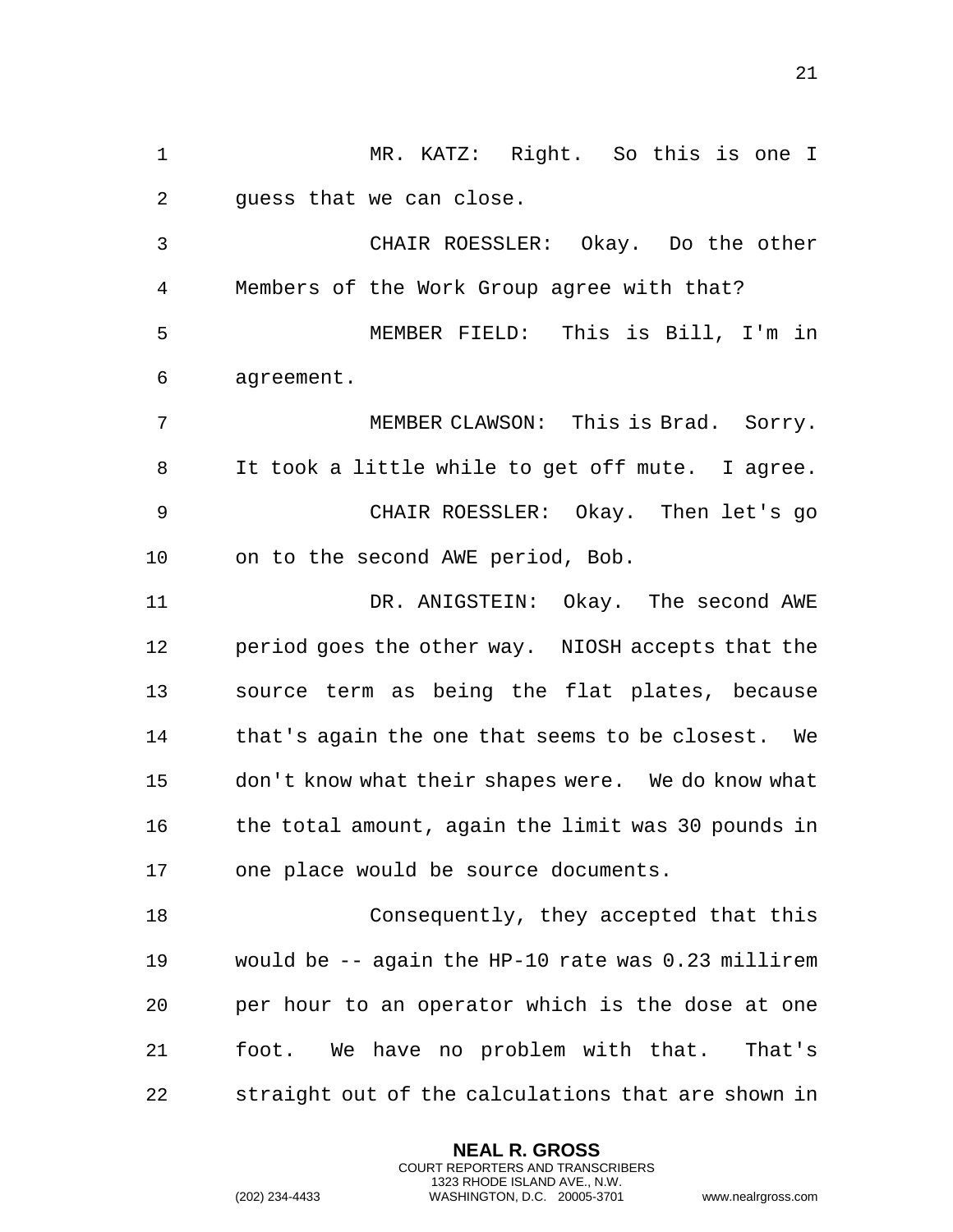MR. KATZ: Right. So this is one I guess that we can close.

CHAIR ROESSLER: Okay. Do the other Members of the Work Group agree with that?

MEMBER FIELD: This is Bill, I'm in agreement.

MEMBER CLAWSON: This is Brad. Sorry. It took a little while to get off mute. I agree.

CHAIR ROESSLER: Okay. Then let's go on to the second AWE period, Bob.

DR. ANIGSTEIN: Okay. The second AWE period goes the other way. NIOSH accepts that the source term as being the flat plates, because that's again the one that seems to be closest. We don't know what their shapes were. We do know what the total amount, again the limit was 30 pounds in one place would be source documents.

Consequently, they accepted that this would be -- again the HP-10 rate was 0.23 millirem per hour to an operator which is the dose at one foot. We have no problem with that. That's straight out of the calculations that are shown in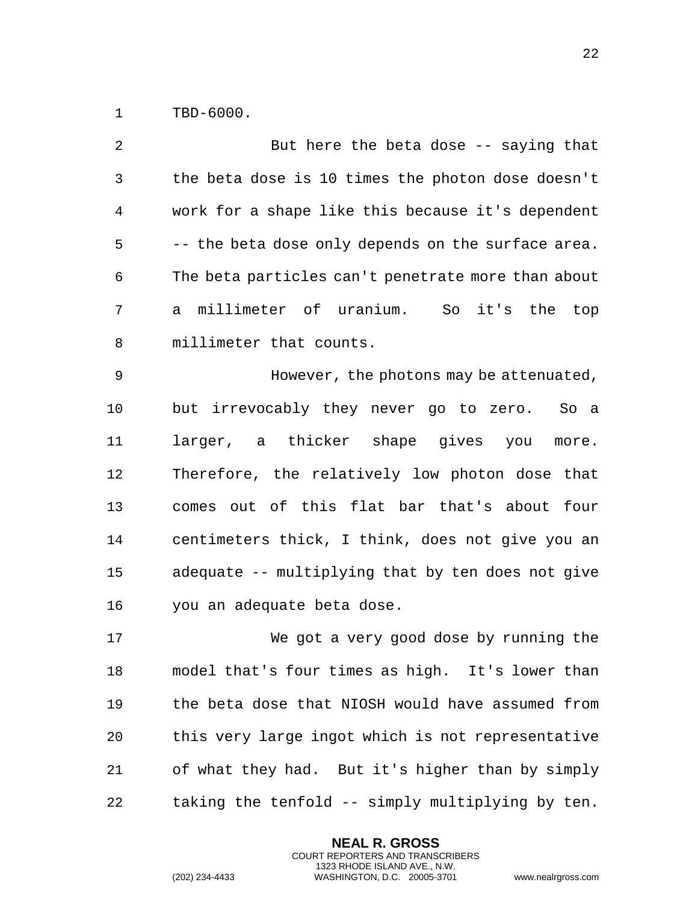TBD-6000.

But here the beta dose -- saying that the beta dose is 10 times the photon dose doesn't work for a shape like this because it's dependent -- the beta dose only depends on the surface area. The beta particles can't penetrate more than about a millimeter of uranium. So it's the top millimeter that counts.

However, the photons may be attenuated, but irrevocably they never go to zero. So a larger, a thicker shape gives you more. Therefore, the relatively low photon dose that comes out of this flat bar that's about four centimeters thick, I think, does not give you an adequate -- multiplying that by ten does not give you an adequate beta dose.

We got a very good dose by running the model that's four times as high. It's lower than the beta dose that NIOSH would have assumed from this very large ingot which is not representative of what they had. But it's higher than by simply taking the tenfold -- simply multiplying by ten.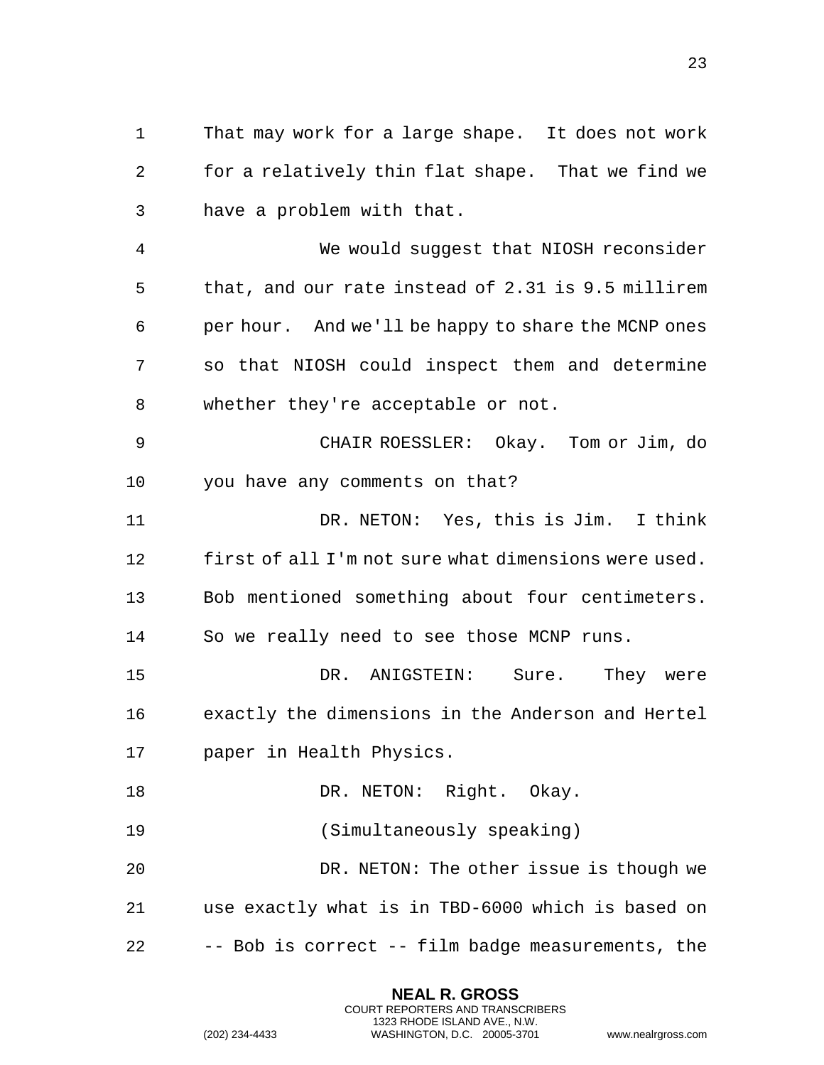That may work for a large shape. It does not work for a relatively thin flat shape. That we find we have a problem with that.

We would suggest that NIOSH reconsider that, and our rate instead of 2.31 is 9.5 millirem per hour. And we'll be happy to share the MCNP ones so that NIOSH could inspect them and determine whether they're acceptable or not.

CHAIR ROESSLER: Okay. Tom or Jim, do you have any comments on that?

DR. NETON: Yes, this is Jim. I think first of all I'm not sure what dimensions were used. Bob mentioned something about four centimeters. So we really need to see those MCNP runs.

DR. ANIGSTEIN: Sure. They were exactly the dimensions in the Anderson and Hertel paper in Health Physics.

DR. NETON: Right. Okay.

(Simultaneously speaking)

DR. NETON: The other issue is though we use exactly what is in TBD-6000 which is based on -- Bob is correct -- film badge measurements, the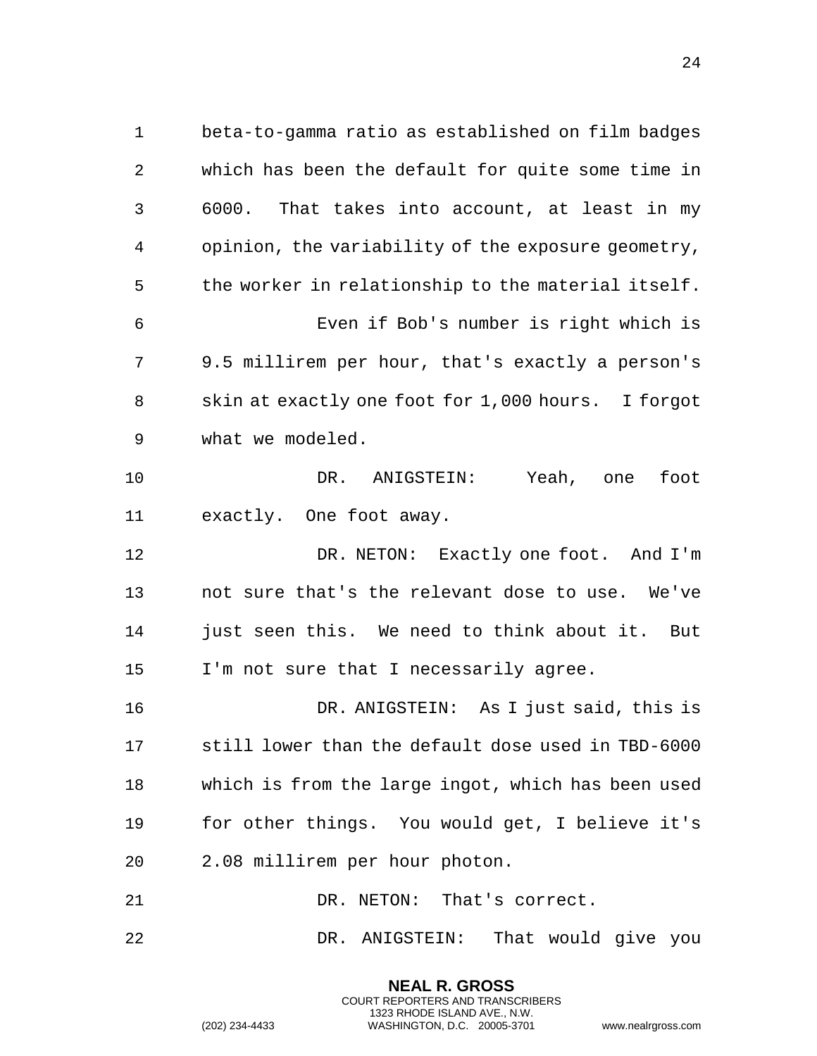beta-to-gamma ratio as established on film badges which has been the default for quite some time in 6000. That takes into account, at least in my opinion, the variability of the exposure geometry, the worker in relationship to the material itself.

Even if Bob's number is right which is 9.5 millirem per hour, that's exactly a person's skin at exactly one foot for 1,000 hours. I forgot what we modeled.

DR. ANIGSTEIN: Yeah, one foot exactly. One foot away.

DR. NETON: Exactly one foot. And I'm not sure that's the relevant dose to use. We've just seen this. We need to think about it. But I'm not sure that I necessarily agree.

DR. ANIGSTEIN: As I just said, this is still lower than the default dose used in TBD-6000 which is from the large ingot, which has been used for other things. You would get, I believe it's 2.08 millirem per hour photon.

DR. NETON: That's correct.

DR. ANIGSTEIN: That would give you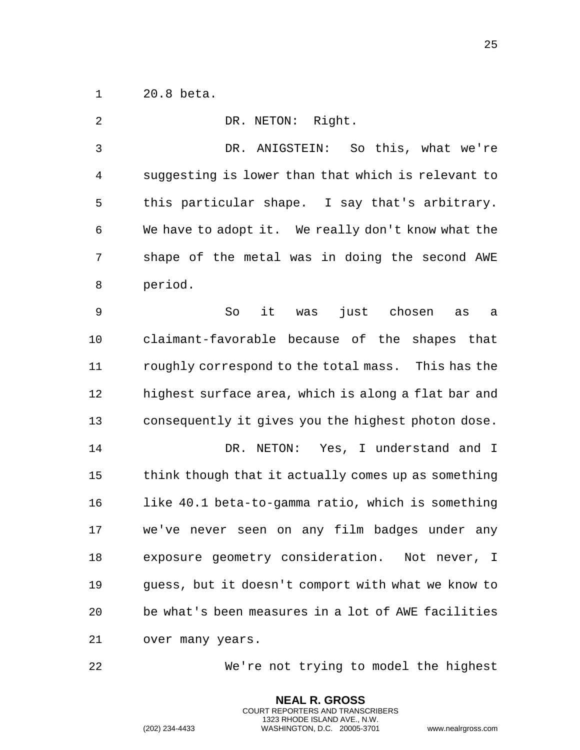20.8 beta.

DR. NETON: Right.

DR. ANIGSTEIN: So this, what we're suggesting is lower than that which is relevant to this particular shape. I say that's arbitrary. We have to adopt it. We really don't know what the shape of the metal was in doing the second AWE period.

So it was just chosen as a claimant-favorable because of the shapes that roughly correspond to the total mass. This has the highest surface area, which is along a flat bar and consequently it gives you the highest photon dose.

DR. NETON: Yes, I understand and I think though that it actually comes up as something like 40.1 beta-to-gamma ratio, which is something we've never seen on any film badges under any exposure geometry consideration. Not never, I guess, but it doesn't comport with what we know to be what's been measures in a lot of AWE facilities over many years.

We're not trying to model the highest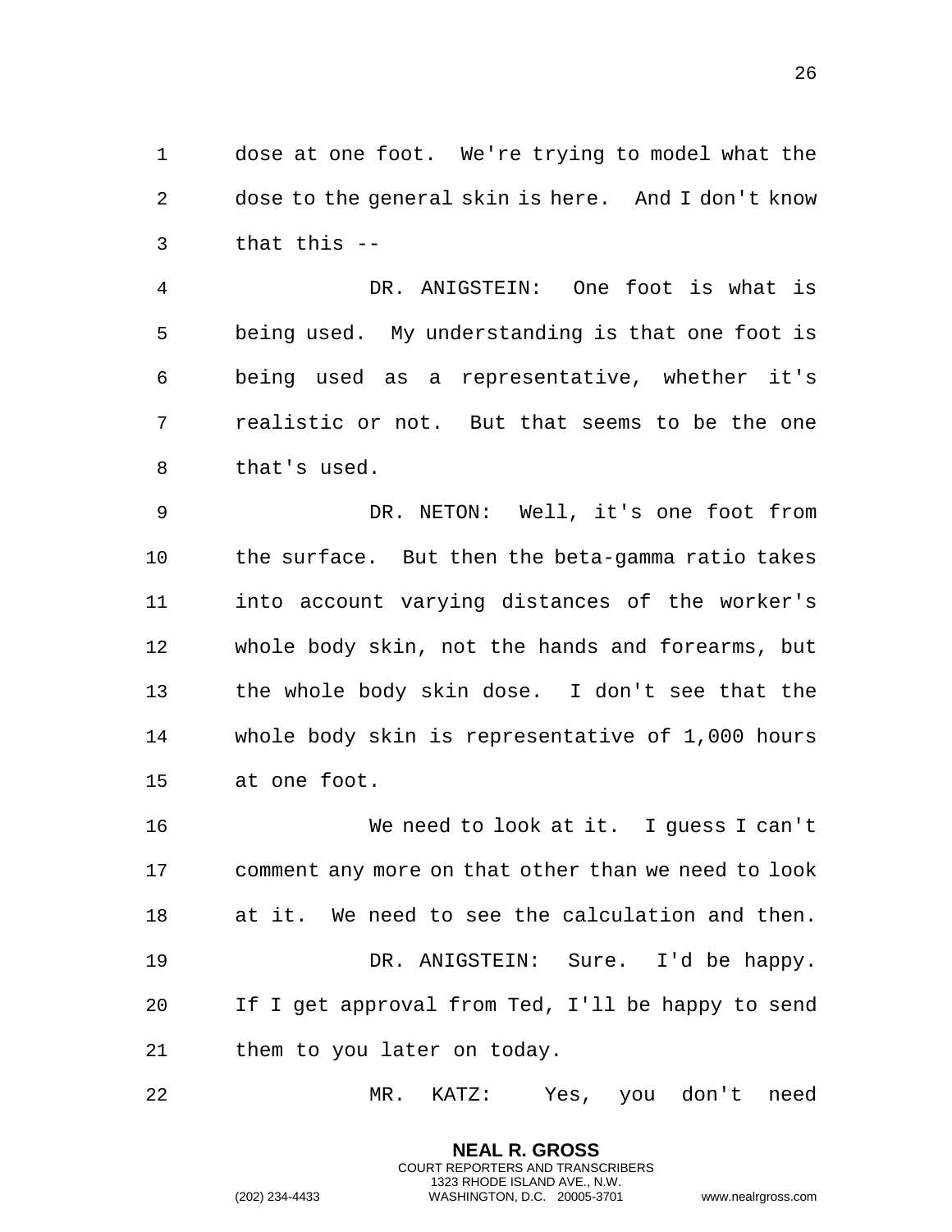dose at one foot. We're trying to model what the dose to the general skin is here. And I don't know that this --

DR. ANIGSTEIN: One foot is what is being used. My understanding is that one foot is being used as a representative, whether it's realistic or not. But that seems to be the one that's used.

DR. NETON: Well, it's one foot from the surface. But then the beta-gamma ratio takes into account varying distances of the worker's whole body skin, not the hands and forearms, but the whole body skin dose. I don't see that the whole body skin is representative of 1,000 hours at one foot.

We need to look at it. I guess I can't comment any more on that other than we need to look at it. We need to see the calculation and then.

DR. ANIGSTEIN: Sure. I'd be happy. If I get approval from Ted, I'll be happy to send them to you later on today.

MR. KATZ: Yes, you don't need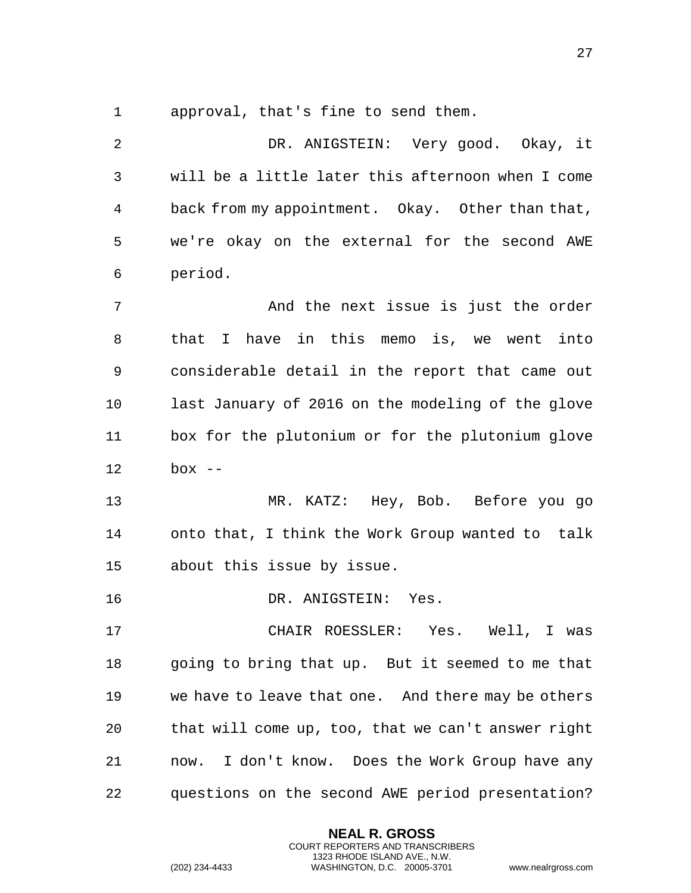approval, that's fine to send them.

DR. ANIGSTEIN: Very good. Okay, it will be a little later this afternoon when I come back from my appointment. Okay. Other than that, we're okay on the external for the second AWE period.

And the next issue is just the order that I have in this memo is, we went into considerable detail in the report that came out last January of 2016 on the modeling of the glove box for the plutonium or for the plutonium glove box --

MR. KATZ: Hey, Bob. Before you go onto that, I think the Work Group wanted to talk about this issue by issue.

DR. ANIGSTEIN: Yes.

CHAIR ROESSLER: Yes. Well, I was going to bring that up. But it seemed to me that we have to leave that one. And there may be others that will come up, too, that we can't answer right now. I don't know. Does the Work Group have any questions on the second AWE period presentation?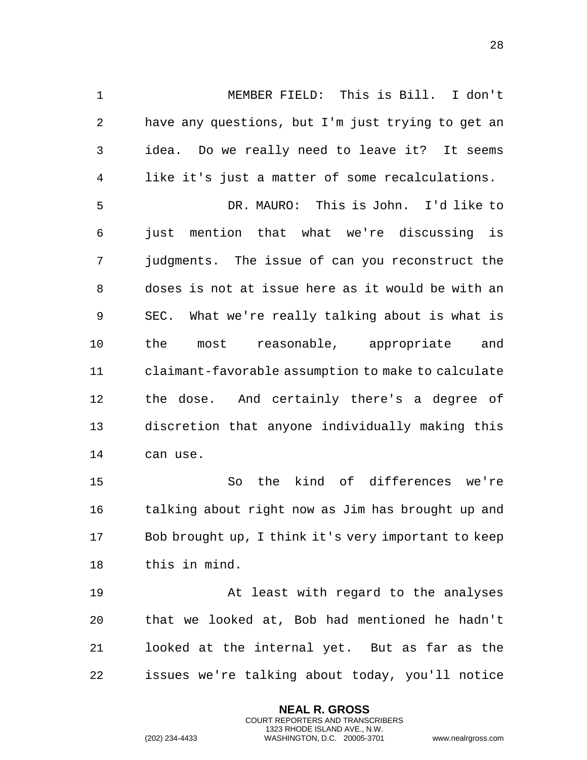MEMBER FIELD: This is Bill. I don't have any questions, but I'm just trying to get an idea. Do we really need to leave it? It seems like it's just a matter of some recalculations.

DR. MAURO: This is John. I'd like to just mention that what we're discussing is judgments. The issue of can you reconstruct the doses is not at issue here as it would be with an SEC. What we're really talking about is what is the most reasonable, appropriate and claimant-favorable assumption to make to calculate the dose. And certainly there's a degree of discretion that anyone individually making this can use.

So the kind of differences we're talking about right now as Jim has brought up and Bob brought up, I think it's very important to keep this in mind.

At least with regard to the analyses that we looked at, Bob had mentioned he hadn't looked at the internal yet. But as far as the issues we're talking about today, you'll notice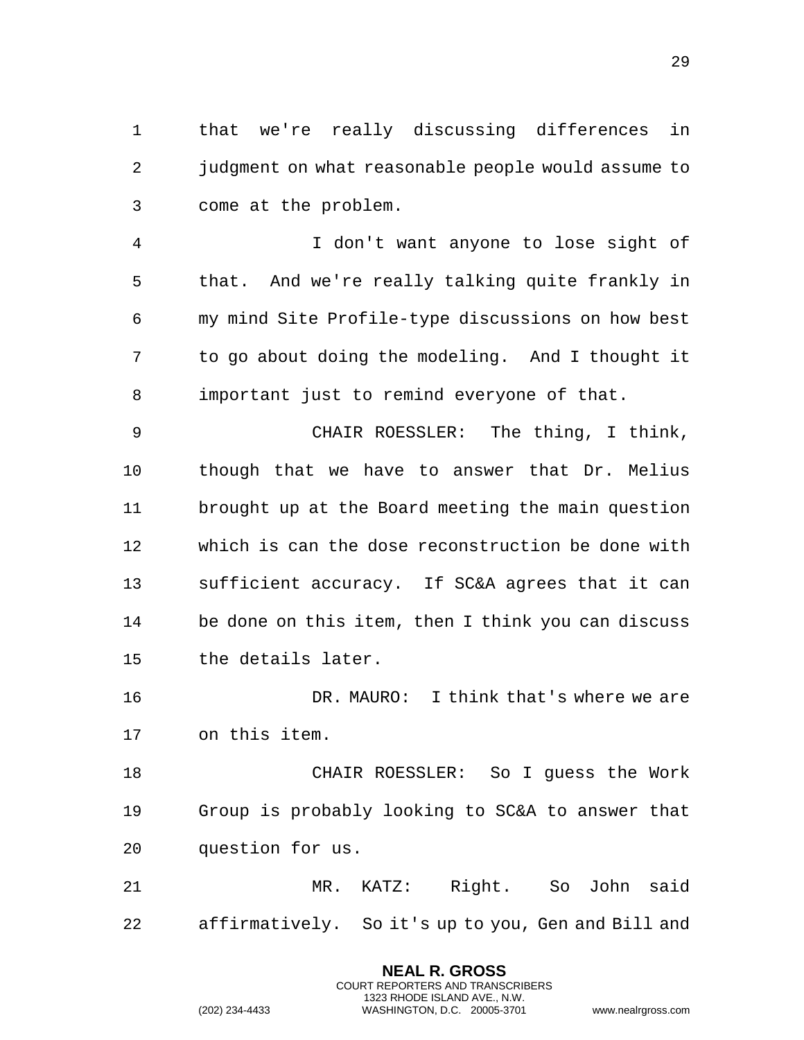that we're really discussing differences in judgment on what reasonable people would assume to come at the problem.

I don't want anyone to lose sight of that. And we're really talking quite frankly in my mind Site Profile-type discussions on how best to go about doing the modeling. And I thought it important just to remind everyone of that.

CHAIR ROESSLER: The thing, I think, though that we have to answer that Dr. Melius brought up at the Board meeting the main question which is can the dose reconstruction be done with sufficient accuracy. If SC&A agrees that it can be done on this item, then I think you can discuss the details later.

DR. MAURO: I think that's where we are on this item.

CHAIR ROESSLER: So I guess the Work Group is probably looking to SC&A to answer that question for us.

MR. KATZ: Right. So John said affirmatively. So it's up to you, Gen and Bill and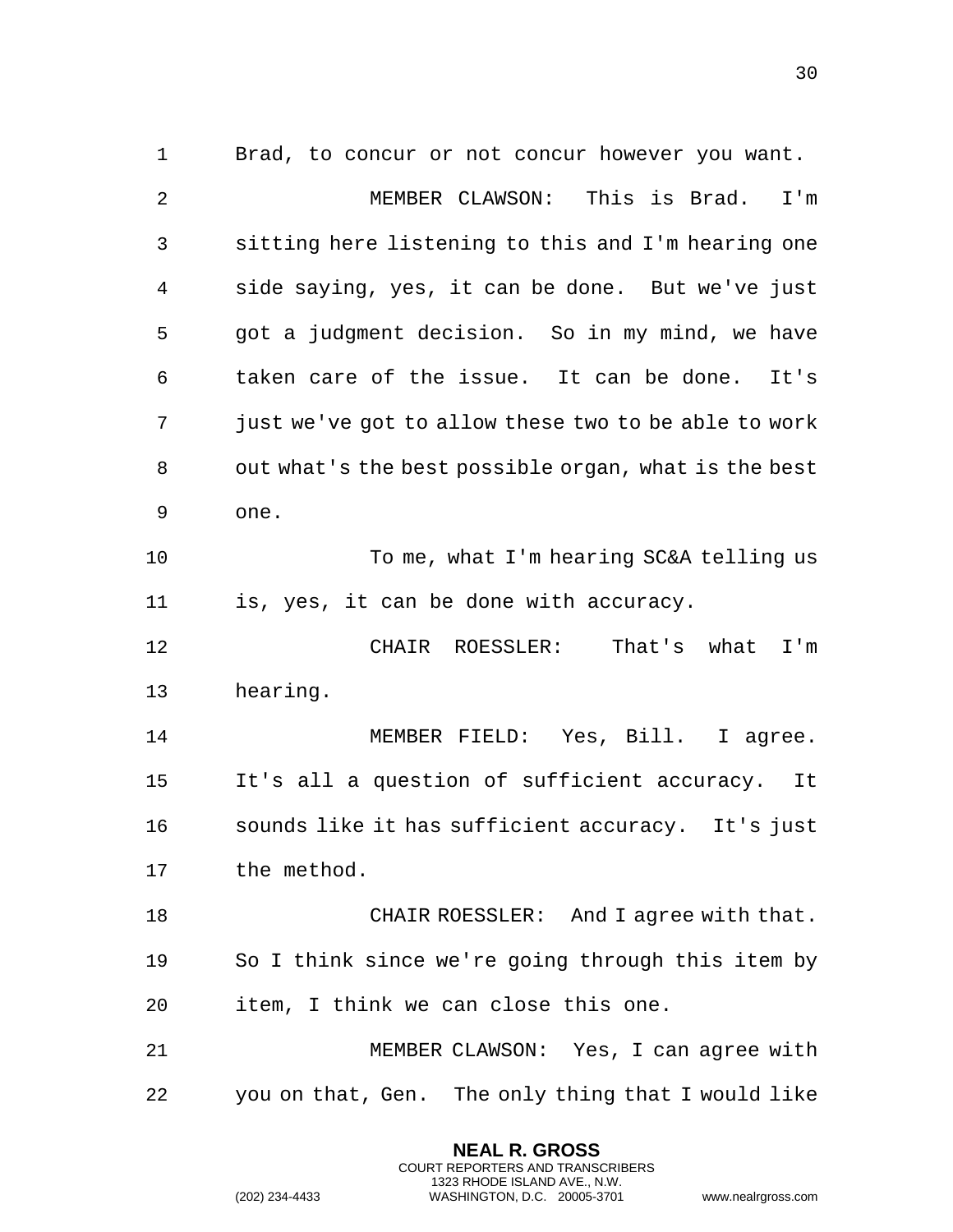Brad, to concur or not concur however you want.

MEMBER CLAWSON: This is Brad. I'm sitting here listening to this and I'm hearing one side saying, yes, it can be done. But we've just got a judgment decision. So in my mind, we have taken care of the issue. It can be done. It's just we've got to allow these two to be able to work out what's the best possible organ, what is the best one.

To me, what I'm hearing SC&A telling us is, yes, it can be done with accuracy.

CHAIR ROESSLER: That's what I'm hearing.

MEMBER FIELD: Yes, Bill. I agree. It's all a question of sufficient accuracy. It sounds like it has sufficient accuracy. It's just the method.

CHAIR ROESSLER: And I agree with that. So I think since we're going through this item by item, I think we can close this one.

MEMBER CLAWSON: Yes, I can agree with you on that, Gen. The only thing that I would like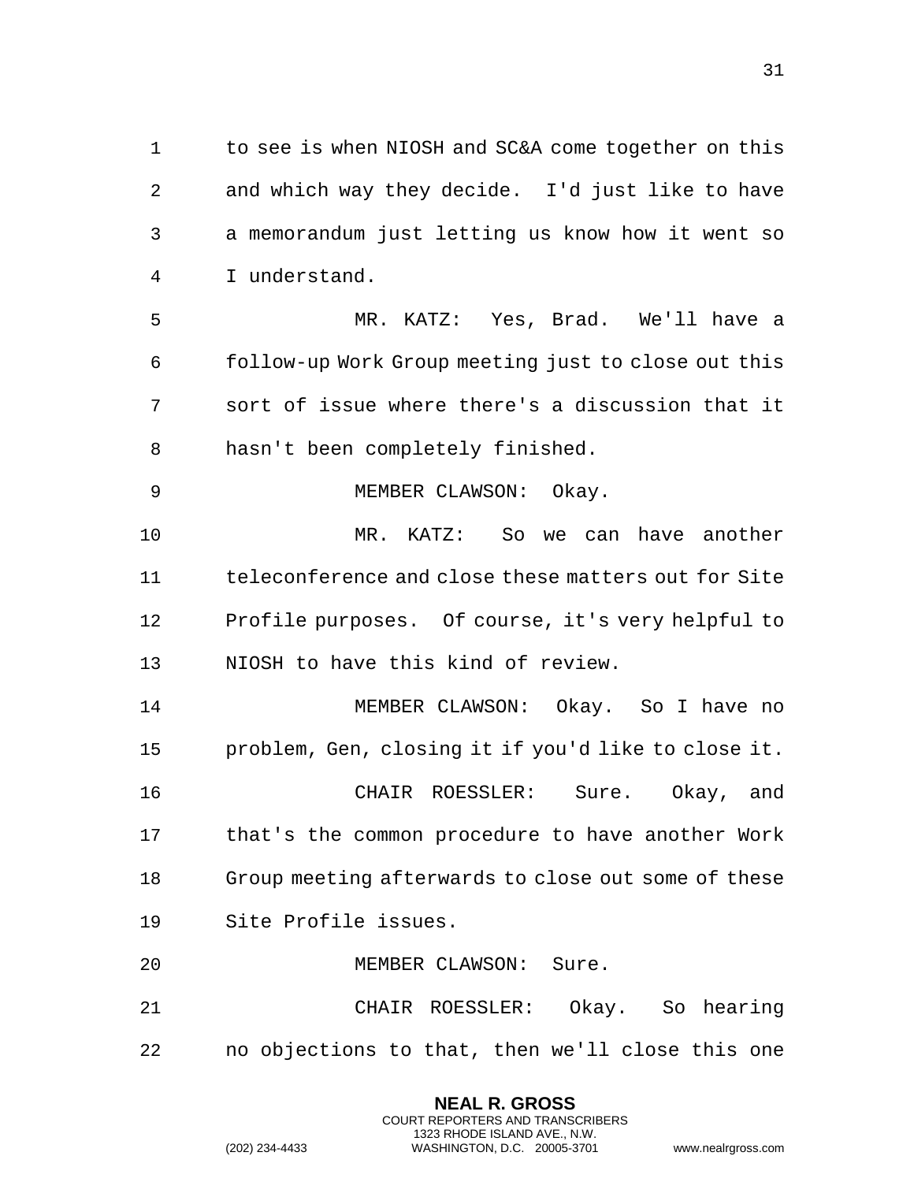to see is when NIOSH and SC&A come together on this and which way they decide. I'd just like to have a memorandum just letting us know how it went so I understand.

MR. KATZ: Yes, Brad. We'll have a follow-up Work Group meeting just to close out this sort of issue where there's a discussion that it hasn't been completely finished.

MEMBER CLAWSON: Okay.

MR. KATZ: So we can have another teleconference and close these matters out for Site Profile purposes. Of course, it's very helpful to NIOSH to have this kind of review.

MEMBER CLAWSON: Okay. So I have no problem, Gen, closing it if you'd like to close it.

CHAIR ROESSLER: Sure. Okay, and that's the common procedure to have another Work Group meeting afterwards to close out some of these Site Profile issues.

MEMBER CLAWSON: Sure.

CHAIR ROESSLER: Okay. So hearing no objections to that, then we'll close this one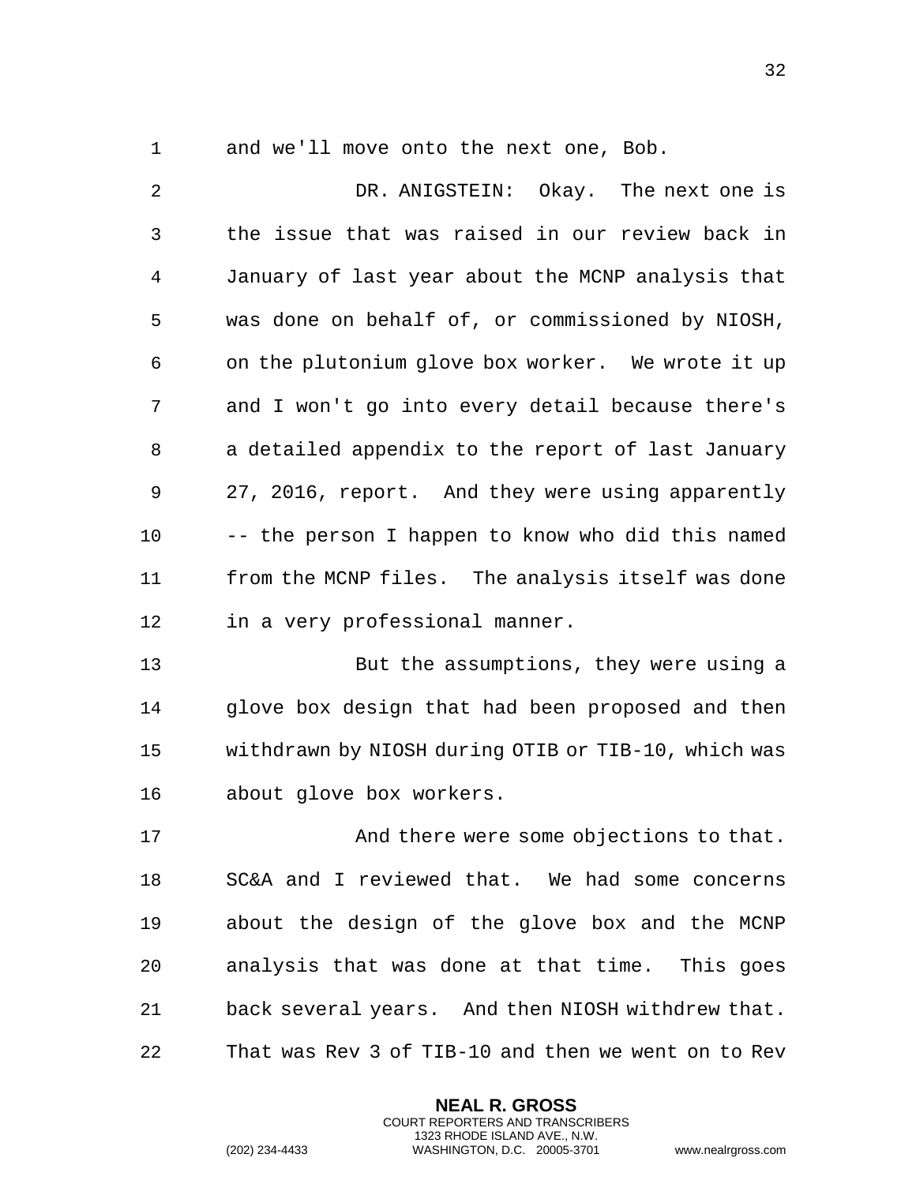and we'll move onto the next one, Bob.

DR. ANIGSTEIN: Okay. The next one is the issue that was raised in our review back in January of last year about the MCNP analysis that was done on behalf of, or commissioned by NIOSH, on the plutonium glove box worker. We wrote it up and I won't go into every detail because there's a detailed appendix to the report of last January 27, 2016, report. And they were using apparently -- the person I happen to know who did this named from the MCNP files. The analysis itself was done in a very professional manner.

But the assumptions, they were using a glove box design that had been proposed and then withdrawn by NIOSH during OTIB or TIB-10, which was about glove box workers.

And there were some objections to that. SC&A and I reviewed that. We had some concerns about the design of the glove box and the MCNP analysis that was done at that time. This goes back several years. And then NIOSH withdrew that. That was Rev 3 of TIB-10 and then we went on to Rev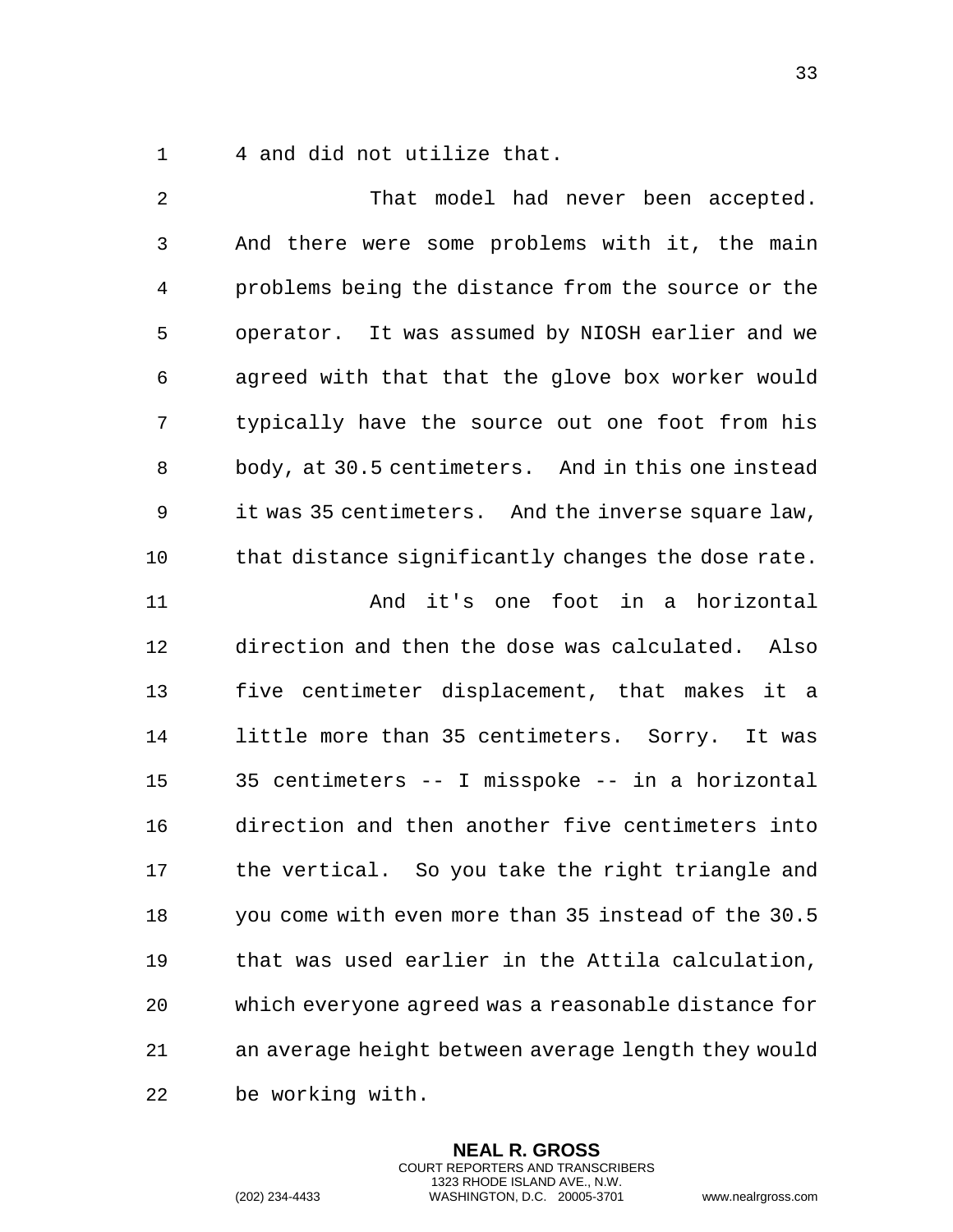4 and did not utilize that.

That model had never been accepted. And there were some problems with it, the main problems being the distance from the source or the operator. It was assumed by NIOSH earlier and we agreed with that that the glove box worker would typically have the source out one foot from his body, at 30.5 centimeters. And in this one instead it was 35 centimeters. And the inverse square law, that distance significantly changes the dose rate.

And it's one foot in a horizontal direction and then the dose was calculated. Also five centimeter displacement, that makes it a little more than 35 centimeters. Sorry. It was 35 centimeters -- I misspoke -- in a horizontal direction and then another five centimeters into the vertical. So you take the right triangle and you come with even more than 35 instead of the 30.5 that was used earlier in the Attila calculation, which everyone agreed was a reasonable distance for an average height between average length they would be working with.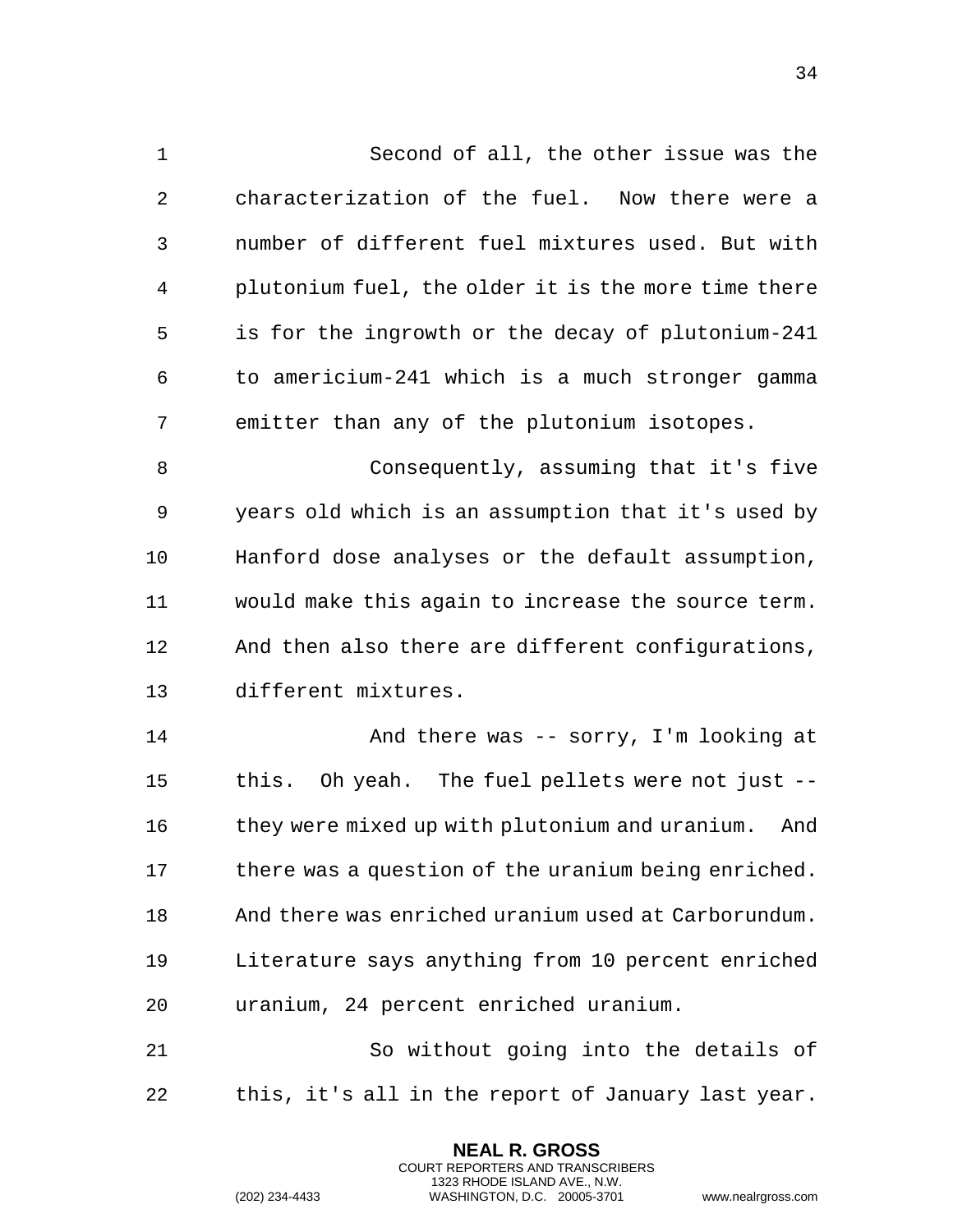Second of all, the other issue was the characterization of the fuel. Now there were a number of different fuel mixtures used. But with plutonium fuel, the older it is the more time there is for the ingrowth or the decay of plutonium-241 to americium-241 which is a much stronger gamma emitter than any of the plutonium isotopes.

Consequently, assuming that it's five years old which is an assumption that it's used by Hanford dose analyses or the default assumption, would make this again to increase the source term. And then also there are different configurations, different mixtures.

And there was -- sorry, I'm looking at this. Oh yeah. The fuel pellets were not just -- they were mixed up with plutonium and uranium. And there was a question of the uranium being enriched. And there was enriched uranium used at Carborundum. Literature says anything from 10 percent enriched uranium, 24 percent enriched uranium.

So without going into the details of this, it's all in the report of January last year.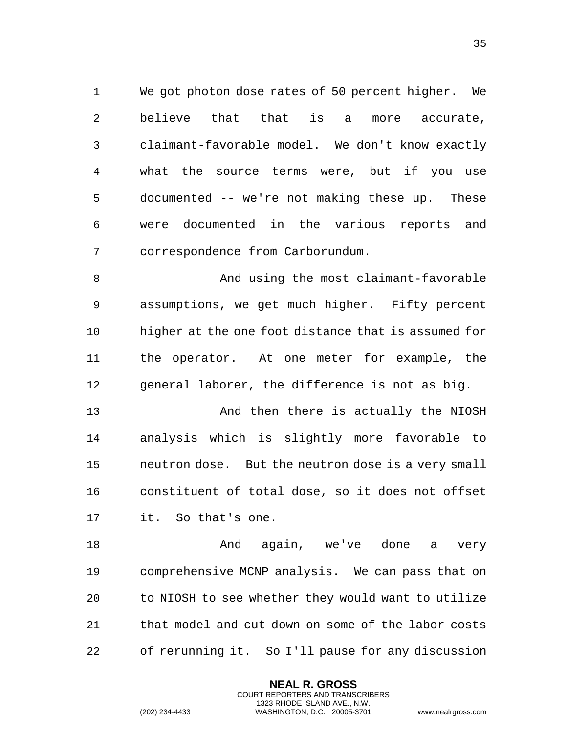We got photon dose rates of 50 percent higher. We believe that that is a more accurate, claimant-favorable model. We don't know exactly what the source terms were, but if you use documented -- we're not making these up. These were documented in the various reports and correspondence from Carborundum.

And using the most claimant-favorable assumptions, we get much higher. Fifty percent higher at the one foot distance that is assumed for the operator. At one meter for example, the general laborer, the difference is not as big.

And then there is actually the NIOSH analysis which is slightly more favorable to neutron dose. But the neutron dose is a very small constituent of total dose, so it does not offset it. So that's one.

And again, we've done a very comprehensive MCNP analysis. We can pass that on to NIOSH to see whether they would want to utilize that model and cut down on some of the labor costs of rerunning it. So I'll pause for any discussion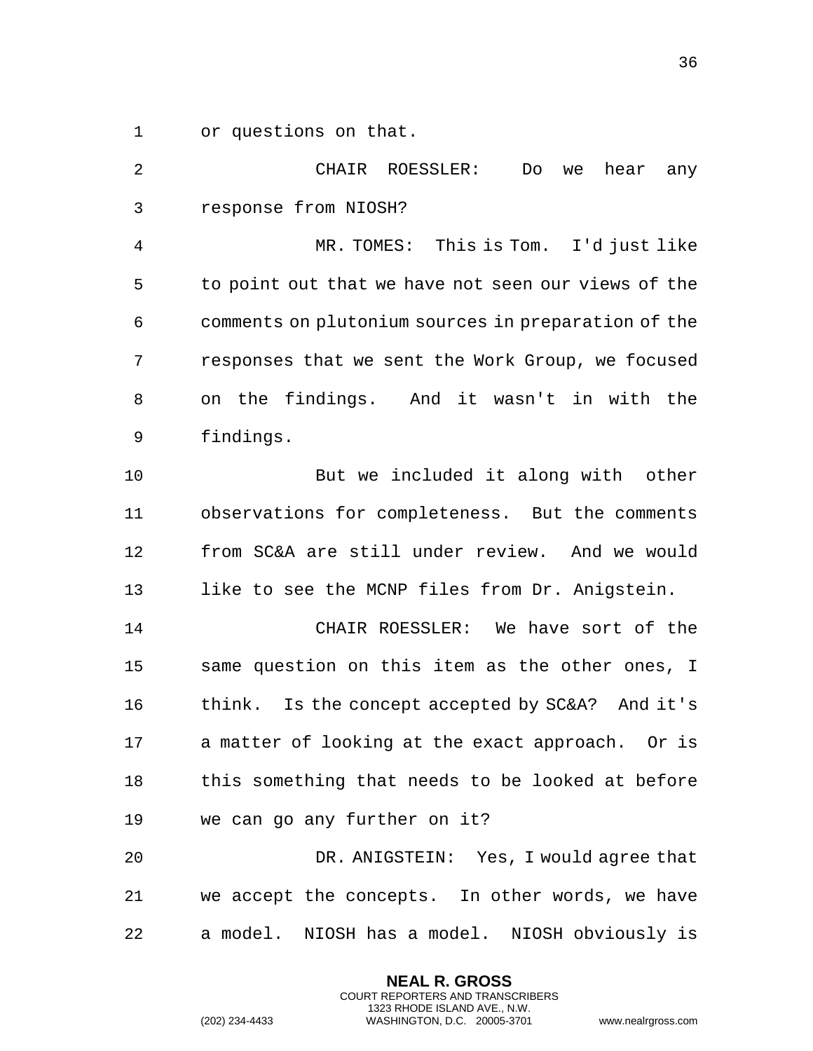or questions on that.

CHAIR ROESSLER: Do we hear any response from NIOSH?

MR. TOMES: This is Tom. I'd just like to point out that we have not seen our views of the comments on plutonium sources in preparation of the responses that we sent the Work Group, we focused on the findings. And it wasn't in with the findings.

But we included it along with other observations for completeness. But the comments from SC&A are still under review. And we would like to see the MCNP files from Dr. Anigstein.

CHAIR ROESSLER: We have sort of the same question on this item as the other ones, I think. Is the concept accepted by SC&A? And it's a matter of looking at the exact approach. Or is this something that needs to be looked at before we can go any further on it?

DR. ANIGSTEIN: Yes, I would agree that we accept the concepts. In other words, we have a model. NIOSH has a model. NIOSH obviously is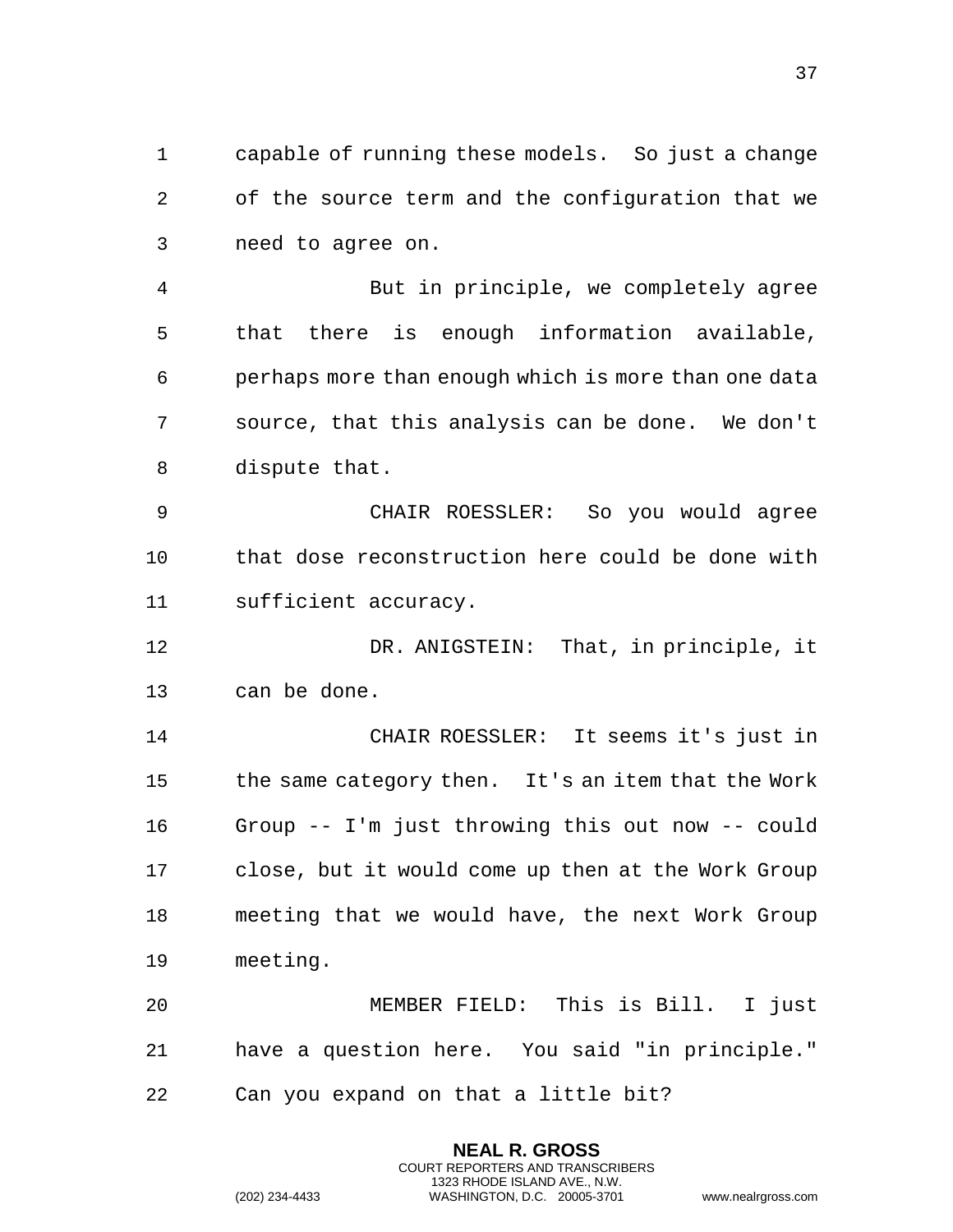capable of running these models. So just a change of the source term and the configuration that we need to agree on.

But in principle, we completely agree that there is enough information available, perhaps more than enough which is more than one data source, that this analysis can be done. We don't dispute that.

CHAIR ROESSLER: So you would agree that dose reconstruction here could be done with sufficient accuracy.

DR. ANIGSTEIN: That, in principle, it can be done.

CHAIR ROESSLER: It seems it's just in the same category then. It's an item that the Work Group -- I'm just throwing this out now -- could close, but it would come up then at the Work Group meeting that we would have, the next Work Group meeting.

MEMBER FIELD: This is Bill. I just have a question here. You said "in principle." Can you expand on that a little bit?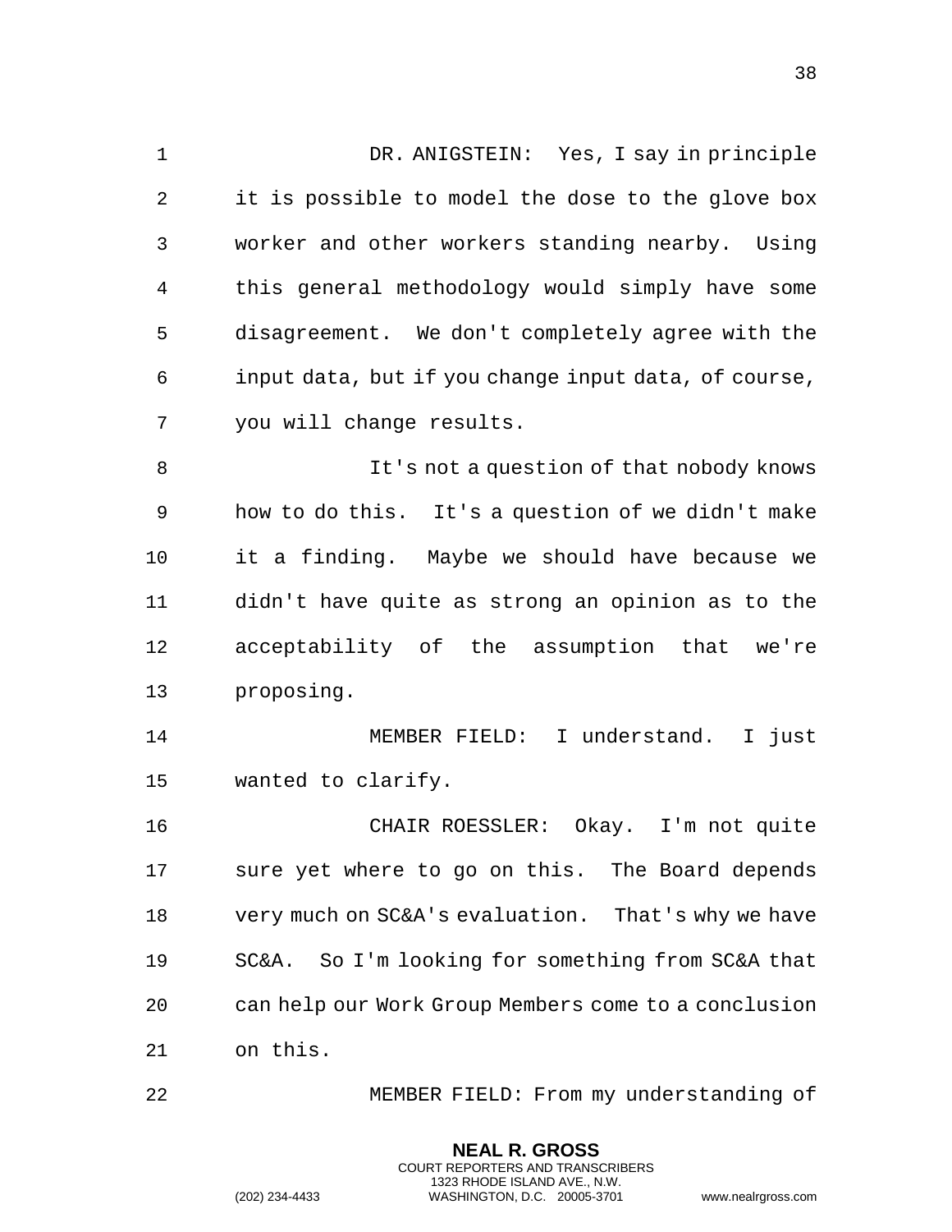DR. ANIGSTEIN: Yes, I say in principle it is possible to model the dose to the glove box worker and other workers standing nearby. Using this general methodology would simply have some disagreement. We don't completely agree with the input data, but if you change input data, of course, you will change results.

It's not a question of that nobody knows how to do this. It's a question of we didn't make it a finding. Maybe we should have because we didn't have quite as strong an opinion as to the acceptability of the assumption that we're proposing.

MEMBER FIELD: I understand. I just wanted to clarify.

CHAIR ROESSLER: Okay. I'm not quite sure yet where to go on this. The Board depends very much on SC&A's evaluation. That's why we have SC&A. So I'm looking for something from SC&A that can help our Work Group Members come to a conclusion on this.

MEMBER FIELD: From my understanding of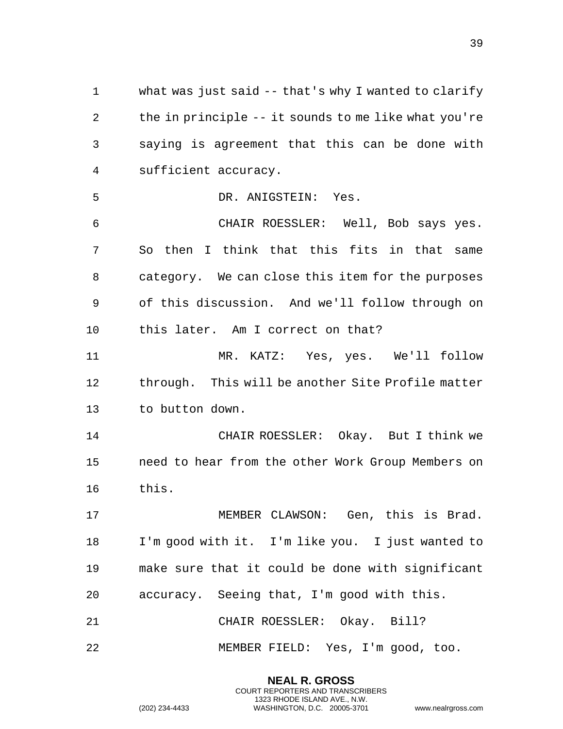what was just said -- that's why I wanted to clarify the in principle -- it sounds to me like what you're saying is agreement that this can be done with sufficient accuracy.

DR. ANIGSTEIN: Yes.

CHAIR ROESSLER: Well, Bob says yes. So then I think that this fits in that same category. We can close this item for the purposes of this discussion. And we'll follow through on this later. Am I correct on that?

MR. KATZ: Yes, yes. We'll follow through. This will be another Site Profile matter to button down.

CHAIR ROESSLER: Okay. But I think we need to hear from the other Work Group Members on this.

MEMBER CLAWSON: Gen, this is Brad. I'm good with it. I'm like you. I just wanted to make sure that it could be done with significant accuracy. Seeing that, I'm good with this.

CHAIR ROESSLER: Okay. Bill?

MEMBER FIELD: Yes, I'm good, too.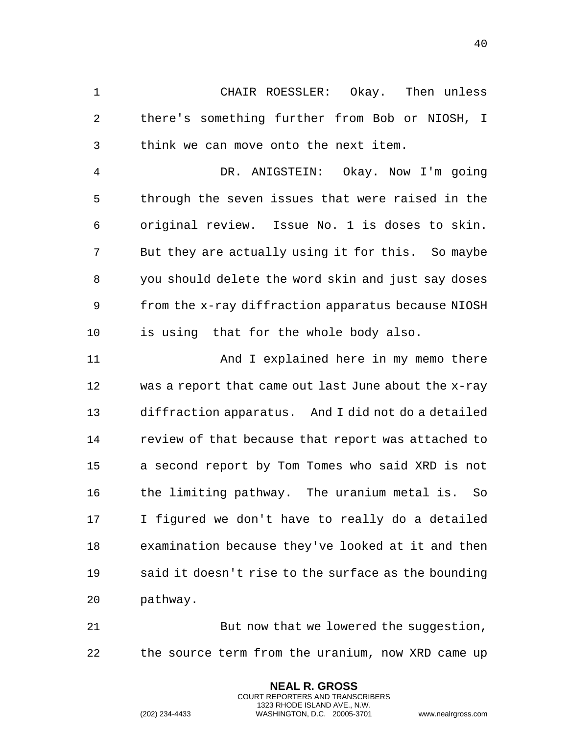CHAIR ROESSLER: Okay. Then unless there's something further from Bob or NIOSH, I think we can move onto the next item.

DR. ANIGSTEIN: Okay. Now I'm going through the seven issues that were raised in the original review. Issue No. 1 is doses to skin. But they are actually using it for this. So maybe you should delete the word skin and just say doses from the x-ray diffraction apparatus because NIOSH is using that for the whole body also.

And I explained here in my memo there was a report that came out last June about the x-ray diffraction apparatus. And I did not do a detailed review of that because that report was attached to a second report by Tom Tomes who said XRD is not the limiting pathway. The uranium metal is. So I figured we don't have to really do a detailed examination because they've looked at it and then said it doesn't rise to the surface as the bounding pathway.

But now that we lowered the suggestion, the source term from the uranium, now XRD came up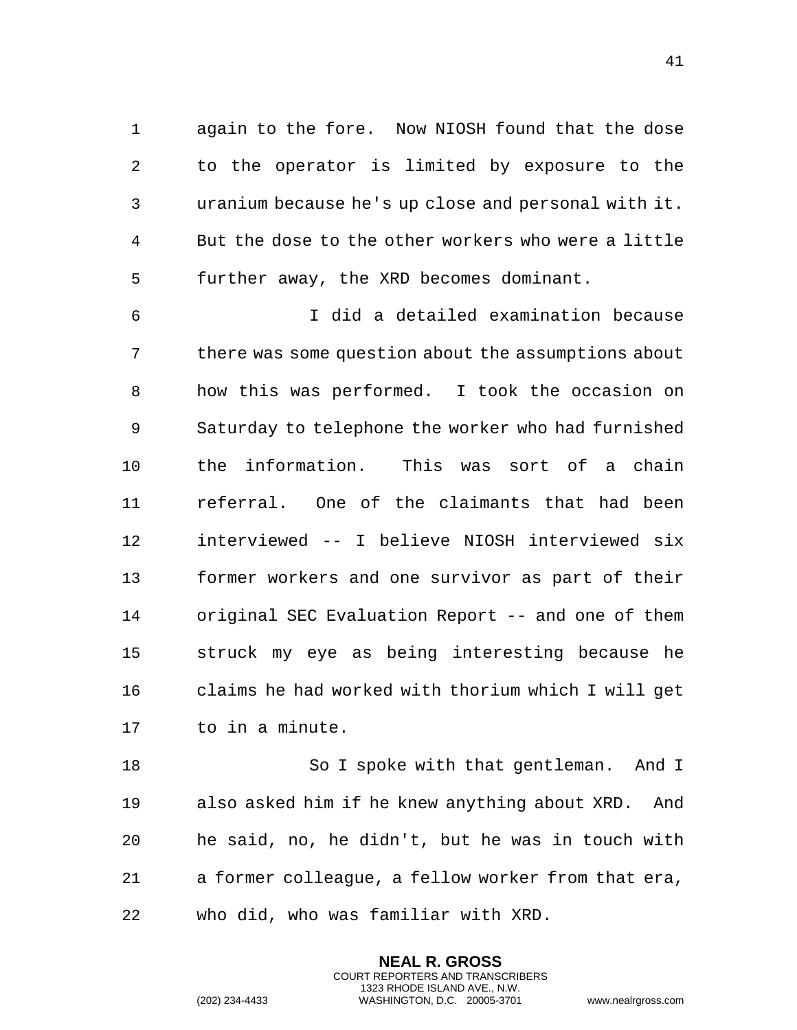again to the fore. Now NIOSH found that the dose to the operator is limited by exposure to the uranium because he's up close and personal with it. But the dose to the other workers who were a little further away, the XRD becomes dominant.

I did a detailed examination because there was some question about the assumptions about how this was performed. I took the occasion on Saturday to telephone the worker who had furnished the information. This was sort of a chain referral. One of the claimants that had been interviewed -- I believe NIOSH interviewed six former workers and one survivor as part of their original SEC Evaluation Report -- and one of them struck my eye as being interesting because he claims he had worked with thorium which I will get to in a minute.

So I spoke with that gentleman. And I also asked him if he knew anything about XRD. And he said, no, he didn't, but he was in touch with a former colleague, a fellow worker from that era, who did, who was familiar with XRD.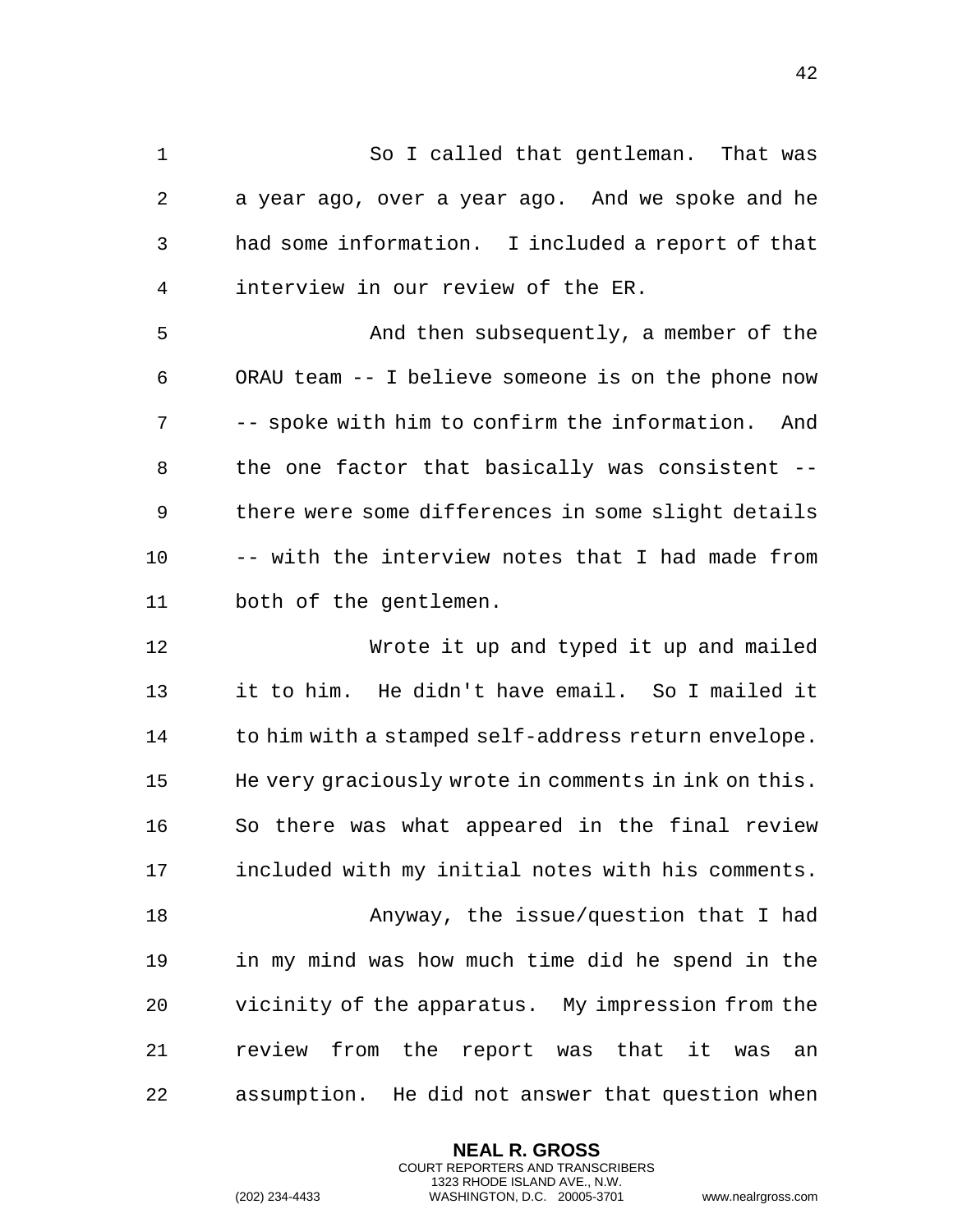So I called that gentleman. That was a year ago, over a year ago. And we spoke and he had some information. I included a report of that interview in our review of the ER.

And then subsequently, a member of the ORAU team -- I believe someone is on the phone now -- spoke with him to confirm the information. And the one factor that basically was consistent -- there were some differences in some slight details -- with the interview notes that I had made from both of the gentlemen.

Wrote it up and typed it up and mailed it to him. He didn't have email. So I mailed it to him with a stamped self-address return envelope. He very graciously wrote in comments in ink on this. So there was what appeared in the final review included with my initial notes with his comments.

Anyway, the issue/question that I had in my mind was how much time did he spend in the vicinity of the apparatus. My impression from the review from the report was that it was an assumption. He did not answer that question when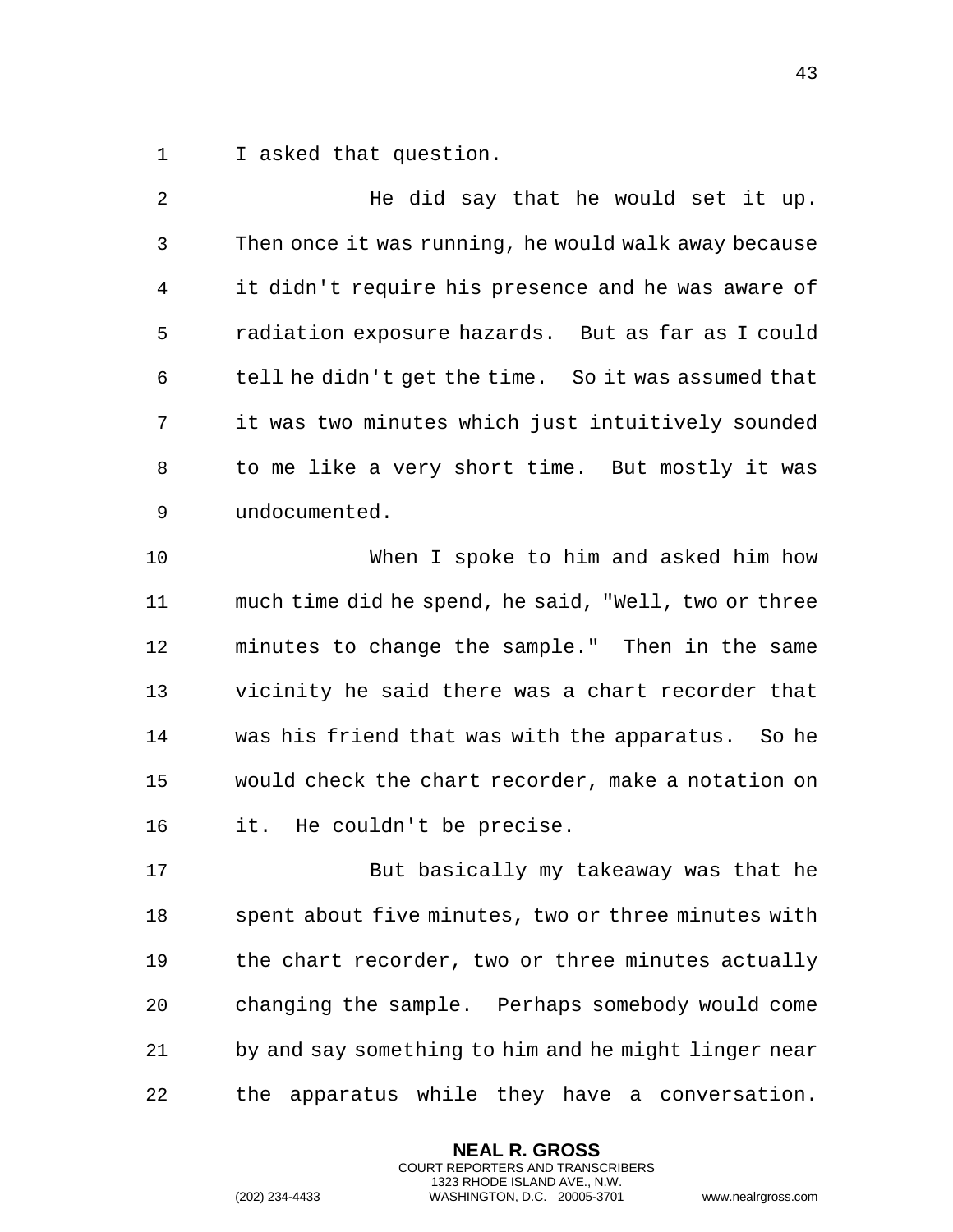I asked that question.

He did say that he would set it up. Then once it was running, he would walk away because it didn't require his presence and he was aware of radiation exposure hazards. But as far as I could tell he didn't get the time. So it was assumed that it was two minutes which just intuitively sounded to me like a very short time. But mostly it was undocumented.

When I spoke to him and asked him how much time did he spend, he said, "Well, two or three minutes to change the sample." Then in the same vicinity he said there was a chart recorder that was his friend that was with the apparatus. So he would check the chart recorder, make a notation on it. He couldn't be precise.

But basically my takeaway was that he spent about five minutes, two or three minutes with the chart recorder, two or three minutes actually changing the sample. Perhaps somebody would come by and say something to him and he might linger near the apparatus while they have a conversation.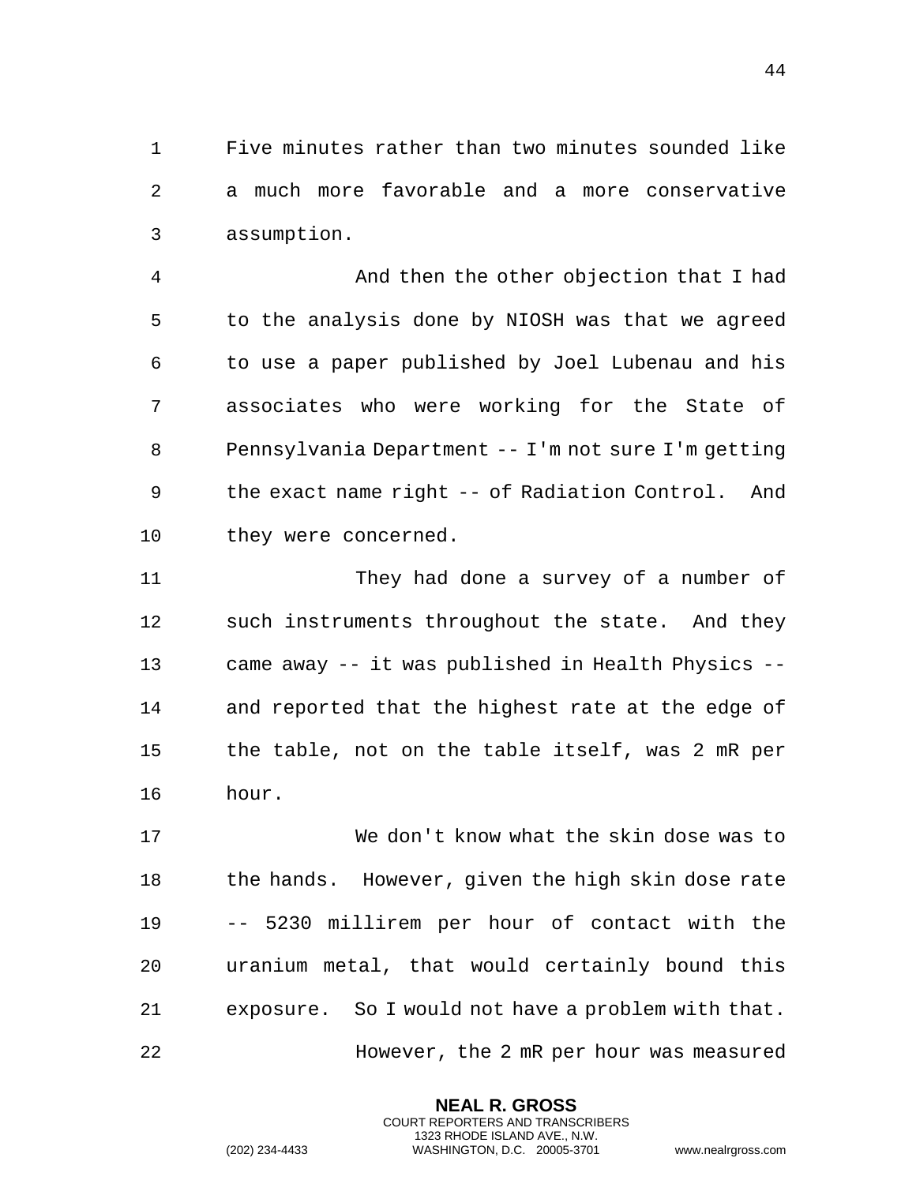Five minutes rather than two minutes sounded like a much more favorable and a more conservative assumption.

And then the other objection that I had to the analysis done by NIOSH was that we agreed to use a paper published by Joel Lubenau and his associates who were working for the State of Pennsylvania Department -- I'm not sure I'm getting the exact name right -- of Radiation Control. And they were concerned.

They had done a survey of a number of such instruments throughout the state. And they came away -- it was published in Health Physics -- and reported that the highest rate at the edge of the table, not on the table itself, was 2 mR per hour.

We don't know what the skin dose was to the hands. However, given the high skin dose rate -- 5230 millirem per hour of contact with the uranium metal, that would certainly bound this exposure. So I would not have a problem with that.

However, the 2 mR per hour was measured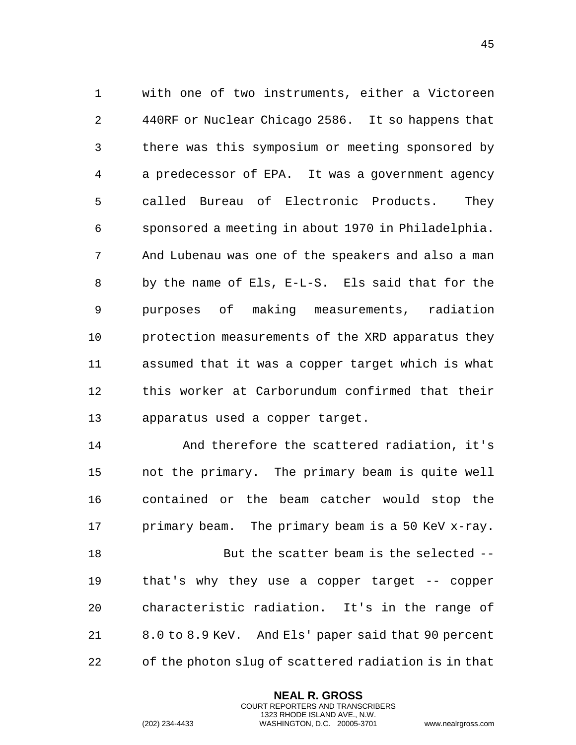with one of two instruments, either a Victoreen 440RF or Nuclear Chicago 2586. It so happens that there was this symposium or meeting sponsored by a predecessor of EPA. It was a government agency called Bureau of Electronic Products. They sponsored a meeting in about 1970 in Philadelphia. And Lubenau was one of the speakers and also a man by the name of Els, E-L-S. Els said that for the purposes of making measurements, radiation protection measurements of the XRD apparatus they assumed that it was a copper target which is what this worker at Carborundum confirmed that their apparatus used a copper target.

And therefore the scattered radiation, it's not the primary. The primary beam is quite well contained or the beam catcher would stop the primary beam. The primary beam is a 50 KeV x-ray.

But the scatter beam is the selected -- that's why they use a copper target -- copper characteristic radiation. It's in the range of 8.0 to 8.9 KeV. And Els' paper said that 90 percent of the photon slug of scattered radiation is in that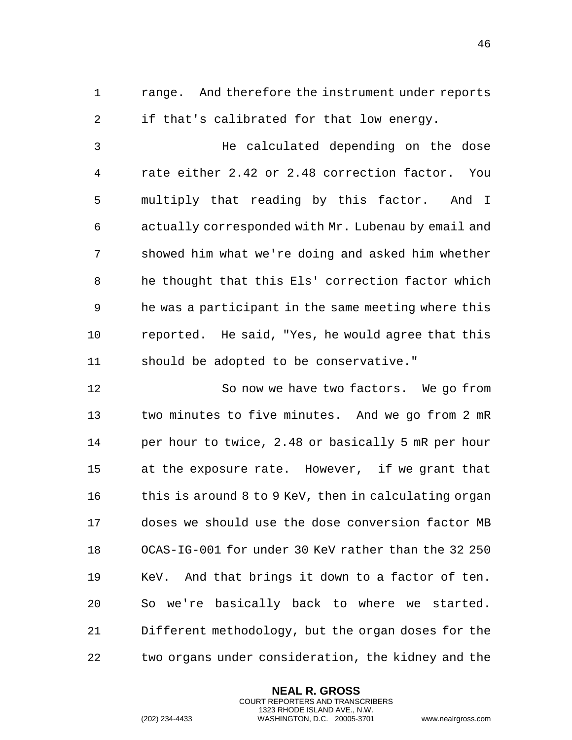range. And therefore the instrument under reports if that's calibrated for that low energy.

He calculated depending on the dose rate either 2.42 or 2.48 correction factor. You multiply that reading by this factor. And I actually corresponded with Mr. Lubenau by email and showed him what we're doing and asked him whether he thought that this Els' correction factor which he was a participant in the same meeting where this reported. He said, "Yes, he would agree that this should be adopted to be conservative."

So now we have two factors. We go from two minutes to five minutes. And we go from 2 mR per hour to twice, 2.48 or basically 5 mR per hour at the exposure rate. However, if we grant that this is around 8 to 9 KeV, then in calculating organ doses we should use the dose conversion factor MB OCAS-IG-001 for under 30 KeV rather than the 32 250 KeV. And that brings it down to a factor of ten. So we're basically back to where we started. Different methodology, but the organ doses for the two organs under consideration, the kidney and the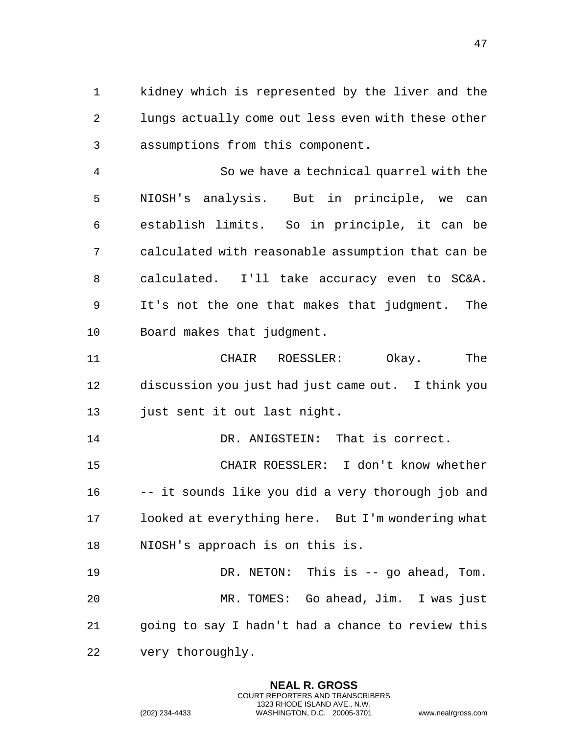kidney which is represented by the liver and the lungs actually come out less even with these other assumptions from this component.

So we have a technical quarrel with the NIOSH's analysis. But in principle, we can establish limits. So in principle, it can be calculated with reasonable assumption that can be calculated. I'll take accuracy even to SC&A. It's not the one that makes that judgment. The Board makes that judgment.

CHAIR ROESSLER: Okay. The discussion you just had just came out. I think you just sent it out last night.

DR. ANIGSTEIN: That is correct.

CHAIR ROESSLER: I don't know whether -- it sounds like you did a very thorough job and looked at everything here. But I'm wondering what NIOSH's approach is on this is.

DR. NETON: This is -- go ahead, Tom.

MR. TOMES: Go ahead, Jim. I was just going to say I hadn't had a chance to review this very thoroughly.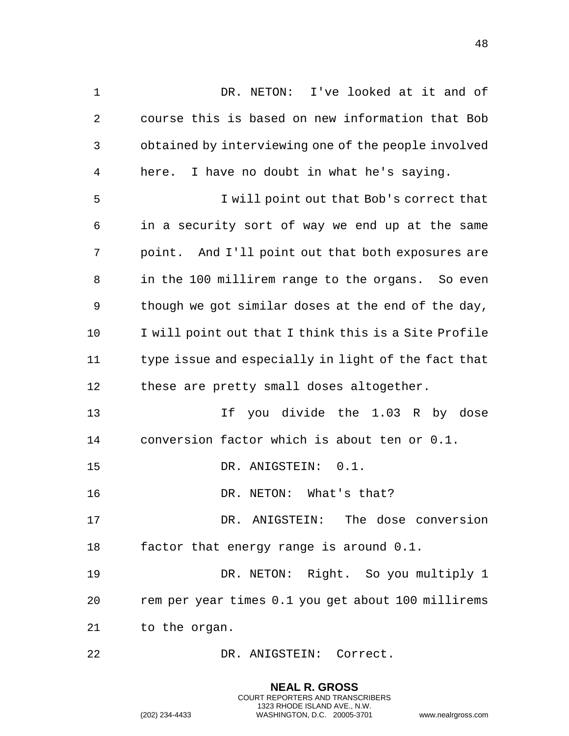DR. NETON: I've looked at it and of course this is based on new information that Bob obtained by interviewing one of the people involved here. I have no doubt in what he's saying.

I will point out that Bob's correct that in a security sort of way we end up at the same point. And I'll point out that both exposures are in the 100 millirem range to the organs. So even though we got similar doses at the end of the day, I will point out that I think this is a Site Profile type issue and especially in light of the fact that these are pretty small doses altogether.

If you divide the 1.03 R by dose conversion factor which is about ten or 0.1.

DR. ANIGSTEIN: 0.1.

DR. NETON: What's that?

DR. ANIGSTEIN: The dose conversion factor that energy range is around 0.1.

DR. NETON: Right. So you multiply 1 rem per year times 0.1 you get about 100 millirems to the organ.

DR. ANIGSTEIN: Correct.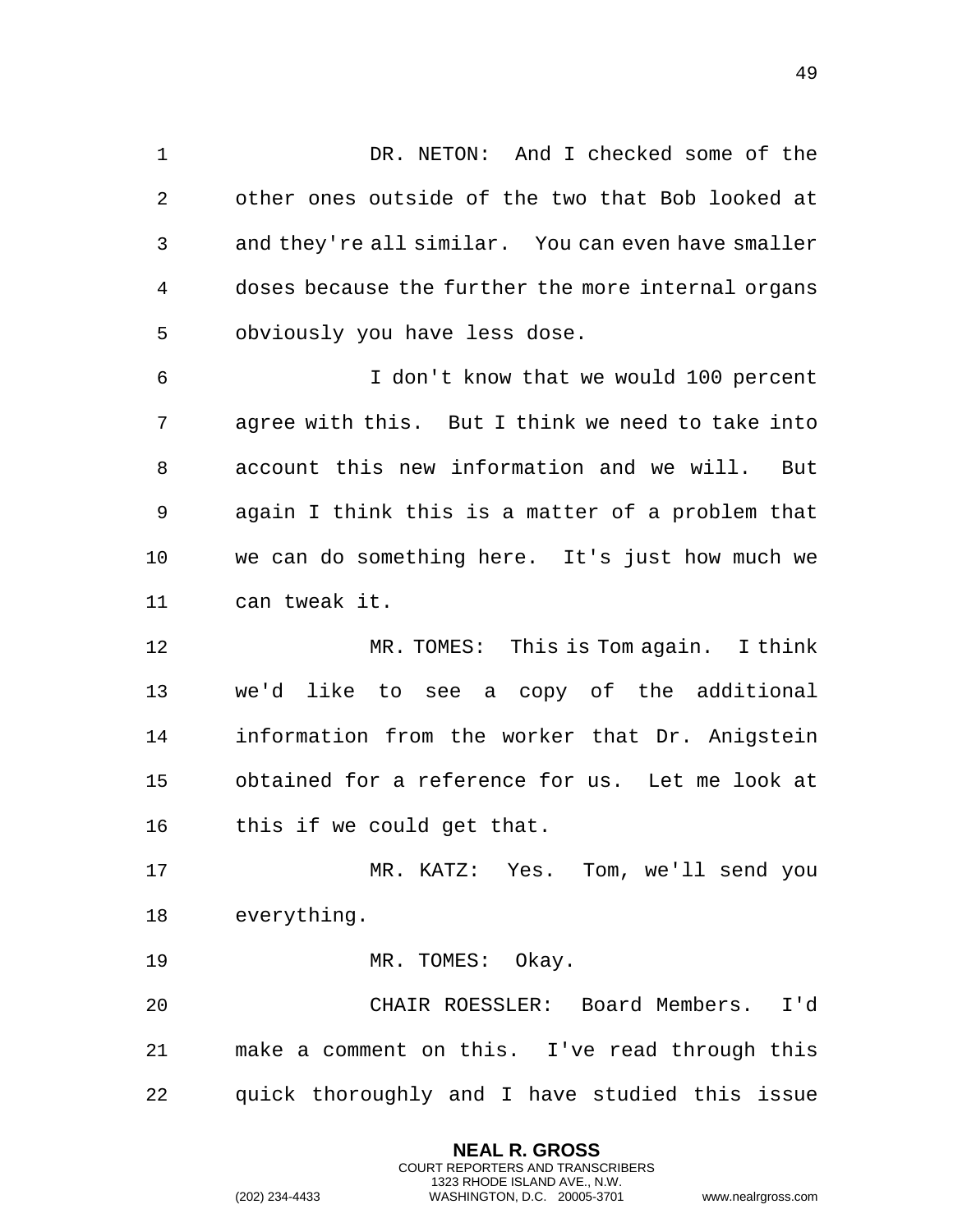DR. NETON: And I checked some of the other ones outside of the two that Bob looked at and they're all similar. You can even have smaller doses because the further the more internal organs obviously you have less dose.

I don't know that we would 100 percent agree with this. But I think we need to take into account this new information and we will. But again I think this is a matter of a problem that we can do something here. It's just how much we can tweak it.

MR. TOMES: This is Tom again. I think we'd like to see a copy of the additional information from the worker that Dr. Anigstein obtained for a reference for us. Let me look at this if we could get that.

MR. KATZ: Yes. Tom, we'll send you everything.

MR. TOMES: Okay.

CHAIR ROESSLER: Board Members. I'd make a comment on this. I've read through this quick thoroughly and I have studied this issue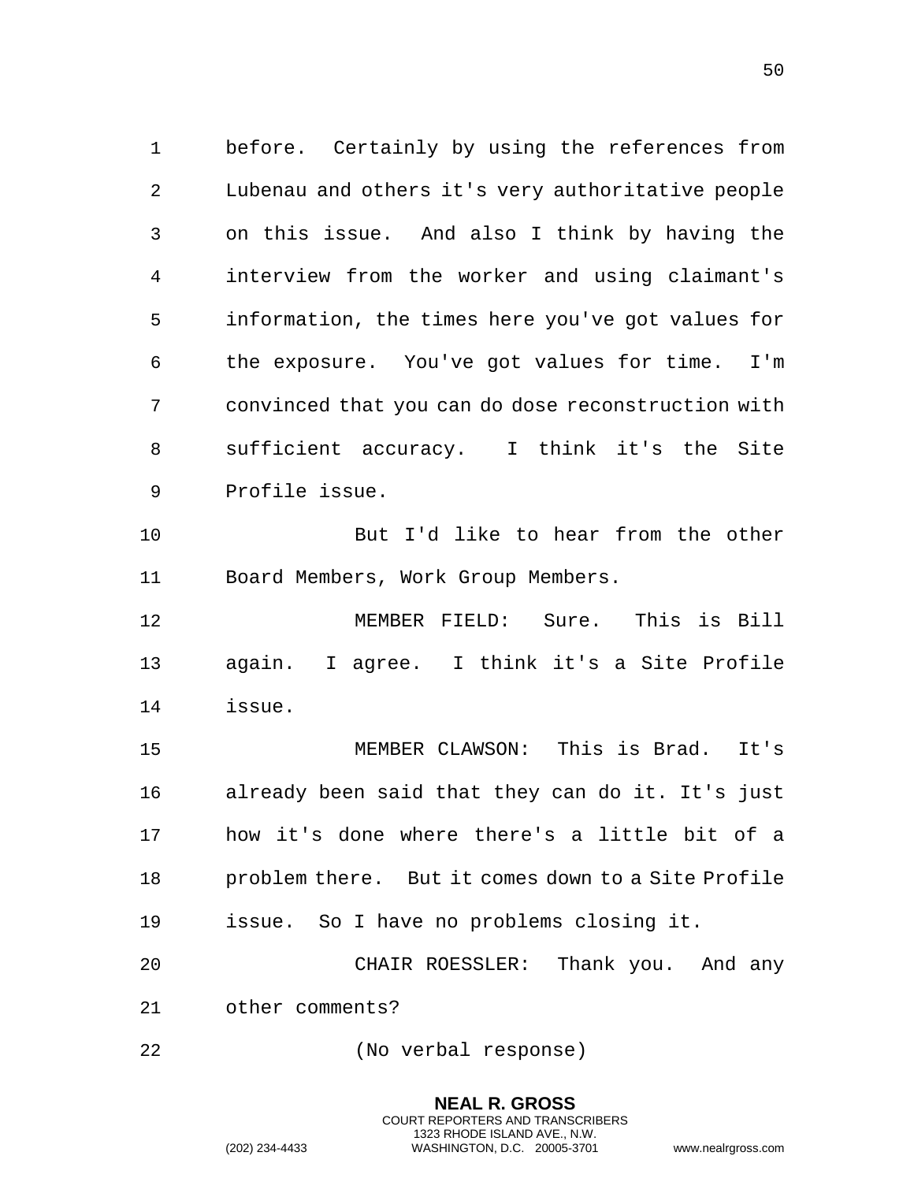before. Certainly by using the references from Lubenau and others it's very authoritative people on this issue. And also I think by having the interview from the worker and using claimant's information, the times here you've got values for the exposure. You've got values for time. I'm convinced that you can do dose reconstruction with sufficient accuracy. I think it's the Site Profile issue.

But I'd like to hear from the other Board Members, Work Group Members.

MEMBER FIELD: Sure. This is Bill again. I agree. I think it's a Site Profile issue.

MEMBER CLAWSON: This is Brad. It's already been said that they can do it. It's just how it's done where there's a little bit of a problem there. But it comes down to a Site Profile issue. So I have no problems closing it.

CHAIR ROESSLER: Thank you. And any other comments?

(No verbal response)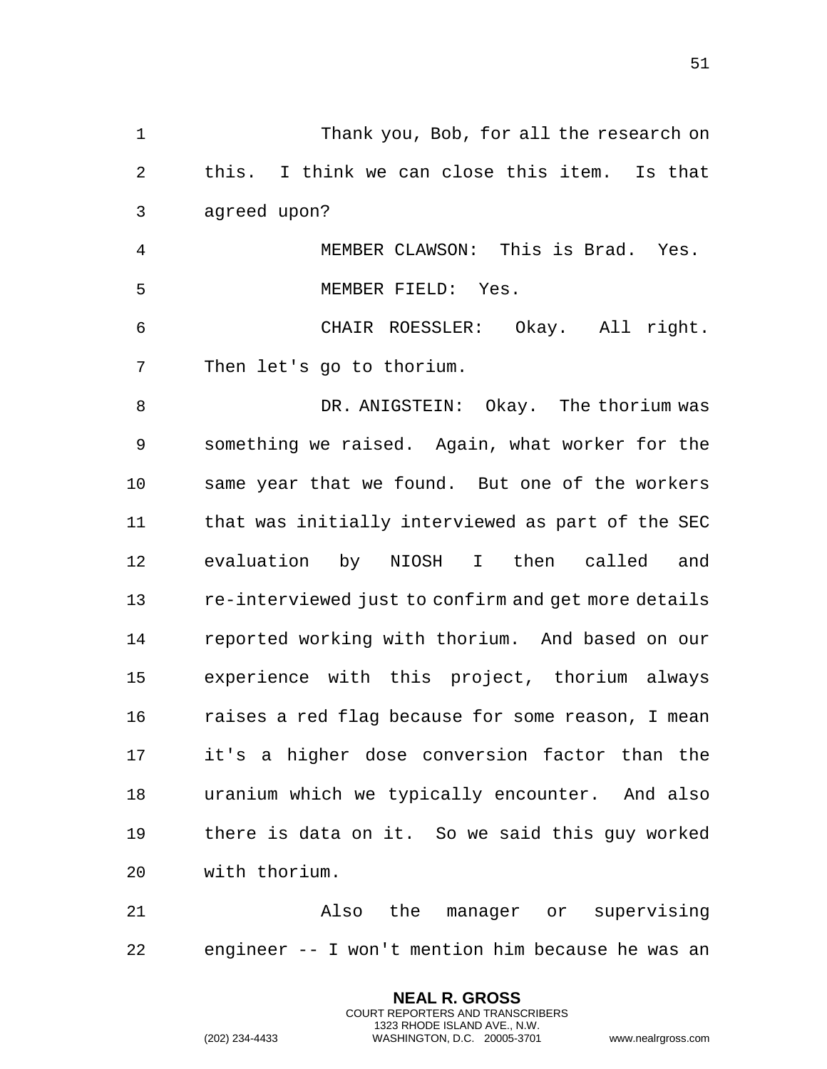Thank you, Bob, for all the research on this. I think we can close this item. Is that agreed upon?

MEMBER CLAWSON: This is Brad. Yes.

MEMBER FIELD: Yes.

CHAIR ROESSLER: Okay. All right. Then let's go to thorium.

DR. ANIGSTEIN: Okay. The thorium was something we raised. Again, what worker for the same year that we found. But one of the workers that was initially interviewed as part of the SEC evaluation by NIOSH I then called and re-interviewed just to confirm and get more details reported working with thorium. And based on our experience with this project, thorium always raises a red flag because for some reason, I mean it's a higher dose conversion factor than the uranium which we typically encounter. And also there is data on it. So we said this guy worked with thorium.

Also the manager or supervising engineer -- I won't mention him because he was an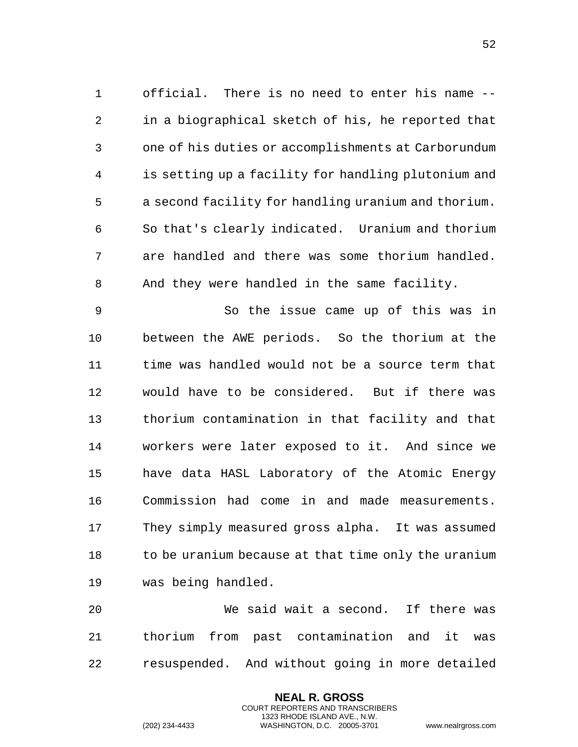official. There is no need to enter his name -- in a biographical sketch of his, he reported that one of his duties or accomplishments at Carborundum is setting up a facility for handling plutonium and a second facility for handling uranium and thorium. So that's clearly indicated. Uranium and thorium are handled and there was some thorium handled. And they were handled in the same facility.

So the issue came up of this was in between the AWE periods. So the thorium at the time was handled would not be a source term that would have to be considered. But if there was thorium contamination in that facility and that workers were later exposed to it. And since we have data HASL Laboratory of the Atomic Energy Commission had come in and made measurements. They simply measured gross alpha. It was assumed to be uranium because at that time only the uranium was being handled.

We said wait a second. If there was thorium from past contamination and it was resuspended. And without going in more detailed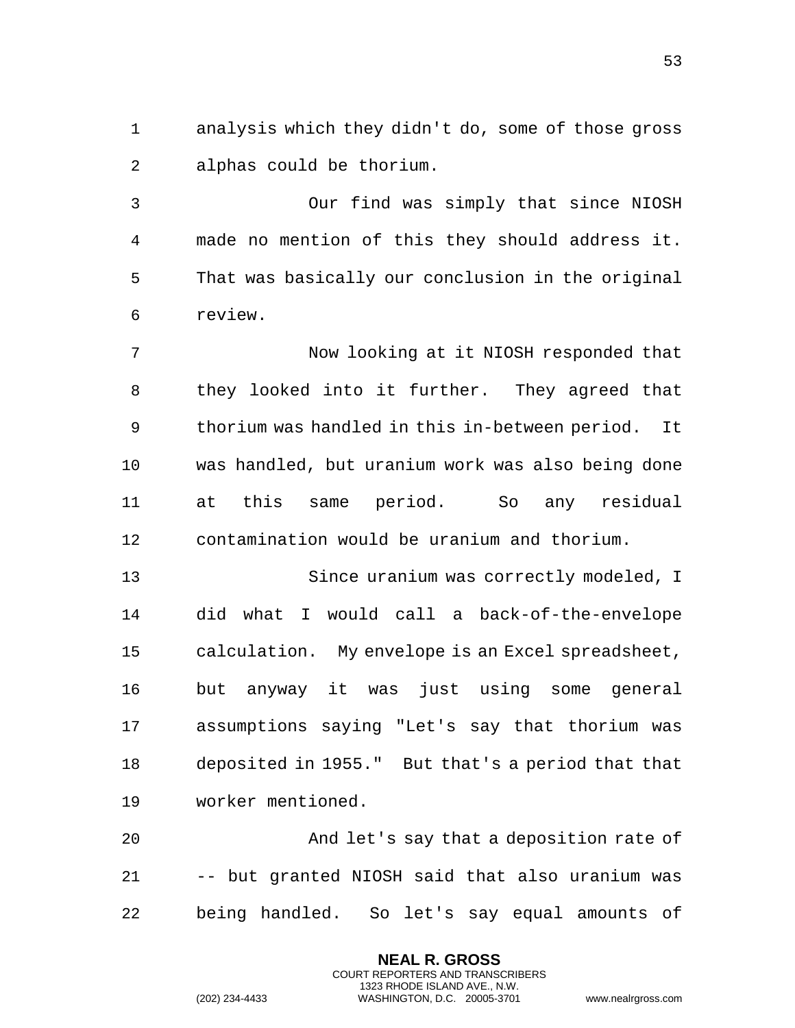analysis which they didn't do, some of those gross alphas could be thorium.

Our find was simply that since NIOSH made no mention of this they should address it. That was basically our conclusion in the original review.

Now looking at it NIOSH responded that they looked into it further. They agreed that thorium was handled in this in-between period. It was handled, but uranium work was also being done at this same period. So any residual contamination would be uranium and thorium.

Since uranium was correctly modeled, I did what I would call a back-of-the-envelope calculation. My envelope is an Excel spreadsheet, but anyway it was just using some general assumptions saying "Let's say that thorium was deposited in 1955." But that's a period that that worker mentioned.

And let's say that a deposition rate of -- but granted NIOSH said that also uranium was being handled. So let's say equal amounts of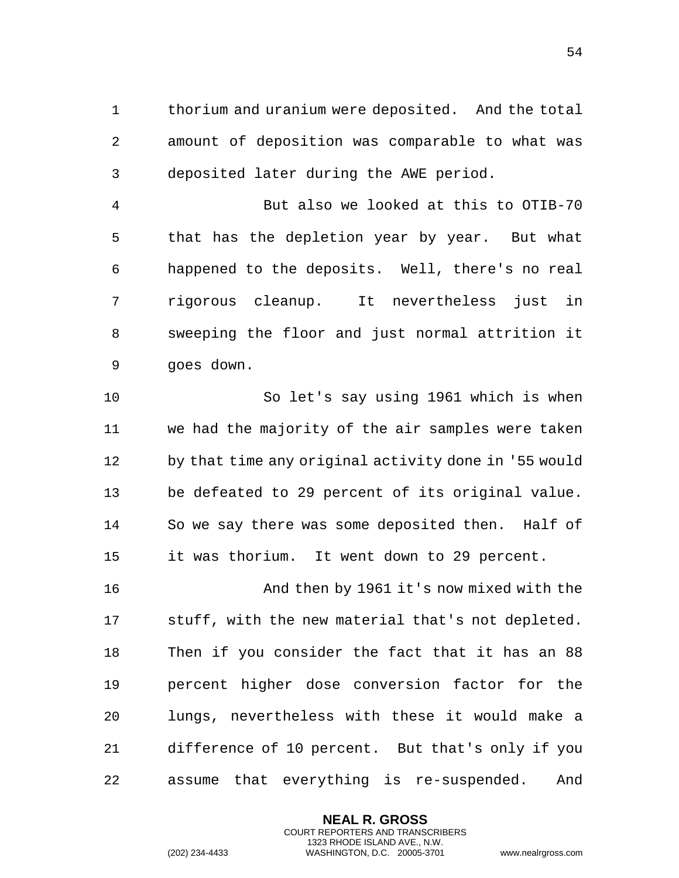thorium and uranium were deposited. And the total amount of deposition was comparable to what was deposited later during the AWE period.

But also we looked at this to OTIB-70 that has the depletion year by year. But what happened to the deposits. Well, there's no real rigorous cleanup. It nevertheless just in sweeping the floor and just normal attrition it goes down.

So let's say using 1961 which is when we had the majority of the air samples were taken by that time any original activity done in '55 would be defeated to 29 percent of its original value. So we say there was some deposited then. Half of it was thorium. It went down to 29 percent.

And then by 1961 it's now mixed with the stuff, with the new material that's not depleted. Then if you consider the fact that it has an 88 percent higher dose conversion factor for the lungs, nevertheless with these it would make a difference of 10 percent. But that's only if you assume that everything is re-suspended. And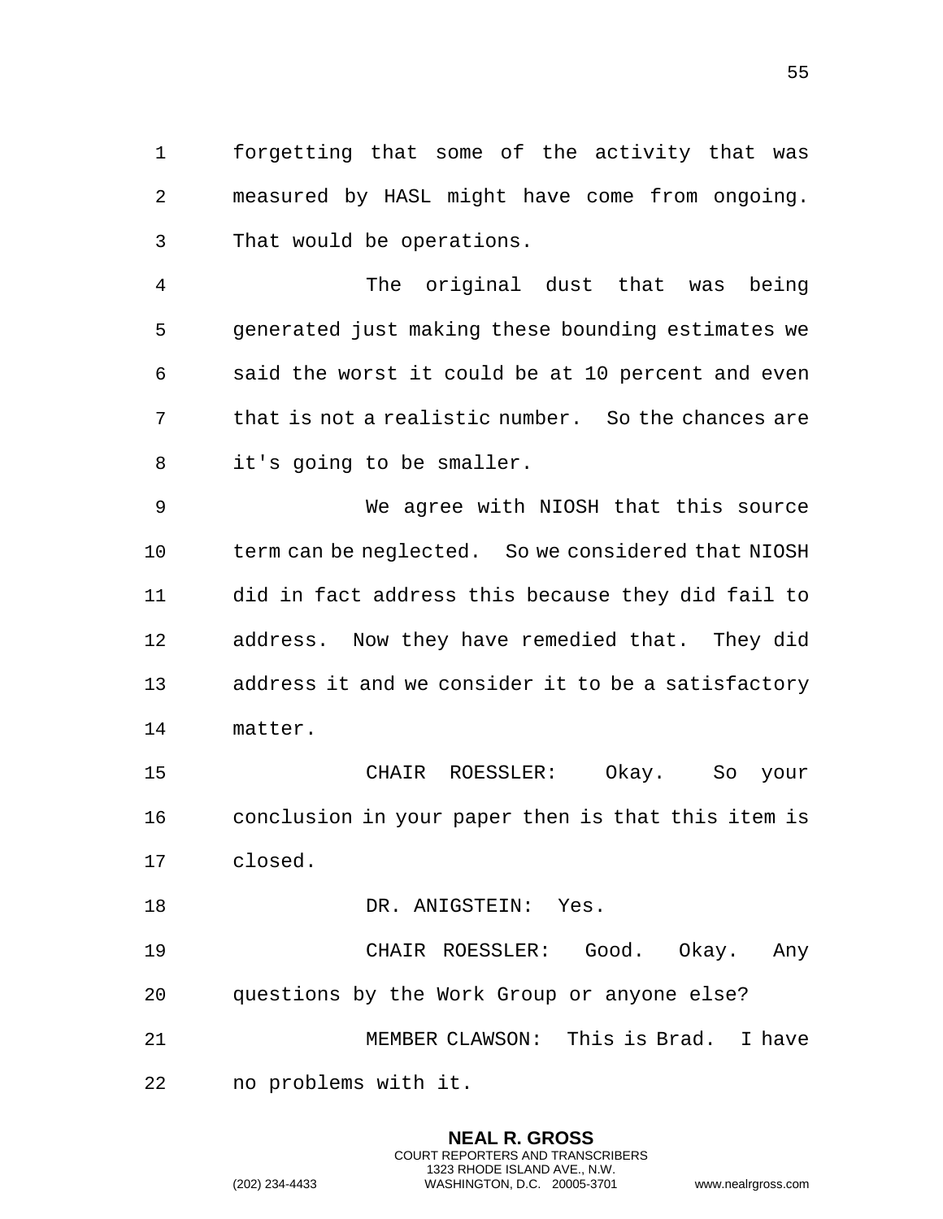forgetting that some of the activity that was measured by HASL might have come from ongoing. That would be operations.

The original dust that was being generated just making these bounding estimates we said the worst it could be at 10 percent and even that is not a realistic number. So the chances are it's going to be smaller.

We agree with NIOSH that this source term can be neglected. So we considered that NIOSH did in fact address this because they did fail to address. Now they have remedied that. They did address it and we consider it to be a satisfactory matter.

CHAIR ROESSLER: Okay. So your conclusion in your paper then is that this item is closed.

DR. ANIGSTEIN: Yes.

CHAIR ROESSLER: Good. Okay. Any questions by the Work Group or anyone else?

MEMBER CLAWSON: This is Brad. I have no problems with it.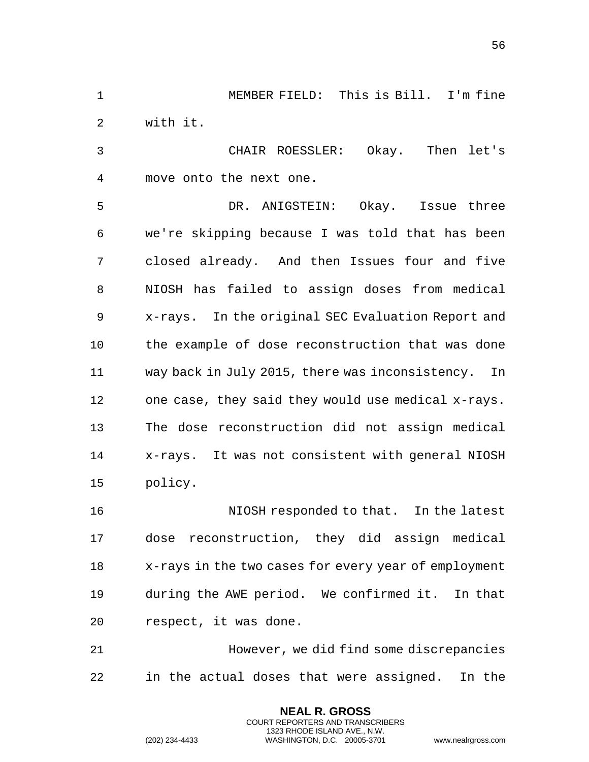MEMBER FIELD: This is Bill. I'm fine with it.

CHAIR ROESSLER: Okay. Then let's move onto the next one.

DR. ANIGSTEIN: Okay. Issue three we're skipping because I was told that has been closed already. And then Issues four and five NIOSH has failed to assign doses from medical x-rays. In the original SEC Evaluation Report and the example of dose reconstruction that was done way back in July 2015, there was inconsistency. In one case, they said they would use medical x-rays. The dose reconstruction did not assign medical x-rays. It was not consistent with general NIOSH policy.

NIOSH responded to that. In the latest dose reconstruction, they did assign medical x-rays in the two cases for every year of employment during the AWE period. We confirmed it. In that respect, it was done.

However, we did find some discrepancies in the actual doses that were assigned. In the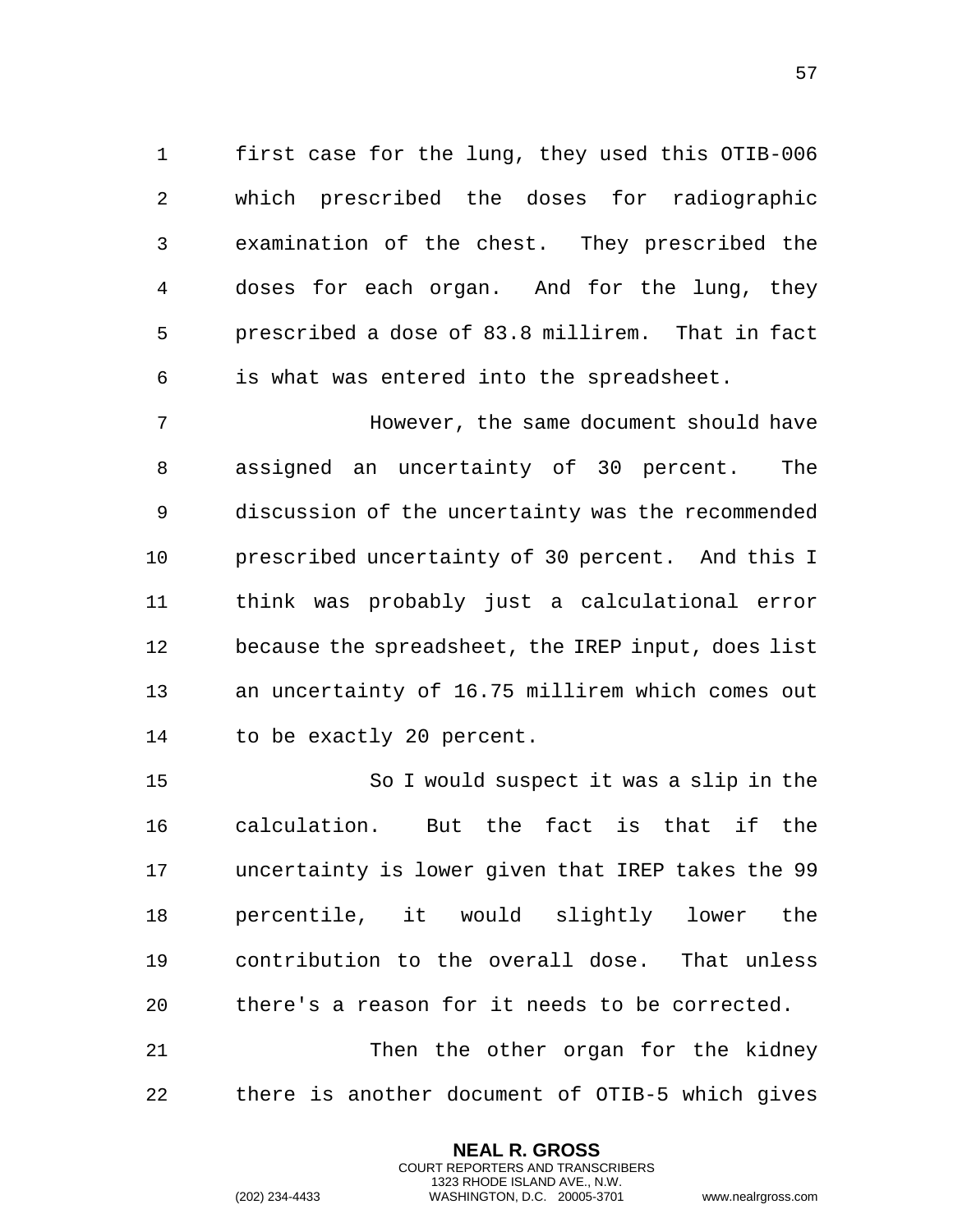first case for the lung, they used this OTIB-006 which prescribed the doses for radiographic examination of the chest. They prescribed the doses for each organ. And for the lung, they prescribed a dose of 83.8 millirem. That in fact is what was entered into the spreadsheet.

However, the same document should have assigned an uncertainty of 30 percent. The discussion of the uncertainty was the recommended prescribed uncertainty of 30 percent. And this I think was probably just a calculational error because the spreadsheet, the IREP input, does list an uncertainty of 16.75 millirem which comes out to be exactly 20 percent.

So I would suspect it was a slip in the calculation. But the fact is that if the uncertainty is lower given that IREP takes the 99 percentile, it would slightly lower the contribution to the overall dose. That unless there's a reason for it needs to be corrected.

Then the other organ for the kidney there is another document of OTIB-5 which gives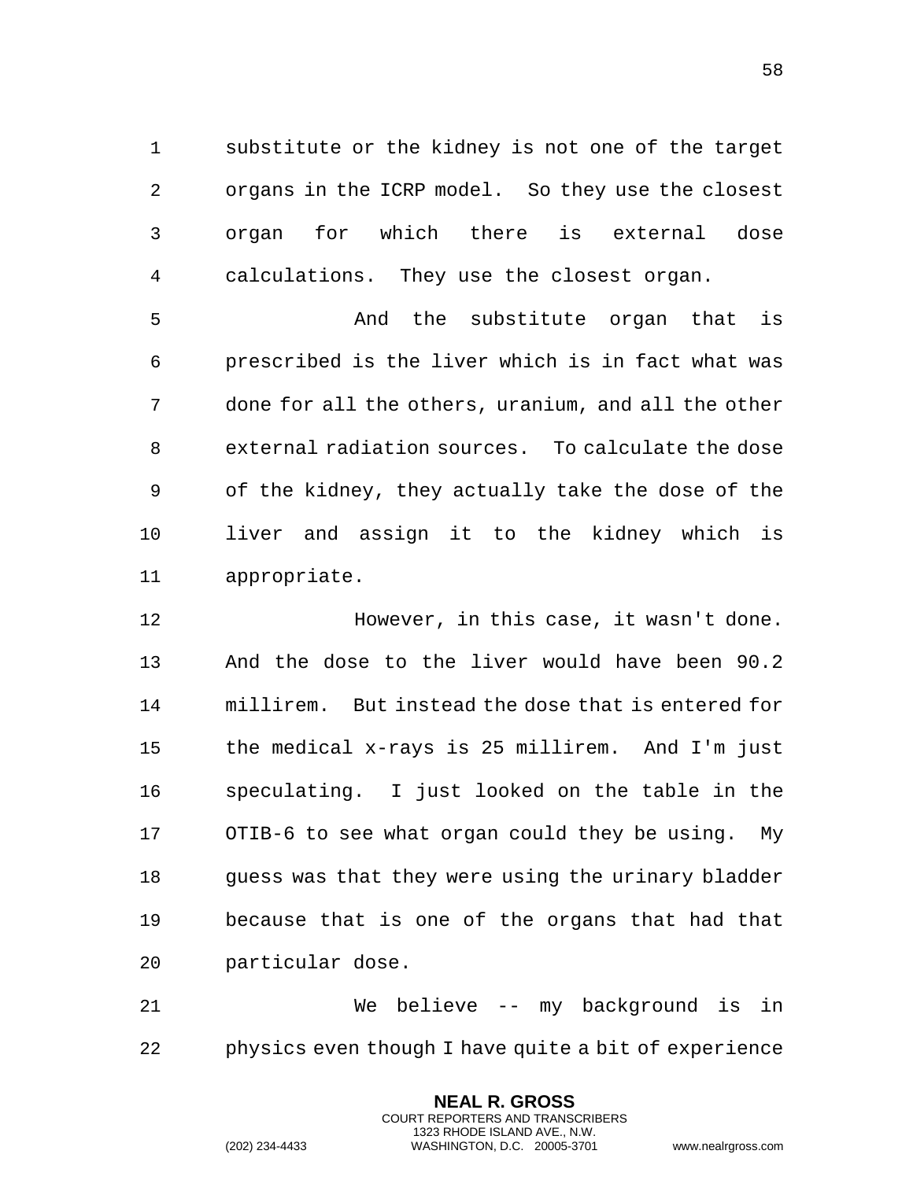substitute or the kidney is not one of the target organs in the ICRP model. So they use the closest organ for which there is external dose calculations. They use the closest organ.

And the substitute organ that is prescribed is the liver which is in fact what was done for all the others, uranium, and all the other external radiation sources. To calculate the dose of the kidney, they actually take the dose of the liver and assign it to the kidney which is appropriate.

However, in this case, it wasn't done. And the dose to the liver would have been 90.2 millirem. But instead the dose that is entered for the medical x-rays is 25 millirem. And I'm just speculating. I just looked on the table in the OTIB-6 to see what organ could they be using. My guess was that they were using the urinary bladder because that is one of the organs that had that particular dose.

We believe -- my background is in physics even though I have quite a bit of experience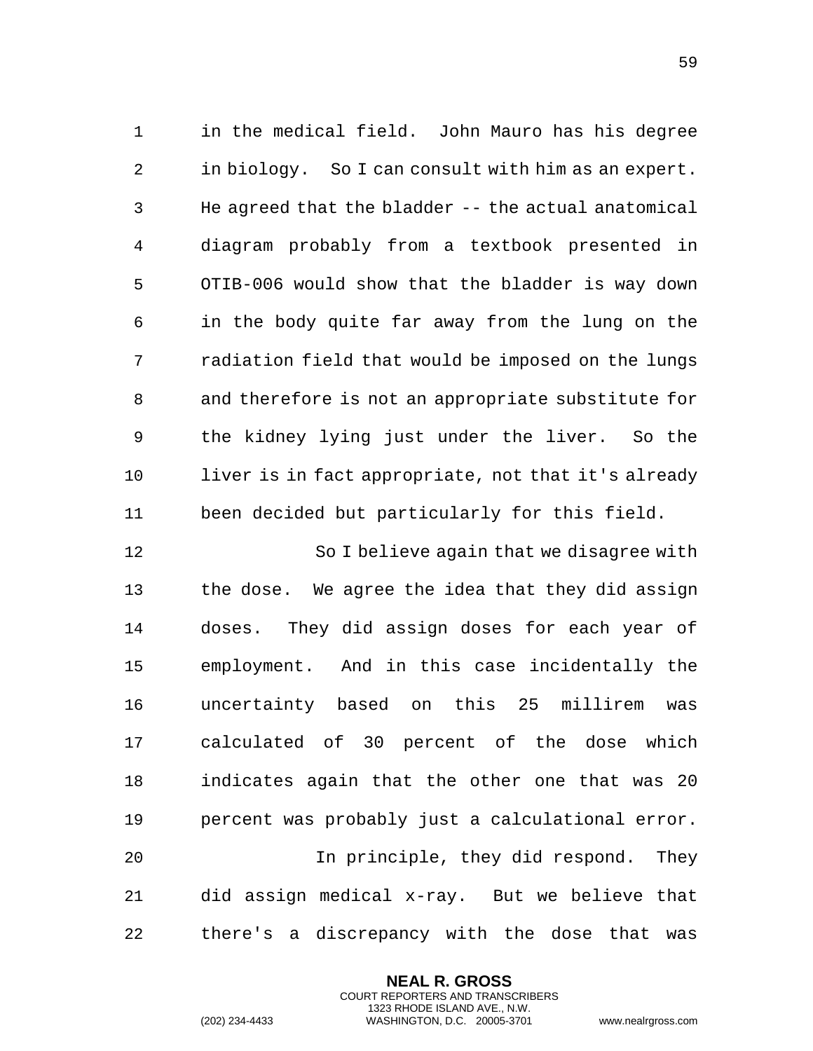in the medical field. John Mauro has his degree in biology. So I can consult with him as an expert. He agreed that the bladder -- the actual anatomical diagram probably from a textbook presented in OTIB-006 would show that the bladder is way down in the body quite far away from the lung on the radiation field that would be imposed on the lungs and therefore is not an appropriate substitute for the kidney lying just under the liver. So the liver is in fact appropriate, not that it's already been decided but particularly for this field.

So I believe again that we disagree with the dose. We agree the idea that they did assign doses. They did assign doses for each year of employment. And in this case incidentally the uncertainty based on this 25 millirem was calculated of 30 percent of the dose which indicates again that the other one that was 20 percent was probably just a calculational error.

In principle, they did respond. They did assign medical x-ray. But we believe that there's a discrepancy with the dose that was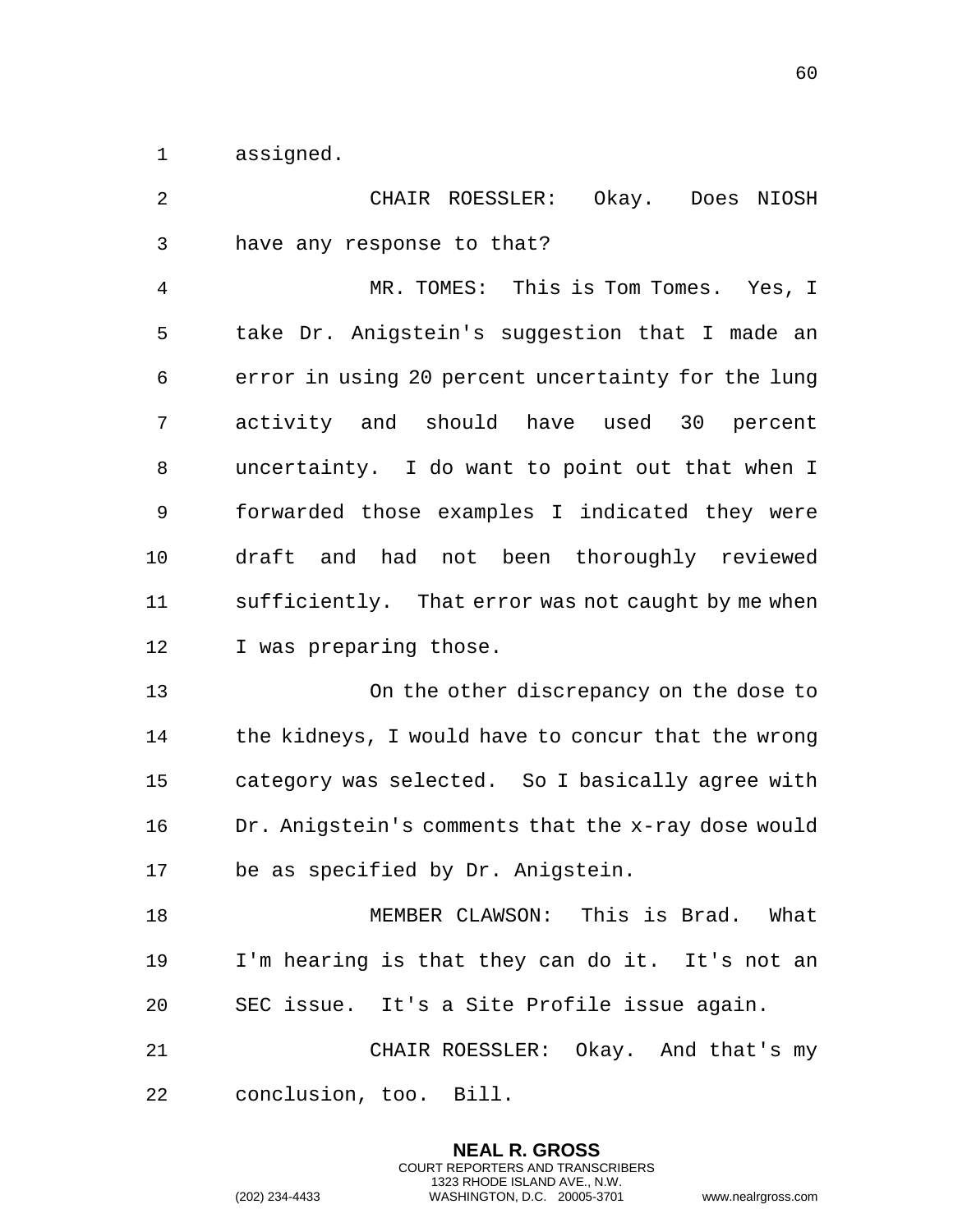assigned.

CHAIR ROESSLER: Okay. Does NIOSH have any response to that?

MR. TOMES: This is Tom Tomes. Yes, I take Dr. Anigstein's suggestion that I made an error in using 20 percent uncertainty for the lung activity and should have used 30 percent uncertainty. I do want to point out that when I forwarded those examples I indicated they were draft and had not been thoroughly reviewed sufficiently. That error was not caught by me when I was preparing those.

On the other discrepancy on the dose to the kidneys, I would have to concur that the wrong category was selected. So I basically agree with Dr. Anigstein's comments that the x-ray dose would be as specified by Dr. Anigstein.

MEMBER CLAWSON: This is Brad. What I'm hearing is that they can do it. It's not an SEC issue. It's a Site Profile issue again.

CHAIR ROESSLER: Okay. And that's my conclusion, too. Bill.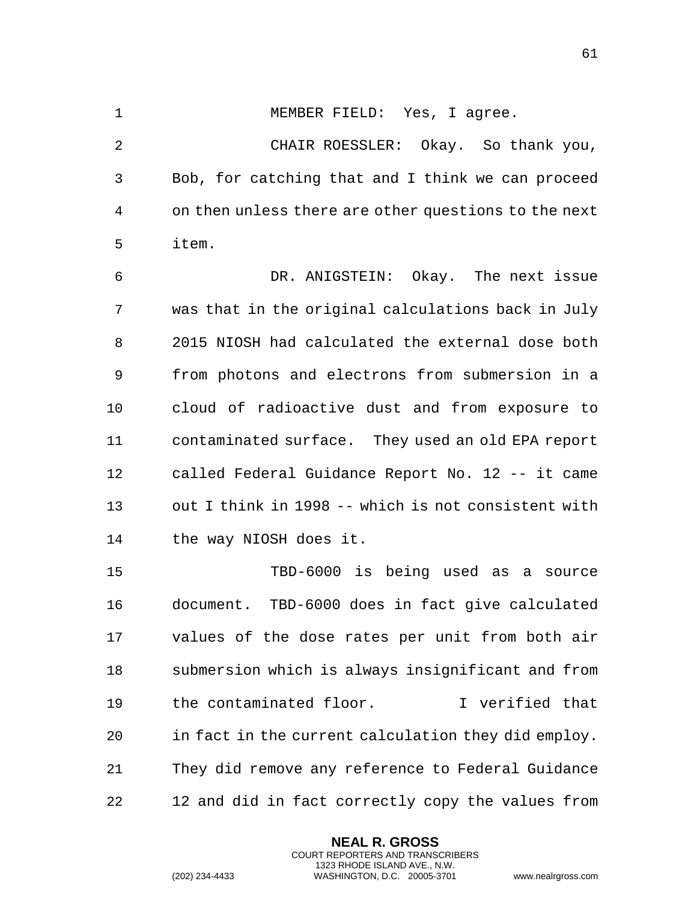MEMBER FIELD: Yes, I agree.

CHAIR ROESSLER: Okay. So thank you, Bob, for catching that and I think we can proceed on then unless there are other questions to the next item.

DR. ANIGSTEIN: Okay. The next issue was that in the original calculations back in July 2015 NIOSH had calculated the external dose both from photons and electrons from submersion in a cloud of radioactive dust and from exposure to contaminated surface. They used an old EPA report called Federal Guidance Report No. 12 -- it came out I think in 1998 -- which is not consistent with the way NIOSH does it.

TBD-6000 is being used as a source document. TBD-6000 does in fact give calculated values of the dose rates per unit from both air submersion which is always insignificant and from the contaminated floor. I verified that in fact in the current calculation they did employ. They did remove any reference to Federal Guidance 12 and did in fact correctly copy the values from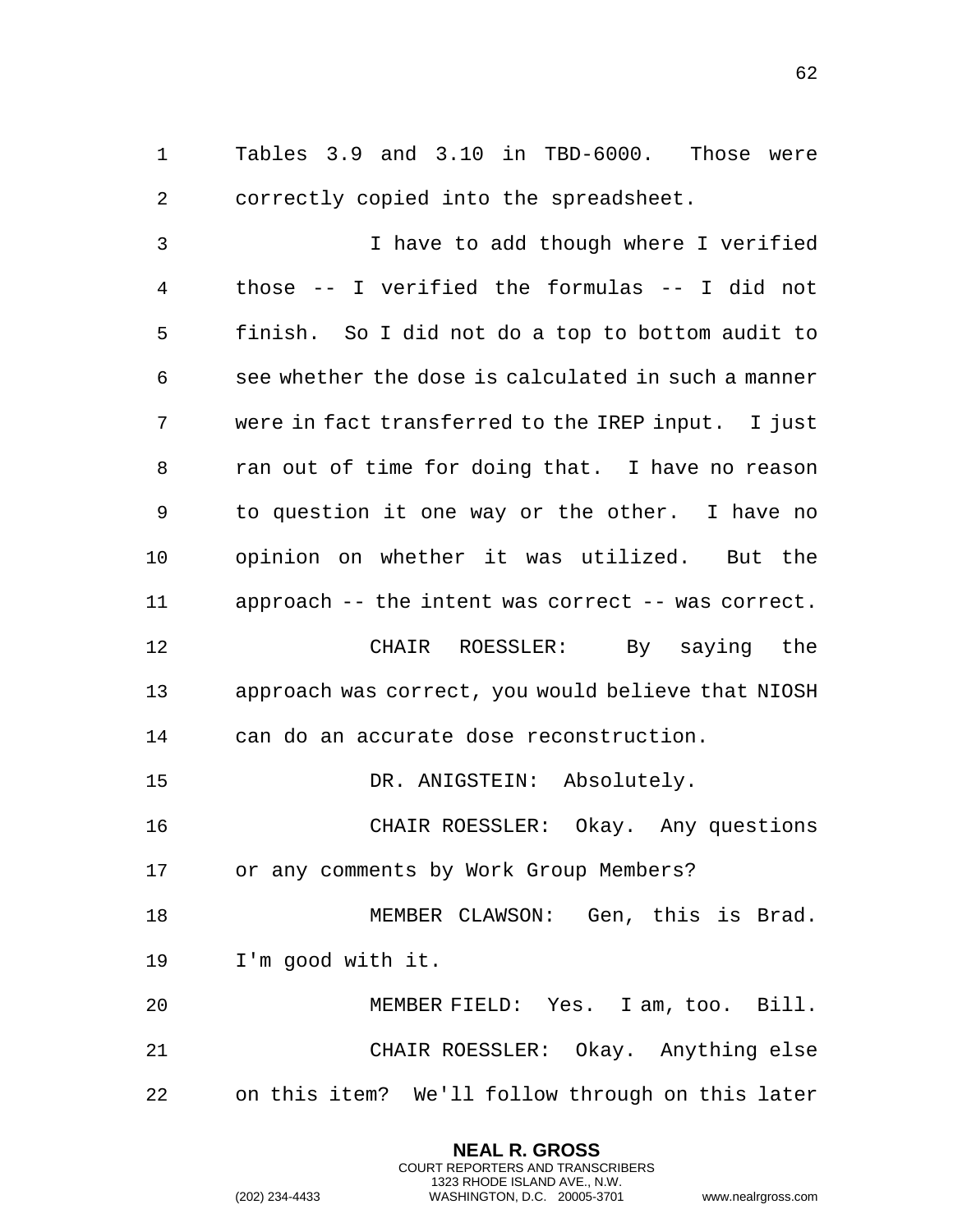Tables 3.9 and 3.10 in TBD-6000. Those were correctly copied into the spreadsheet.

I have to add though where I verified those -- I verified the formulas -- I did not finish. So I did not do a top to bottom audit to see whether the dose is calculated in such a manner were in fact transferred to the IREP input. I just ran out of time for doing that. I have no reason to question it one way or the other. I have no opinion on whether it was utilized. But the approach -- the intent was correct -- was correct.

CHAIR ROESSLER: By saying the approach was correct, you would believe that NIOSH can do an accurate dose reconstruction.

DR. ANIGSTEIN: Absolutely.

CHAIR ROESSLER: Okay. Any questions or any comments by Work Group Members?

MEMBER CLAWSON: Gen, this is Brad. I'm good with it.

MEMBER FIELD: Yes. I am, too. Bill.

CHAIR ROESSLER: Okay. Anything else on this item? We'll follow through on this later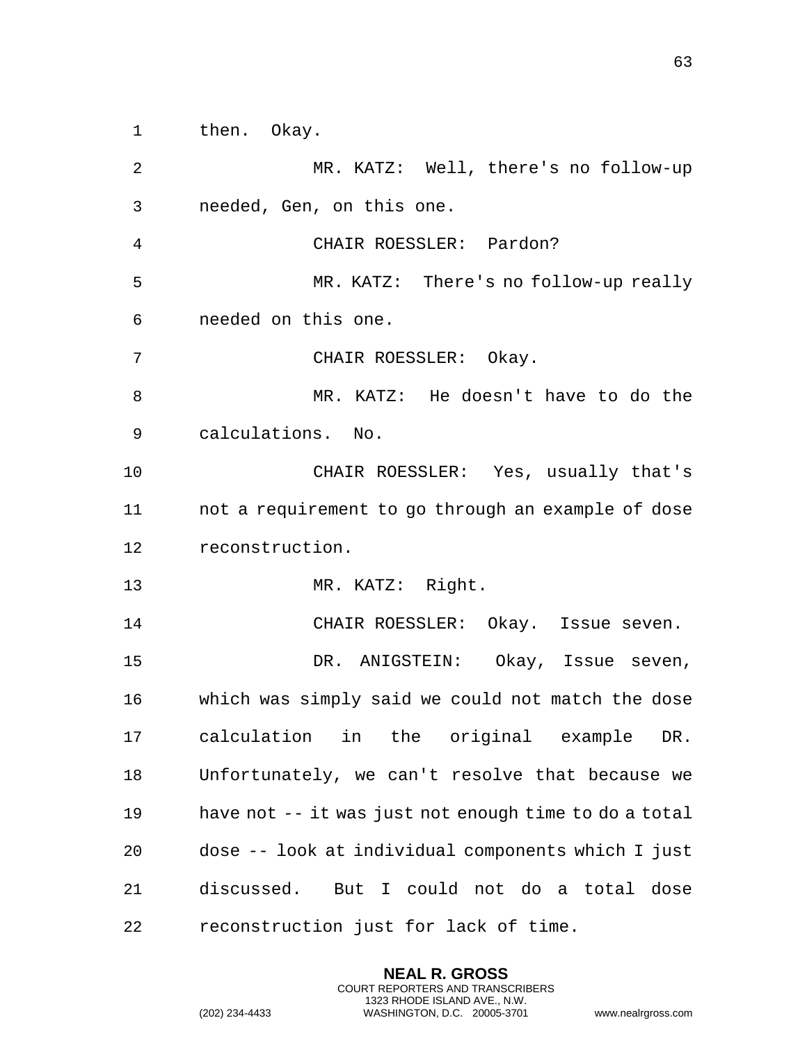then. Okay.

MR. KATZ: Well, there's no follow-up needed, Gen, on this one.

CHAIR ROESSLER: Pardon?

MR. KATZ: There's no follow-up really needed on this one.

CHAIR ROESSLER: Okay.

MR. KATZ: He doesn't have to do the calculations. No.

CHAIR ROESSLER: Yes, usually that's not a requirement to go through an example of dose reconstruction.

MR. KATZ: Right.

CHAIR ROESSLER: Okay. Issue seven.

DR. ANIGSTEIN: Okay, Issue seven, which was simply said we could not match the dose calculation in the original example DR. Unfortunately, we can't resolve that because we have not -- it was just not enough time to do a total dose -- look at individual components which I just discussed. But I could not do a total dose reconstruction just for lack of time.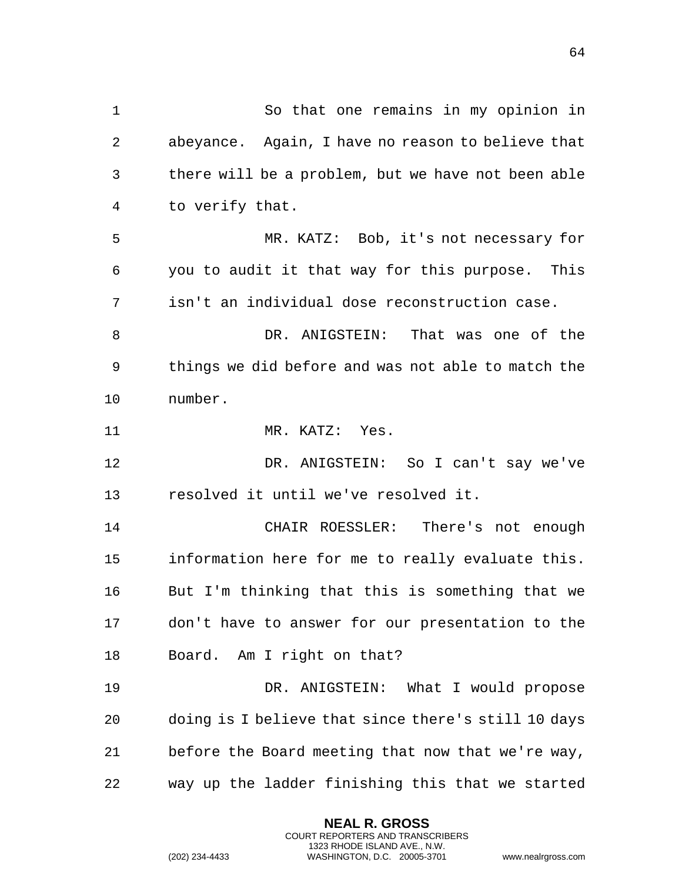So that one remains in my opinion in abeyance. Again, I have no reason to believe that there will be a problem, but we have not been able to verify that.

MR. KATZ: Bob, it's not necessary for you to audit it that way for this purpose. This isn't an individual dose reconstruction case.

DR. ANIGSTEIN: That was one of the things we did before and was not able to match the number.

MR. KATZ: Yes.

DR. ANIGSTEIN: So I can't say we've resolved it until we've resolved it.

CHAIR ROESSLER: There's not enough information here for me to really evaluate this. But I'm thinking that this is something that we don't have to answer for our presentation to the Board. Am I right on that?

DR. ANIGSTEIN: What I would propose doing is I believe that since there's still 10 days before the Board meeting that now that we're way, way up the ladder finishing this that we started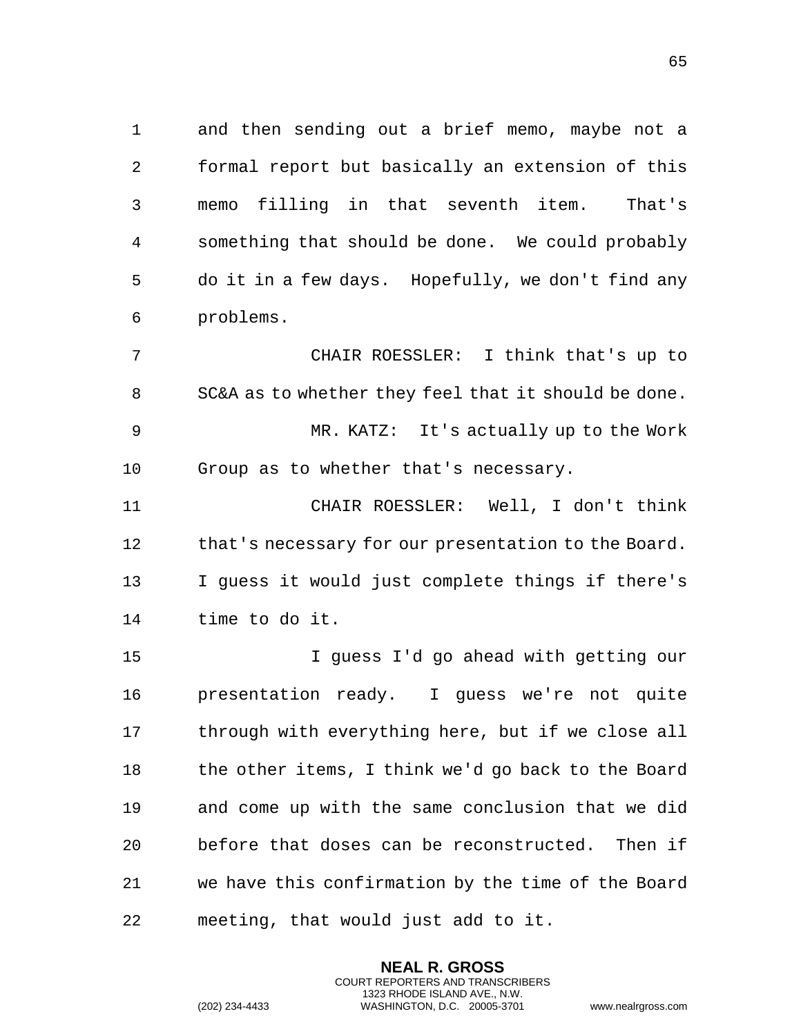and then sending out a brief memo, maybe not a formal report but basically an extension of this memo filling in that seventh item. That's something that should be done. We could probably do it in a few days. Hopefully, we don't find any problems.

CHAIR ROESSLER: I think that's up to SC&A as to whether they feel that it should be done.

MR. KATZ: It's actually up to the Work Group as to whether that's necessary.

CHAIR ROESSLER: Well, I don't think that's necessary for our presentation to the Board. I guess it would just complete things if there's time to do it.

I guess I'd go ahead with getting our presentation ready. I guess we're not quite through with everything here, but if we close all the other items, I think we'd go back to the Board and come up with the same conclusion that we did before that doses can be reconstructed. Then if we have this confirmation by the time of the Board meeting, that would just add to it.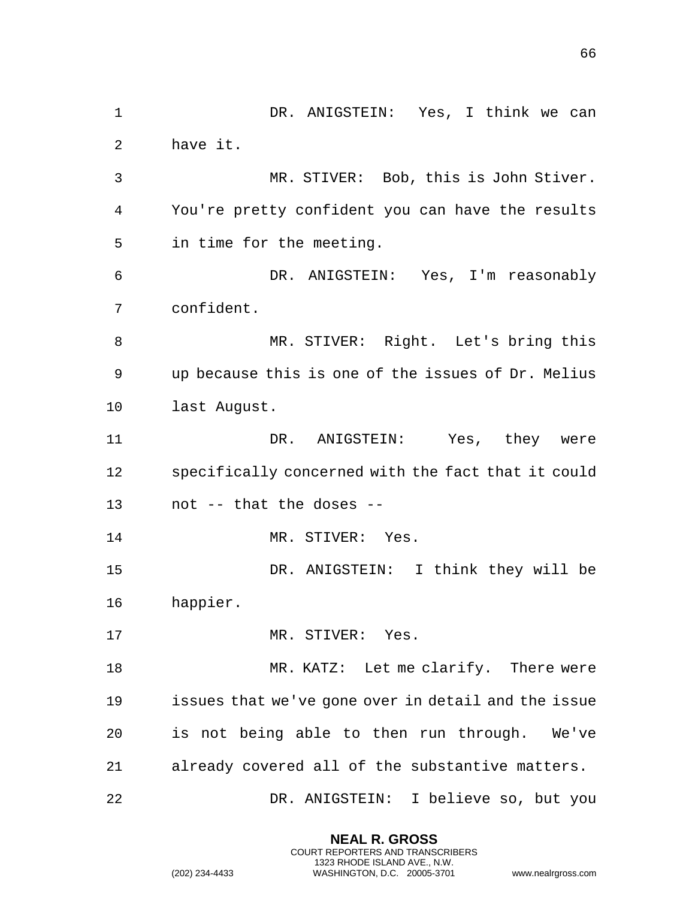DR. ANIGSTEIN: Yes, I think we can have it.

MR. STIVER: Bob, this is John Stiver. You're pretty confident you can have the results in time for the meeting.

DR. ANIGSTEIN: Yes, I'm reasonably confident.

MR. STIVER: Right. Let's bring this up because this is one of the issues of Dr. Melius last August.

DR. ANIGSTEIN: Yes, they were specifically concerned with the fact that it could not -- that the doses --

MR. STIVER: Yes.

DR. ANIGSTEIN: I think they will be happier.

MR. STIVER: Yes.

MR. KATZ: Let me clarify. There were issues that we've gone over in detail and the issue is not being able to then run through. We've already covered all of the substantive matters.

DR. ANIGSTEIN: I believe so, but you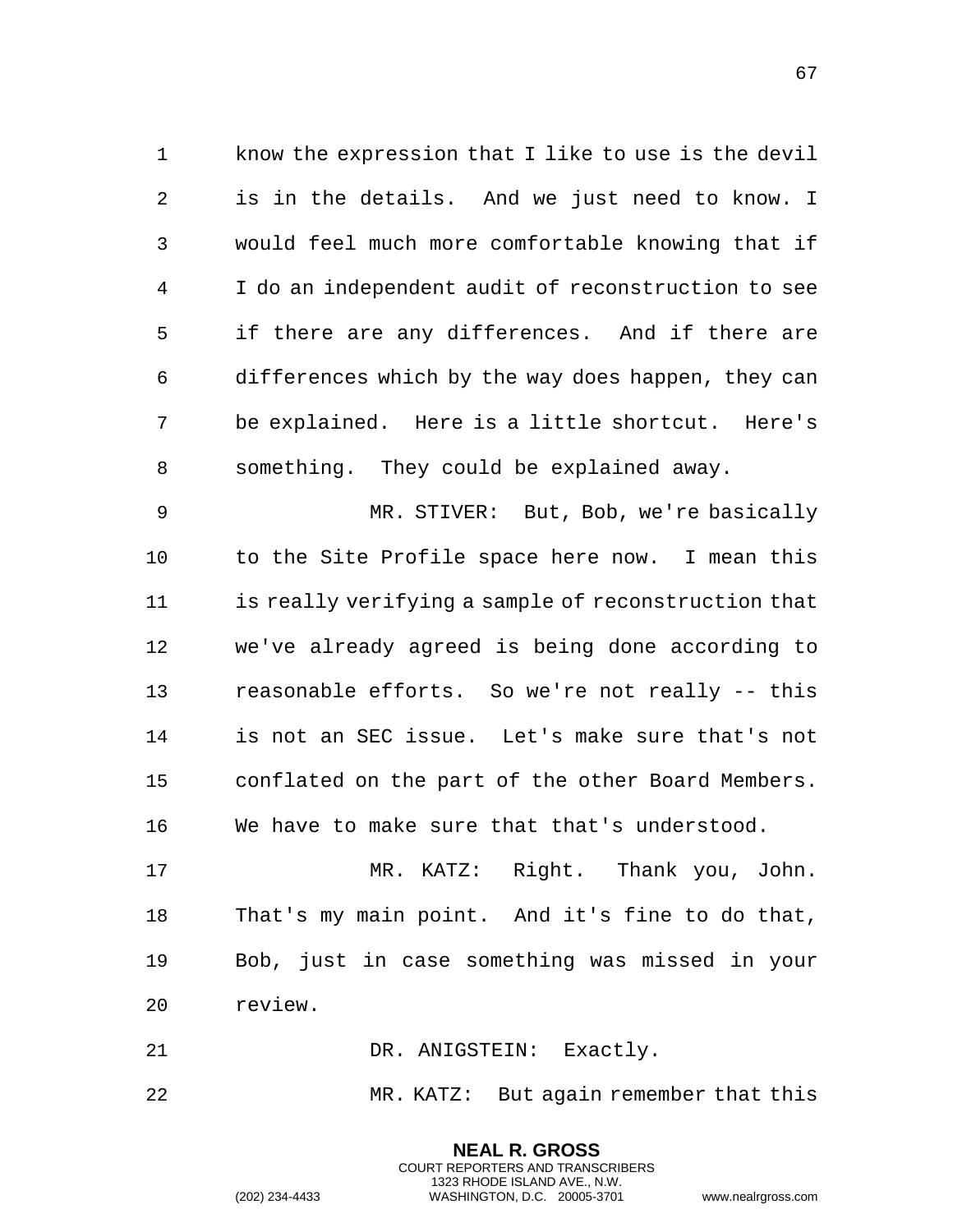know the expression that I like to use is the devil is in the details. And we just need to know. I would feel much more comfortable knowing that if I do an independent audit of reconstruction to see if there are any differences. And if there are differences which by the way does happen, they can be explained. Here is a little shortcut. Here's something. They could be explained away.

MR. STIVER: But, Bob, we're basically to the Site Profile space here now. I mean this is really verifying a sample of reconstruction that we've already agreed is being done according to reasonable efforts. So we're not really -- this is not an SEC issue. Let's make sure that's not conflated on the part of the other Board Members. We have to make sure that that's understood.

MR. KATZ: Right. Thank you, John. That's my main point. And it's fine to do that, Bob, just in case something was missed in your review.

DR. ANIGSTEIN: Exactly.

MR. KATZ: But again remember that this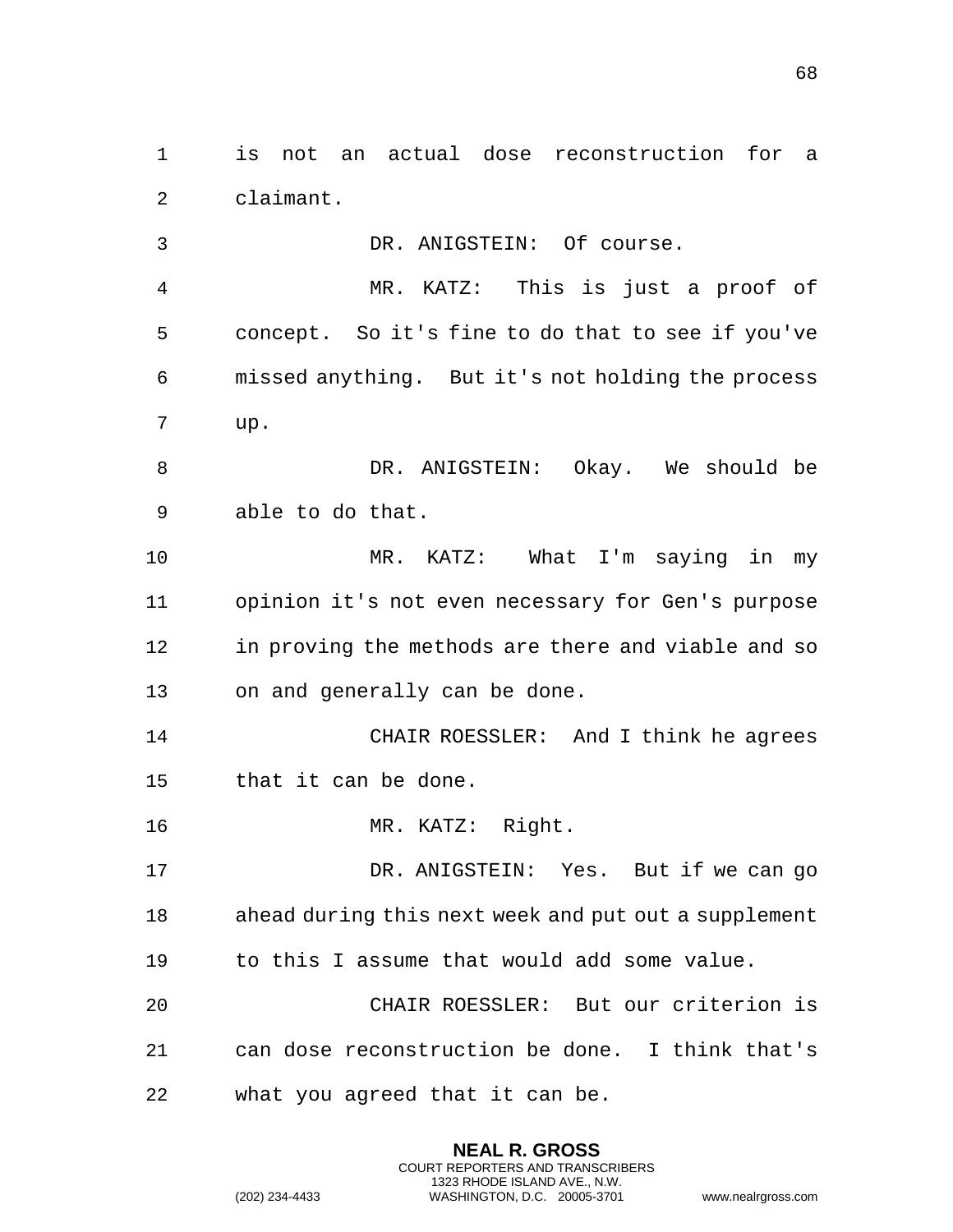is not an actual dose reconstruction for a claimant.

DR. ANIGSTEIN: Of course.

MR. KATZ: This is just a proof of concept. So it's fine to do that to see if you've missed anything. But it's not holding the process up.

DR. ANIGSTEIN: Okay. We should be able to do that.

MR. KATZ: What I'm saying in my opinion it's not even necessary for Gen's purpose in proving the methods are there and viable and so on and generally can be done.

CHAIR ROESSLER: And I think he agrees that it can be done.

MR. KATZ: Right.

DR. ANIGSTEIN: Yes. But if we can go ahead during this next week and put out a supplement to this I assume that would add some value.

CHAIR ROESSLER: But our criterion is can dose reconstruction be done. I think that's what you agreed that it can be.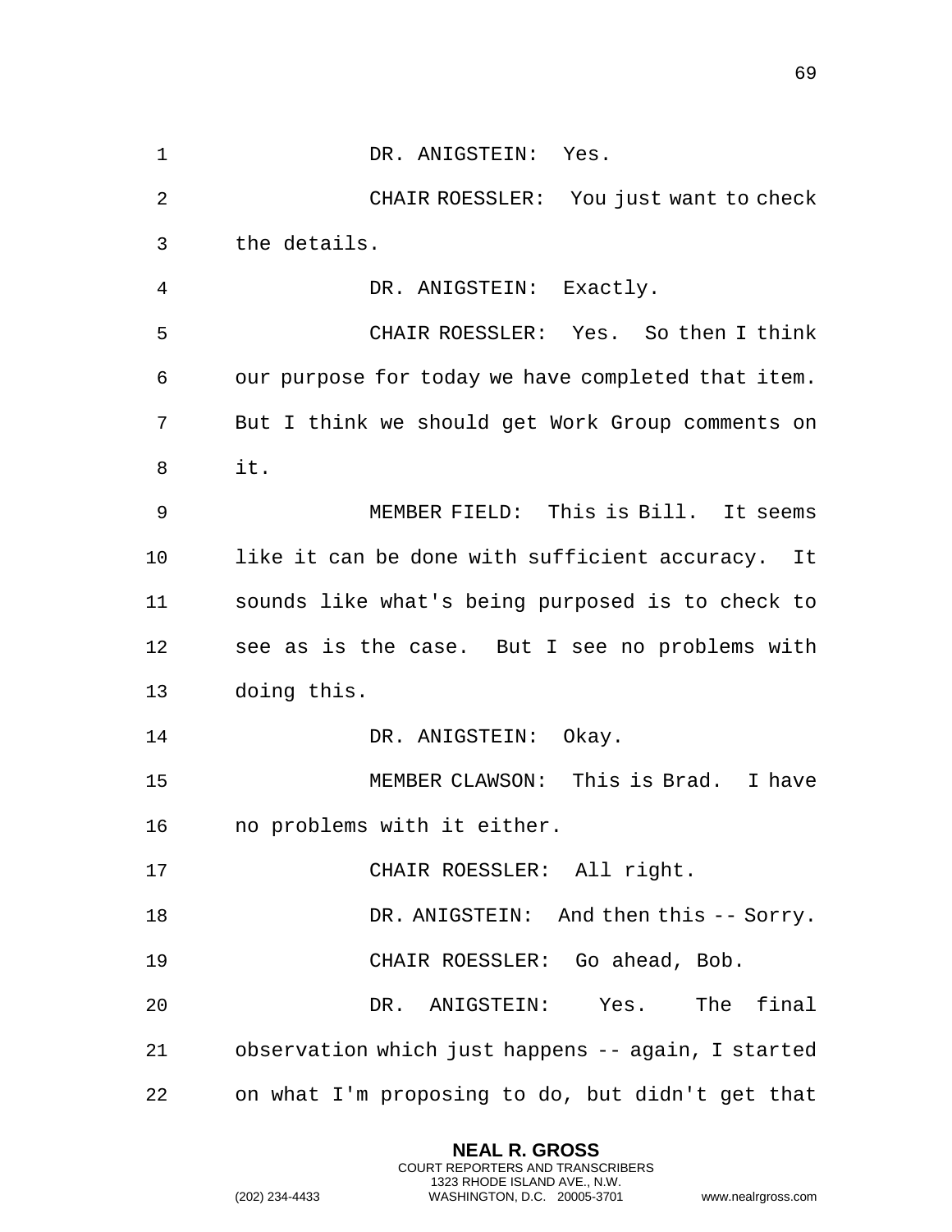DR. ANIGSTEIN: Yes.

CHAIR ROESSLER: You just want to check the details.

DR. ANIGSTEIN: Exactly.

CHAIR ROESSLER: Yes. So then I think our purpose for today we have completed that item. But I think we should get Work Group comments on it.

MEMBER FIELD: This is Bill. It seems like it can be done with sufficient accuracy. It sounds like what's being purposed is to check to see as is the case. But I see no problems with doing this.

DR. ANIGSTEIN: Okay.

MEMBER CLAWSON: This is Brad. I have no problems with it either.

CHAIR ROESSLER: All right.

DR. ANIGSTEIN: And then this -- Sorry.

CHAIR ROESSLER: Go ahead, Bob.

DR. ANIGSTEIN: Yes. The final observation which just happens -- again, I started on what I'm proposing to do, but didn't get that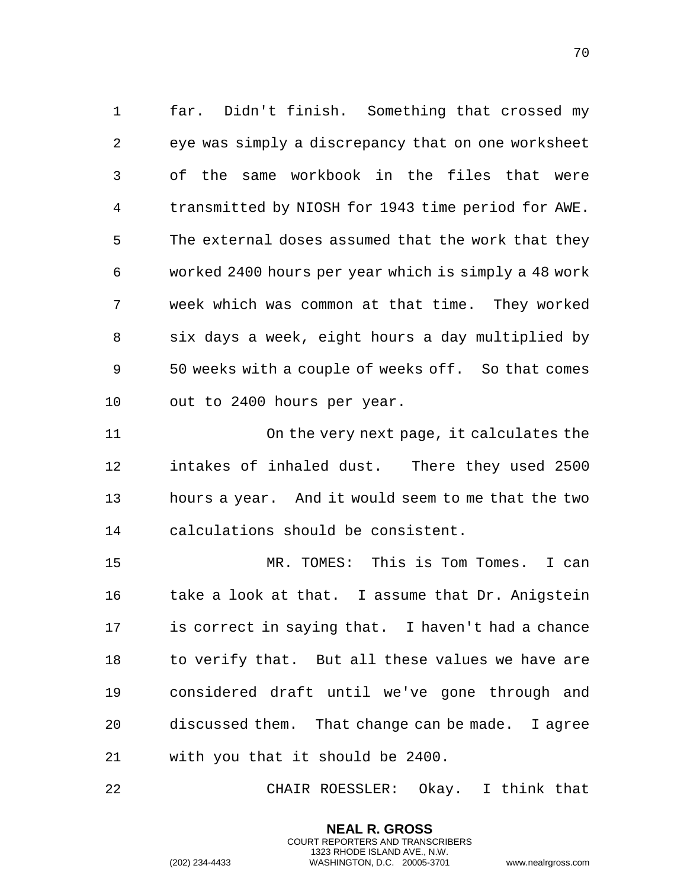far. Didn't finish. Something that crossed my eye was simply a discrepancy that on one worksheet of the same workbook in the files that were transmitted by NIOSH for 1943 time period for AWE. The external doses assumed that the work that they worked 2400 hours per year which is simply a 48 work week which was common at that time. They worked six days a week, eight hours a day multiplied by 50 weeks with a couple of weeks off. So that comes out to 2400 hours per year.

On the very next page, it calculates the intakes of inhaled dust. There they used 2500 hours a year. And it would seem to me that the two calculations should be consistent.

MR. TOMES: This is Tom Tomes. I can take a look at that. I assume that Dr. Anigstein is correct in saying that. I haven't had a chance to verify that. But all these values we have are considered draft until we've gone through and discussed them. That change can be made. I agree with you that it should be 2400.

CHAIR ROESSLER: Okay. I think that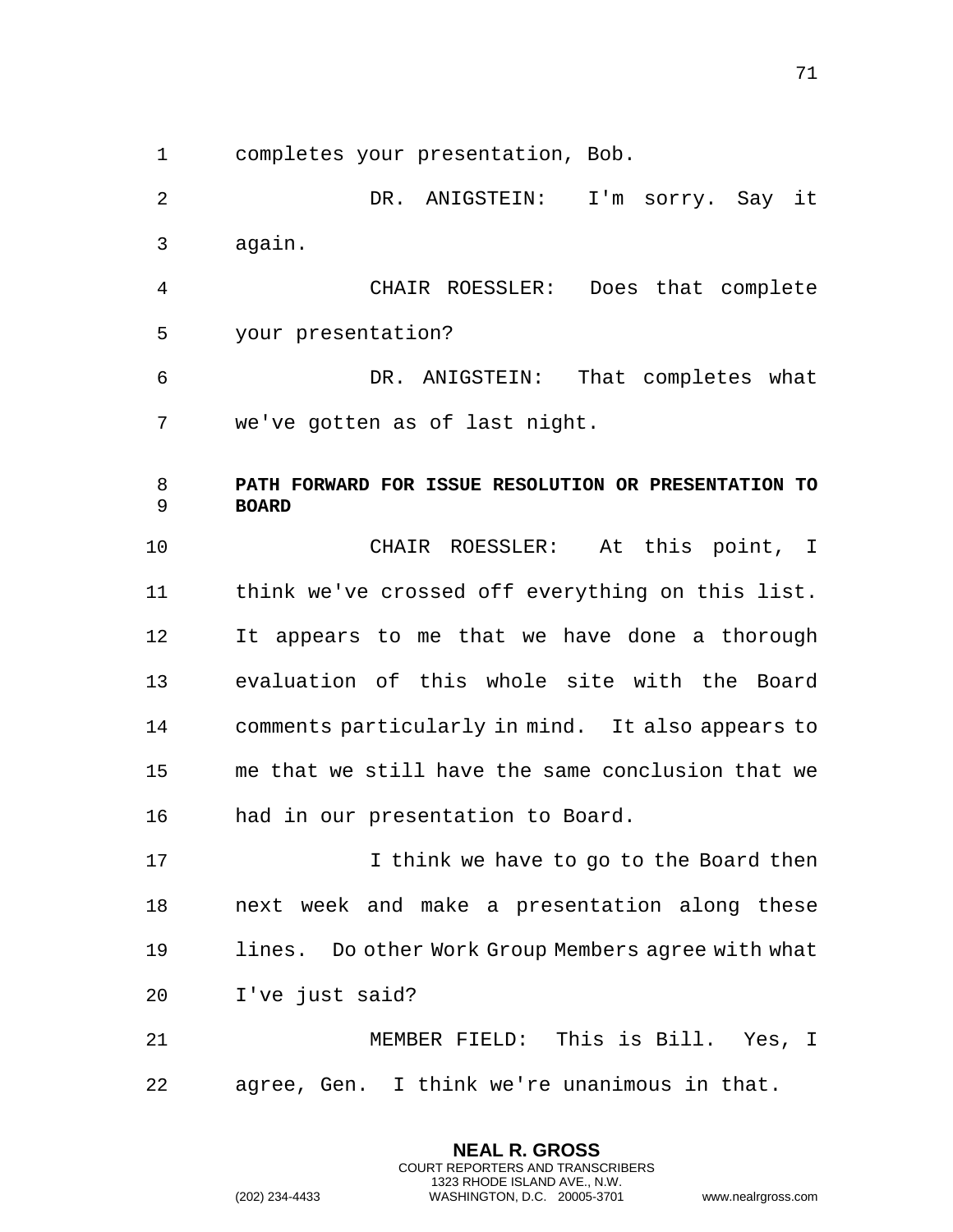completes your presentation, Bob.

DR. ANIGSTEIN: I'm sorry. Say it again.

CHAIR ROESSLER: Does that complete your presentation?

DR. ANIGSTEIN: That completes what we've gotten as of last night.

**PATH FORWARD FOR ISSUE RESOLUTION OR PRESENTATION TO BOARD**

CHAIR ROESSLER: At this point, I think we've crossed off everything on this list. It appears to me that we have done a thorough evaluation of this whole site with the Board comments particularly in mind. It also appears to me that we still have the same conclusion that we had in our presentation to Board.

I think we have to go to the Board then next week and make a presentation along these lines. Do other Work Group Members agree with what I've just said?

MEMBER FIELD: This is Bill. Yes, I agree, Gen. I think we're unanimous in that.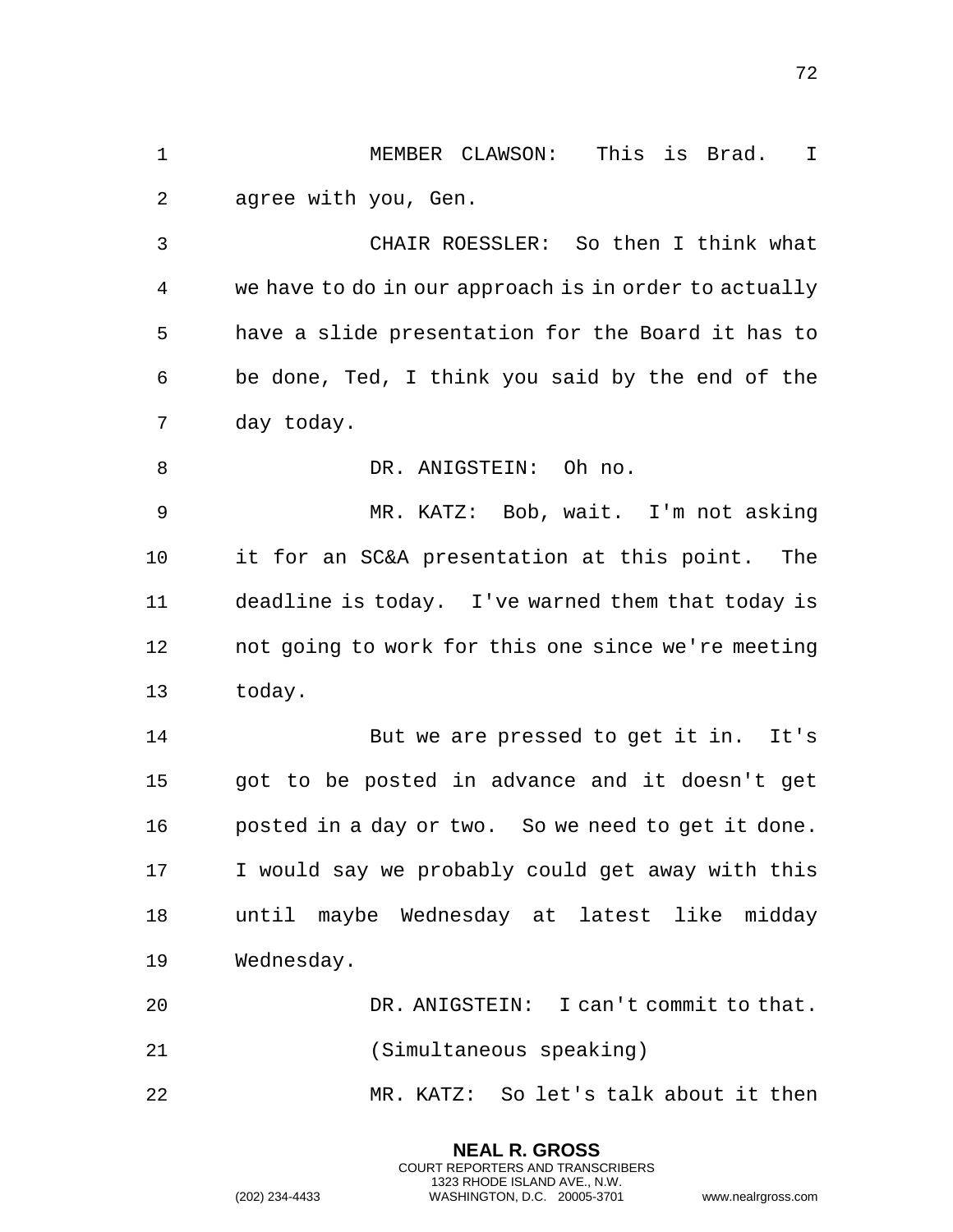MEMBER CLAWSON: This is Brad. I agree with you, Gen.

CHAIR ROESSLER: So then I think what we have to do in our approach is in order to actually have a slide presentation for the Board it has to be done, Ted, I think you said by the end of the day today.

DR. ANIGSTEIN: Oh no.

MR. KATZ: Bob, wait. I'm not asking it for an SC&A presentation at this point. The deadline is today. I've warned them that today is not going to work for this one since we're meeting today.

But we are pressed to get it in. It's got to be posted in advance and it doesn't get posted in a day or two. So we need to get it done. I would say we probably could get away with this until maybe Wednesday at latest like midday Wednesday.

DR. ANIGSTEIN: I can't commit to that.

(Simultaneous speaking)

MR. KATZ: So let's talk about it then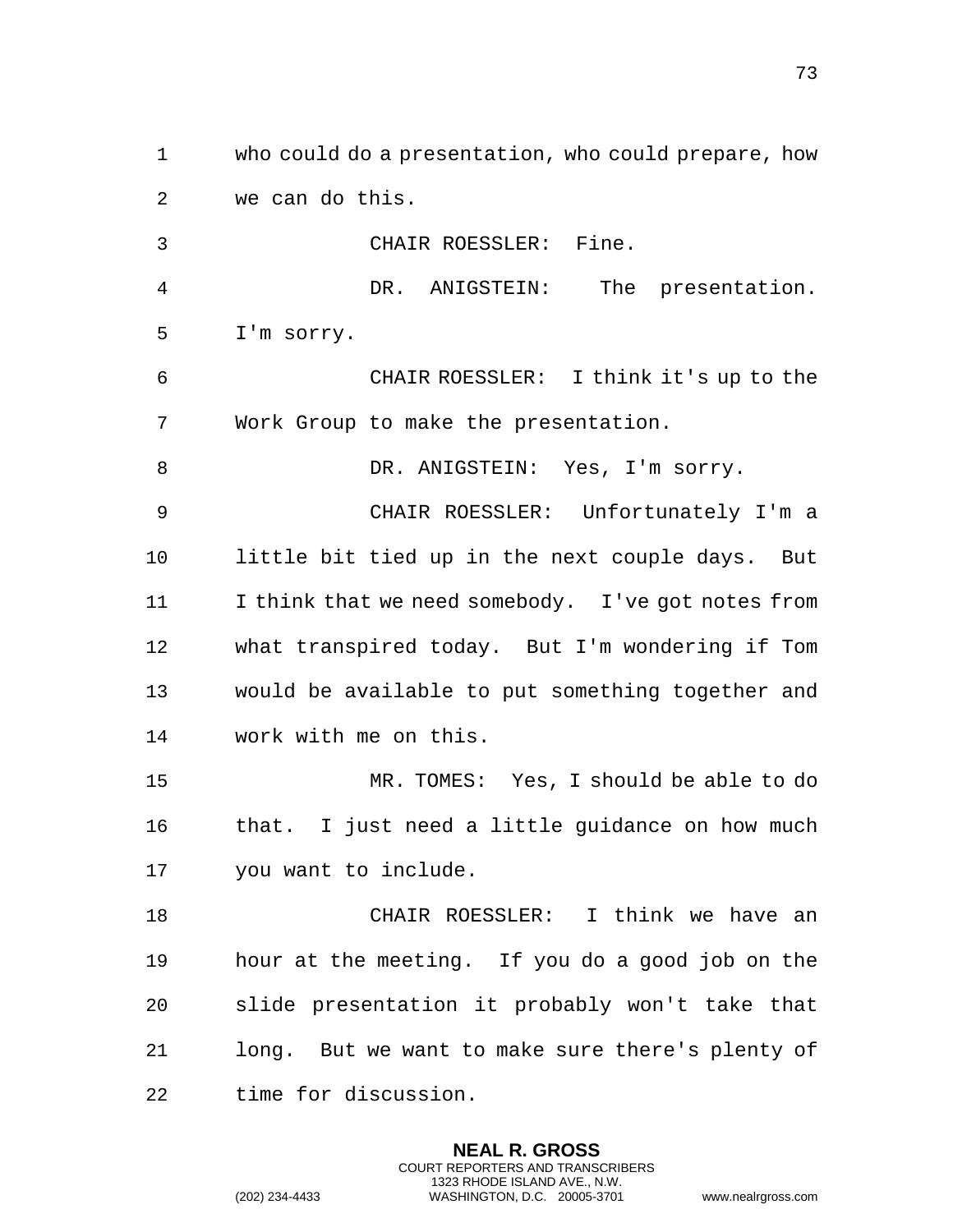who could do a presentation, who could prepare, how we can do this.

CHAIR ROESSLER: Fine.

DR. ANIGSTEIN: The presentation. I'm sorry.

CHAIR ROESSLER: I think it's up to the Work Group to make the presentation.

DR. ANIGSTEIN: Yes, I'm sorry.

CHAIR ROESSLER: Unfortunately I'm a little bit tied up in the next couple days. But I think that we need somebody. I've got notes from what transpired today. But I'm wondering if Tom would be available to put something together and work with me on this.

MR. TOMES: Yes, I should be able to do that. I just need a little guidance on how much you want to include.

CHAIR ROESSLER: I think we have an hour at the meeting. If you do a good job on the slide presentation it probably won't take that long. But we want to make sure there's plenty of time for discussion.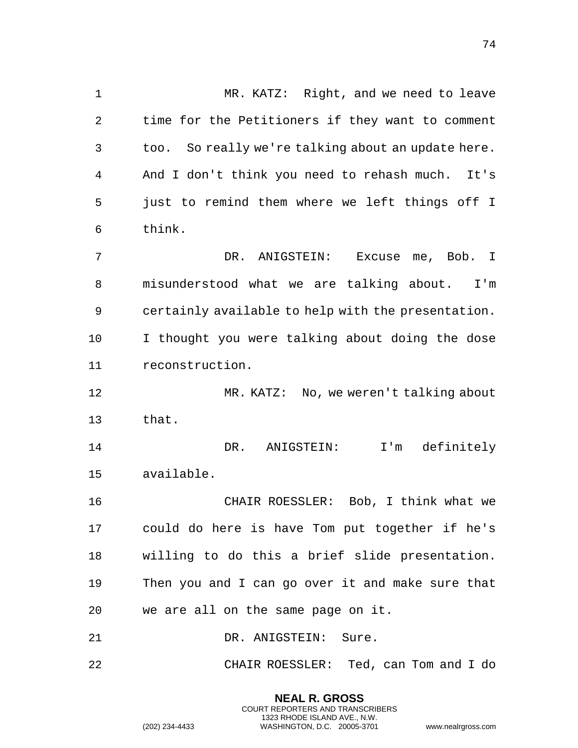MR. KATZ: Right, and we need to leave time for the Petitioners if they want to comment too. So really we're talking about an update here. And I don't think you need to rehash much. It's just to remind them where we left things off I think.

DR. ANIGSTEIN: Excuse me, Bob. I misunderstood what we are talking about. I'm certainly available to help with the presentation. I thought you were talking about doing the dose reconstruction.

MR. KATZ: No, we weren't talking about that.

DR. ANIGSTEIN: I'm definitely available.

CHAIR ROESSLER: Bob, I think what we could do here is have Tom put together if he's willing to do this a brief slide presentation. Then you and I can go over it and make sure that we are all on the same page on it.

DR. ANIGSTEIN: Sure.

CHAIR ROESSLER: Ted, can Tom and I do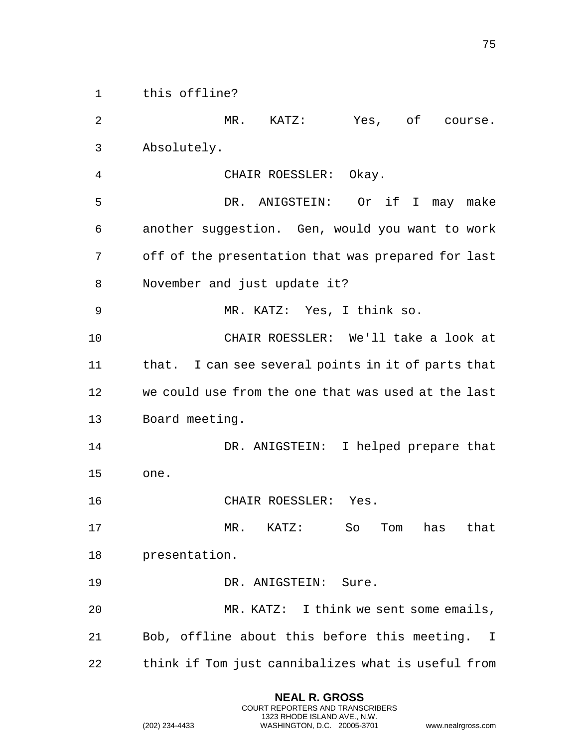this offline?

MR. KATZ: Yes, of course. Absolutely.

CHAIR ROESSLER: Okay.

DR. ANIGSTEIN: Or if I may make another suggestion. Gen, would you want to work off of the presentation that was prepared for last November and just update it?

MR. KATZ: Yes, I think so.

CHAIR ROESSLER: We'll take a look at that. I can see several points in it of parts that we could use from the one that was used at the last Board meeting.

DR. ANIGSTEIN: I helped prepare that one.

CHAIR ROESSLER: Yes.

MR. KATZ: So Tom has that presentation.

DR. ANIGSTEIN: Sure.

MR. KATZ: I think we sent some emails, Bob, offline about this before this meeting. I think if Tom just cannibalizes what is useful from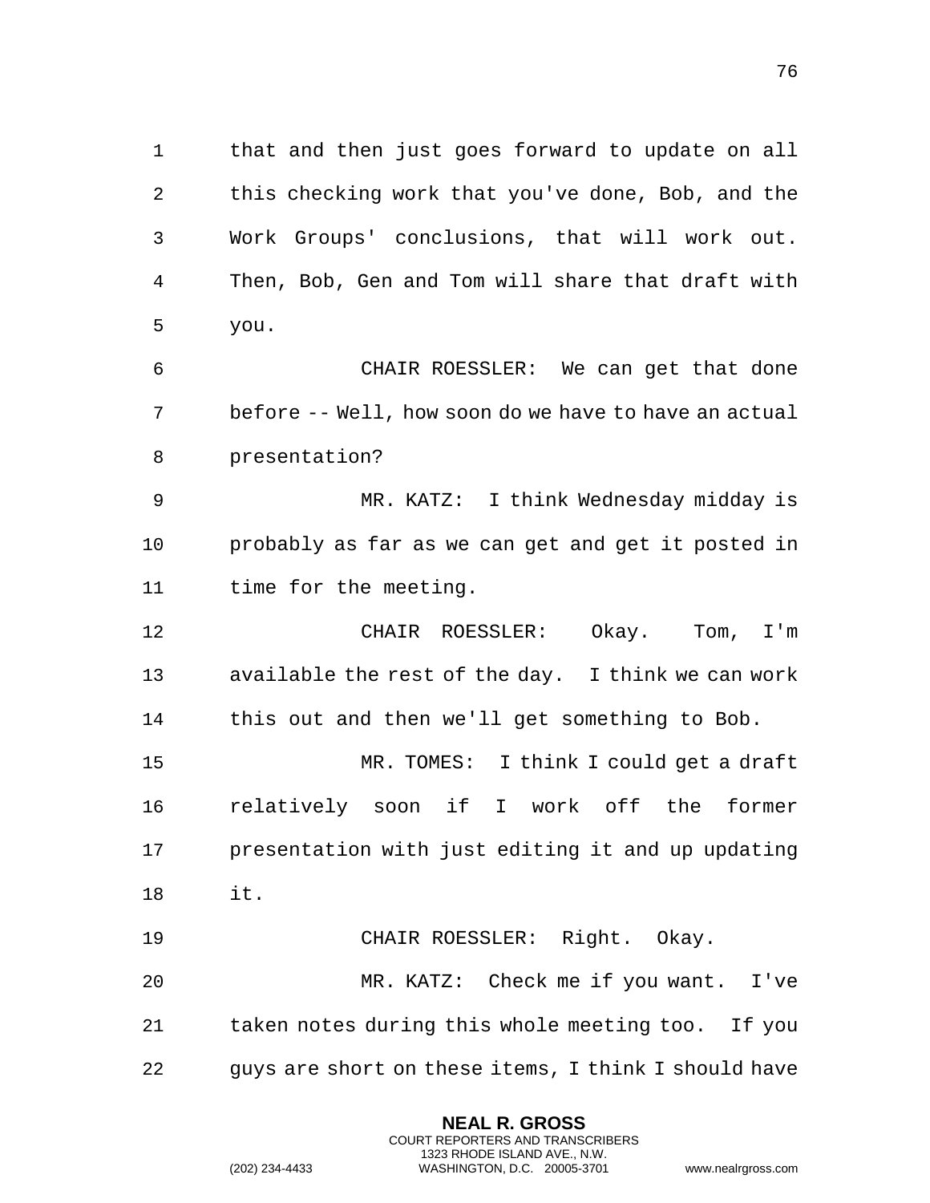that and then just goes forward to update on all this checking work that you've done, Bob, and the Work Groups' conclusions, that will work out. Then, Bob, Gen and Tom will share that draft with you.

CHAIR ROESSLER: We can get that done before -- Well, how soon do we have to have an actual presentation?

MR. KATZ: I think Wednesday midday is probably as far as we can get and get it posted in time for the meeting.

CHAIR ROESSLER: Okay. Tom, I'm available the rest of the day. I think we can work this out and then we'll get something to Bob.

MR. TOMES: I think I could get a draft relatively soon if I work off the former presentation with just editing it and up updating it.

CHAIR ROESSLER: Right. Okay.

MR. KATZ: Check me if you want. I've taken notes during this whole meeting too. If you guys are short on these items, I think I should have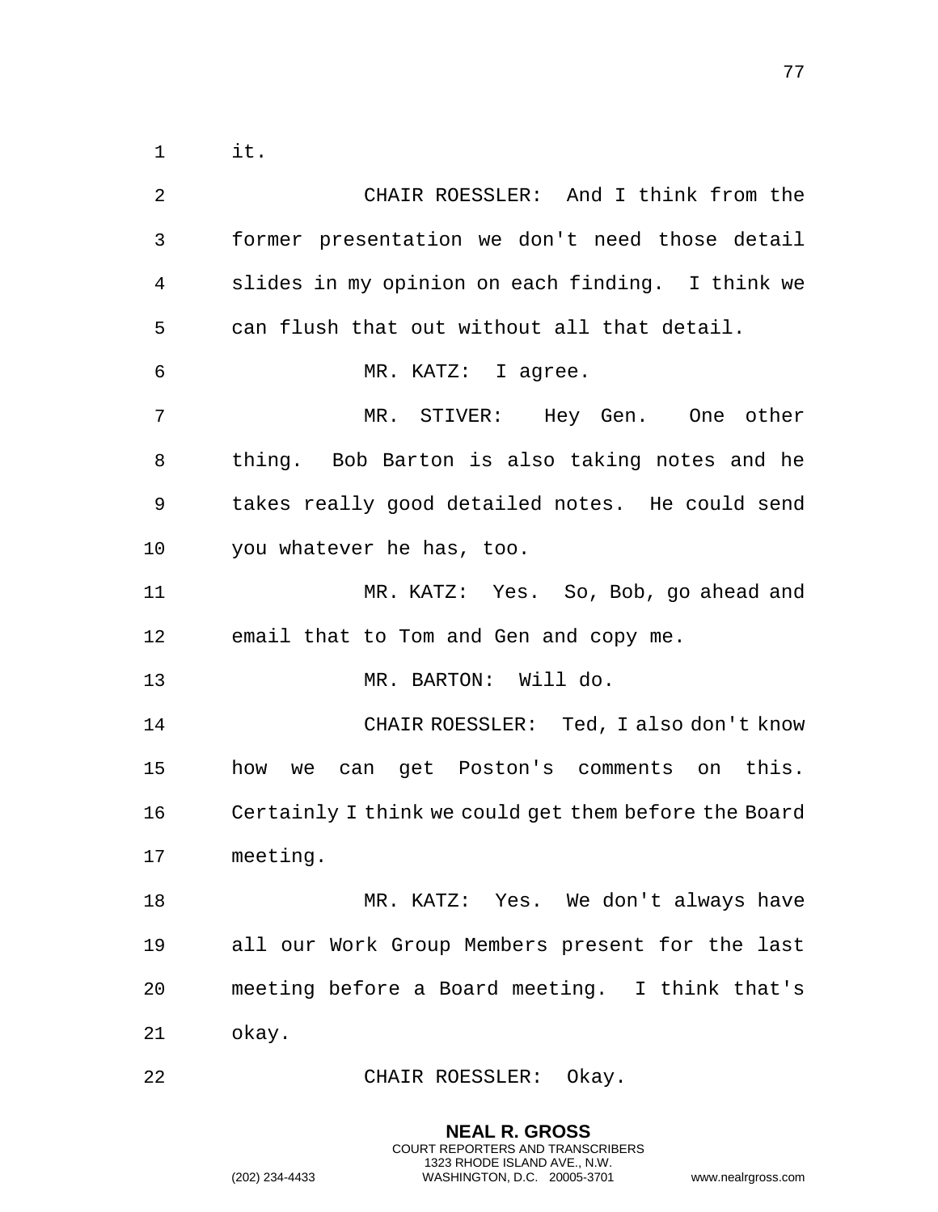it.

CHAIR ROESSLER: And I think from the former presentation we don't need those detail slides in my opinion on each finding. I think we can flush that out without all that detail.

MR. KATZ: I agree.

MR. STIVER: Hey Gen. One other thing. Bob Barton is also taking notes and he takes really good detailed notes. He could send you whatever he has, too.

MR. KATZ: Yes. So, Bob, go ahead and email that to Tom and Gen and copy me.

MR. BARTON: Will do.

CHAIR ROESSLER: Ted, I also don't know how we can get Poston's comments on this. Certainly I think we could get them before the Board meeting.

MR. KATZ: Yes. We don't always have all our Work Group Members present for the last meeting before a Board meeting. I think that's okay.

CHAIR ROESSLER: Okay.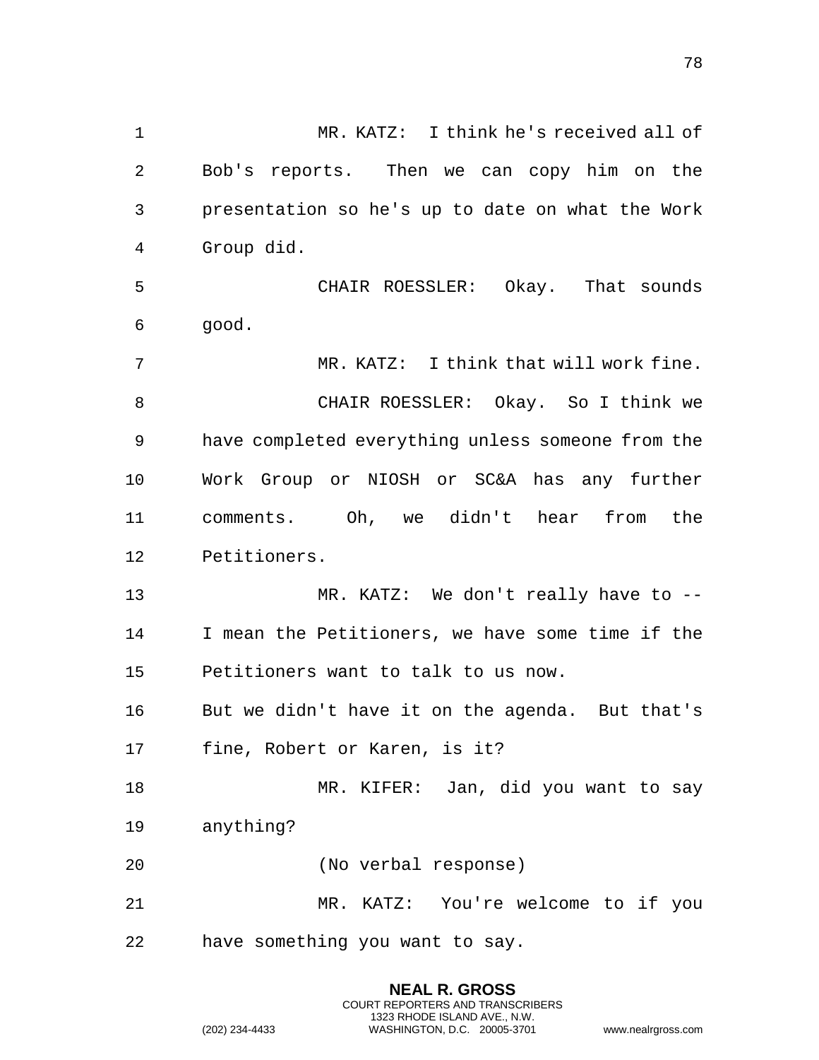MR. KATZ: I think he's received all of Bob's reports. Then we can copy him on the presentation so he's up to date on what the Work Group did.

CHAIR ROESSLER: Okay. That sounds good.

MR. KATZ: I think that will work fine.

CHAIR ROESSLER: Okay. So I think we have completed everything unless someone from the Work Group or NIOSH or SC&A has any further comments. Oh, we didn't hear from the Petitioners.

MR. KATZ: We don't really have to -- I mean the Petitioners, we have some time if the Petitioners want to talk to us now.
But we didn't have it on the agenda. But that's fine, Robert or Karen, is it?

MR. KIFER: Jan, did you want to say anything?

(No verbal response)

MR. KATZ: You're welcome to if you have something you want to say.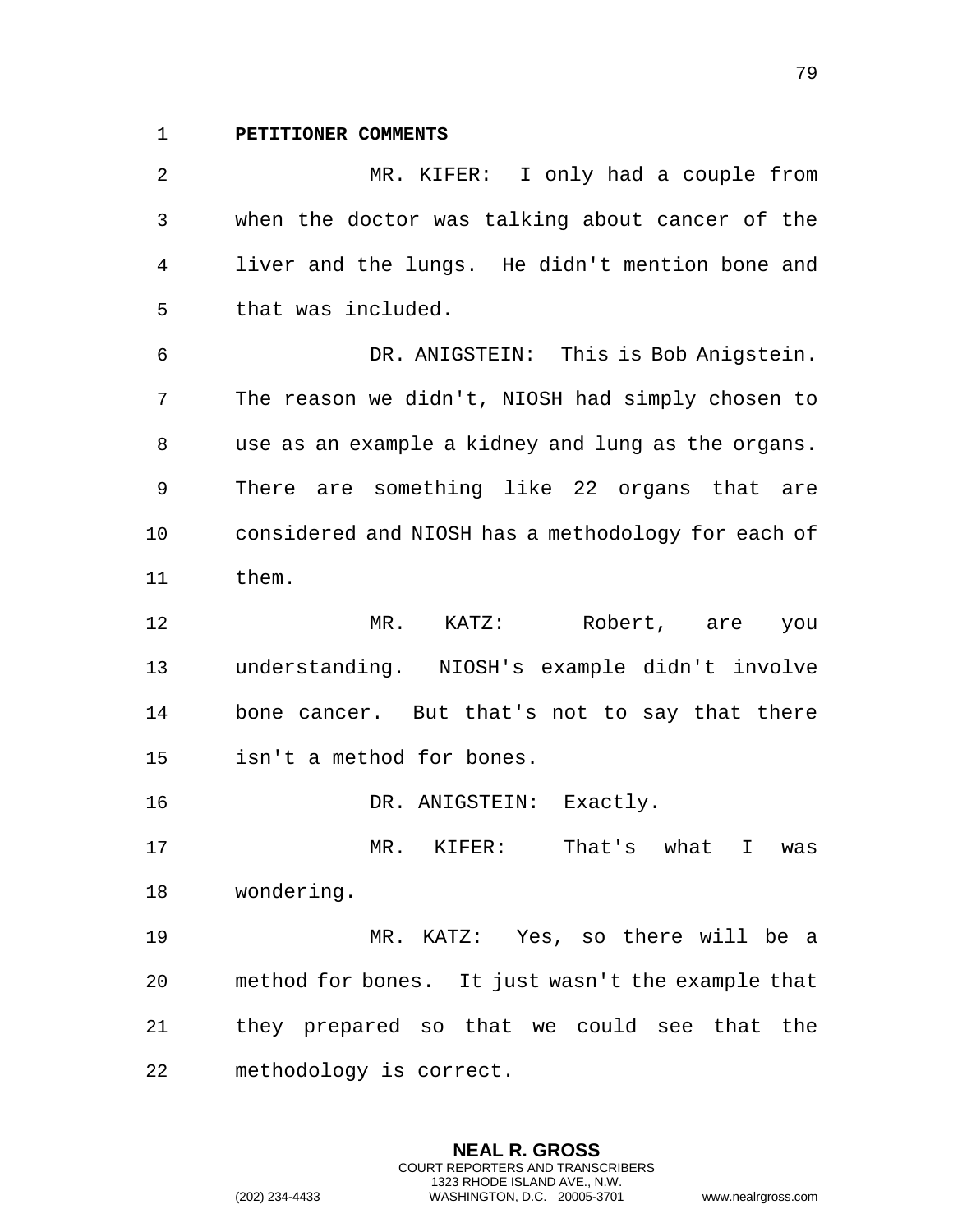**PETITIONER COMMENTS**

MR. KIFER: I only had a couple from when the doctor was talking about cancer of the liver and the lungs. He didn't mention bone and that was included.

DR. ANIGSTEIN: This is Bob Anigstein. The reason we didn't, NIOSH had simply chosen to use as an example a kidney and lung as the organs. There are something like 22 organs that are considered and NIOSH has a methodology for each of them.

MR. KATZ: Robert, are you understanding. NIOSH's example didn't involve bone cancer. But that's not to say that there isn't a method for bones.

DR. ANIGSTEIN: Exactly.

MR. KIFER: That's what I was wondering.

MR. KATZ: Yes, so there will be a method for bones. It just wasn't the example that they prepared so that we could see that the methodology is correct.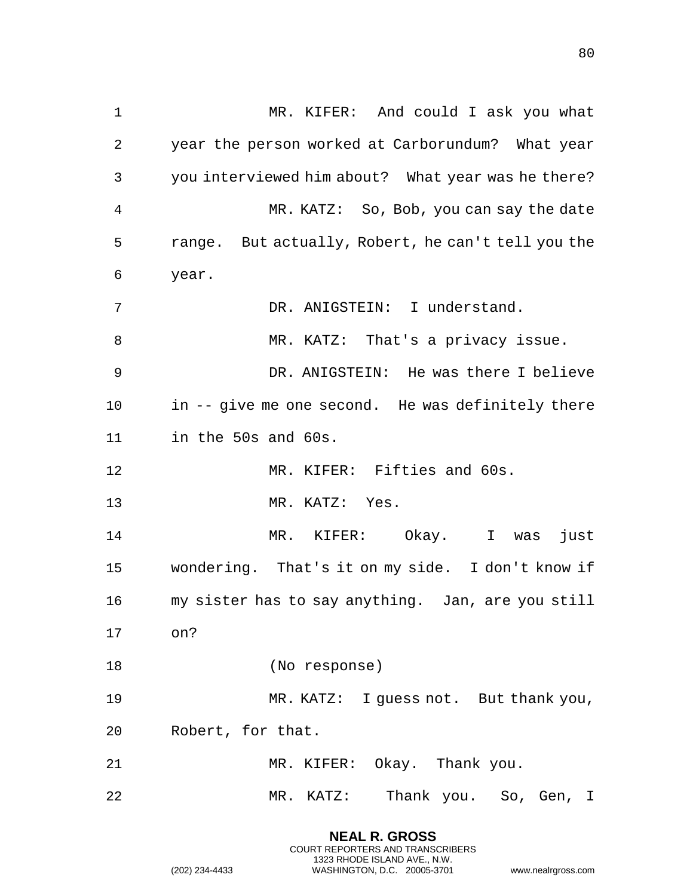MR. KIFER: And could I ask you what year the person worked at Carborundum? What year you interviewed him about? What year was he there?

MR. KATZ: So, Bob, you can say the date range. But actually, Robert, he can't tell you the year.

DR. ANIGSTEIN: I understand.

MR. KATZ: That's a privacy issue.

DR. ANIGSTEIN: He was there I believe in -- give me one second. He was definitely there in the 50s and 60s.

MR. KIFER: Fifties and 60s.

MR. KATZ: Yes.

MR. KIFER: Okay. I was just wondering. That's it on my side. I don't know if my sister has to say anything. Jan, are you still on?

(No response)

MR. KATZ: I guess not. But thank you, Robert, for that.

MR. KIFER: Okay. Thank you.

MR. KATZ: Thank you. So, Gen, I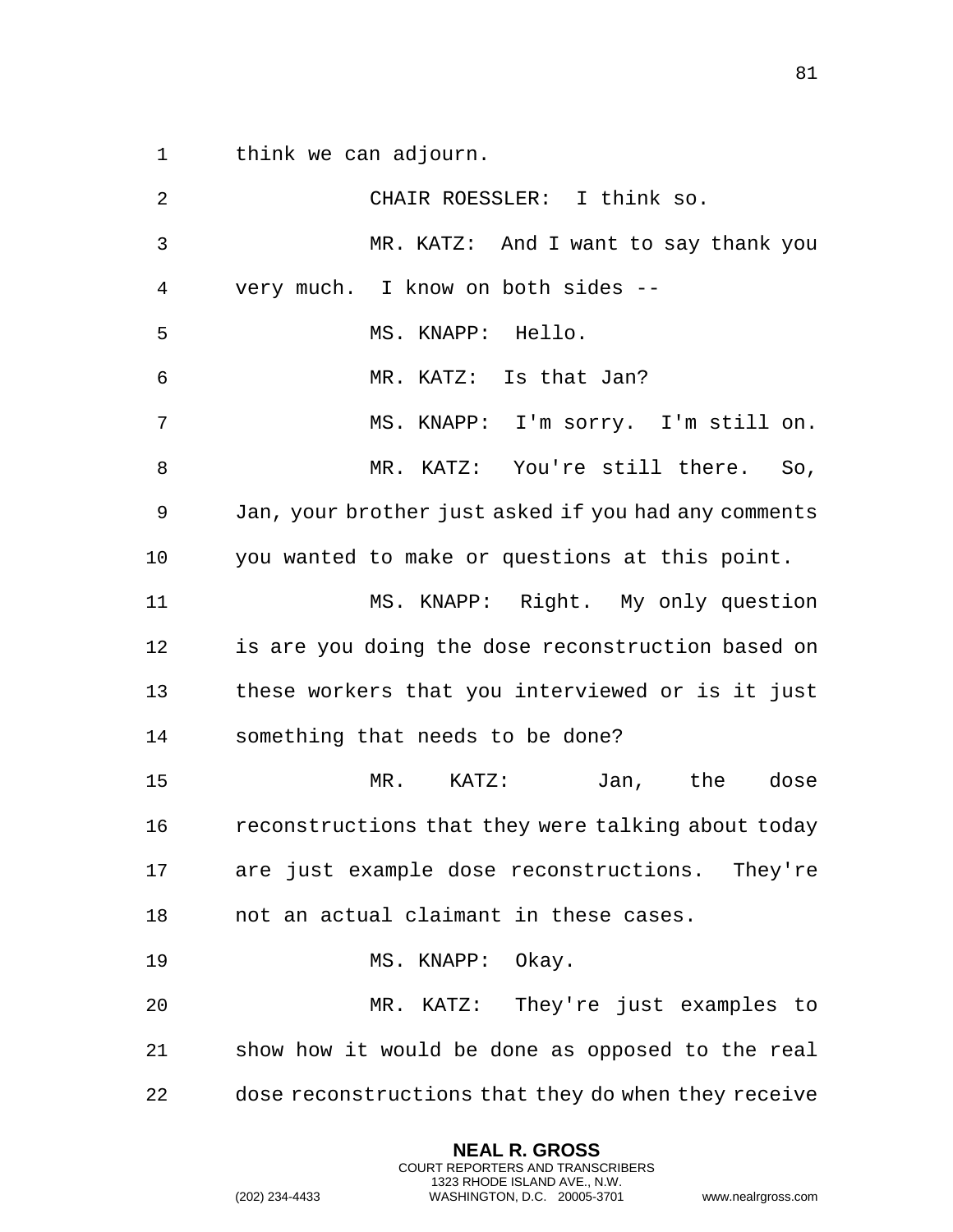think we can adjourn.

CHAIR ROESSLER: I think so.

MR. KATZ: And I want to say thank you very much. I know on both sides --

MS. KNAPP: Hello.

MR. KATZ: Is that Jan?

MS. KNAPP: I'm sorry. I'm still on.

MR. KATZ: You're still there. So, Jan, your brother just asked if you had any comments you wanted to make or questions at this point.

MS. KNAPP: Right. My only question is are you doing the dose reconstruction based on these workers that you interviewed or is it just something that needs to be done?

MR. KATZ: Jan, the dose reconstructions that they were talking about today are just example dose reconstructions. They're not an actual claimant in these cases.

MS. KNAPP: Okay.

MR. KATZ: They're just examples to show how it would be done as opposed to the real dose reconstructions that they do when they receive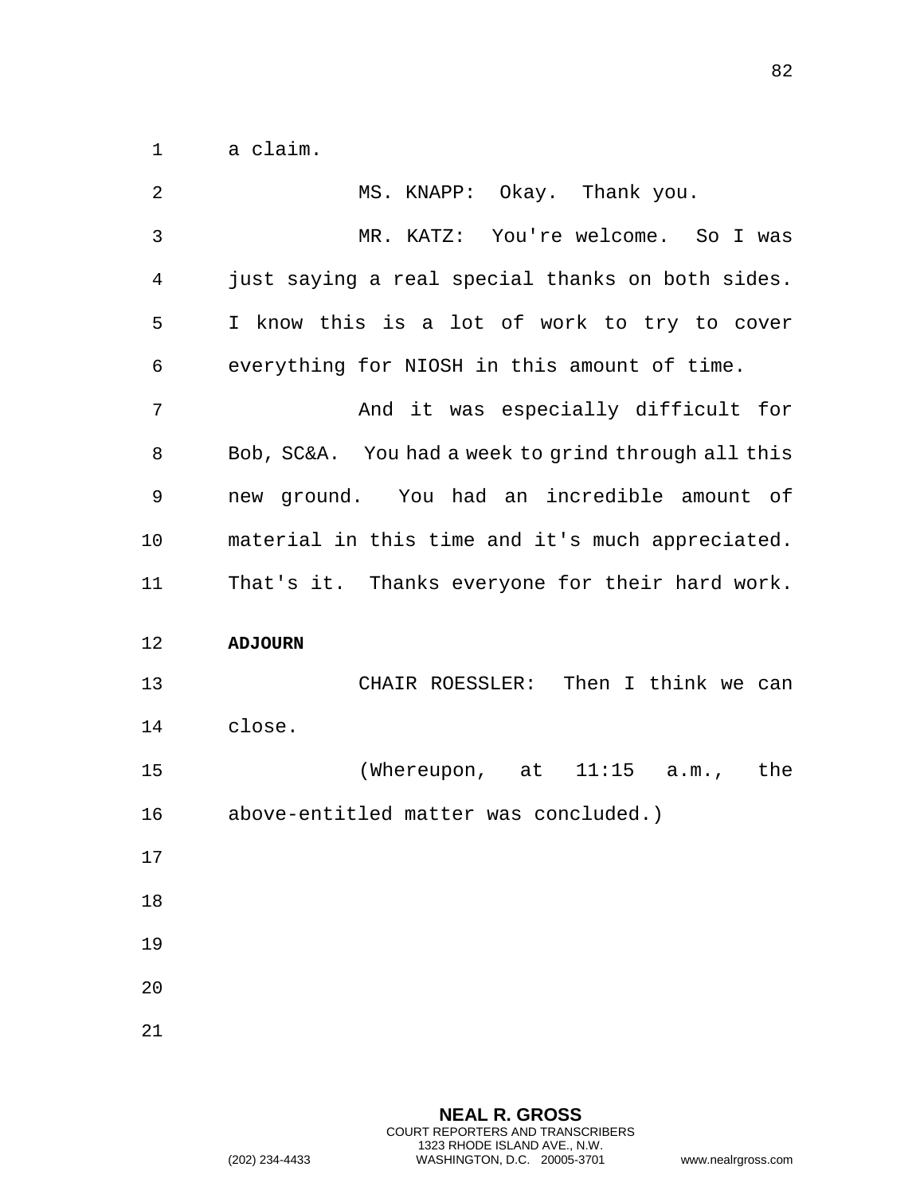a claim.

MS. KNAPP: Okay. Thank you.

MR. KATZ: You're welcome. So I was just saying a real special thanks on both sides. I know this is a lot of work to try to cover everything for NIOSH in this amount of time.

And it was especially difficult for Bob, SC&A. You had a week to grind through all this new ground. You had an incredible amount of material in this time and it's much appreciated. That's it. Thanks everyone for their hard work.

**ADJOURN**

CHAIR ROESSLER: Then I think we can close.

(Whereupon, at 11:15 a.m., the above-entitled matter was concluded.)